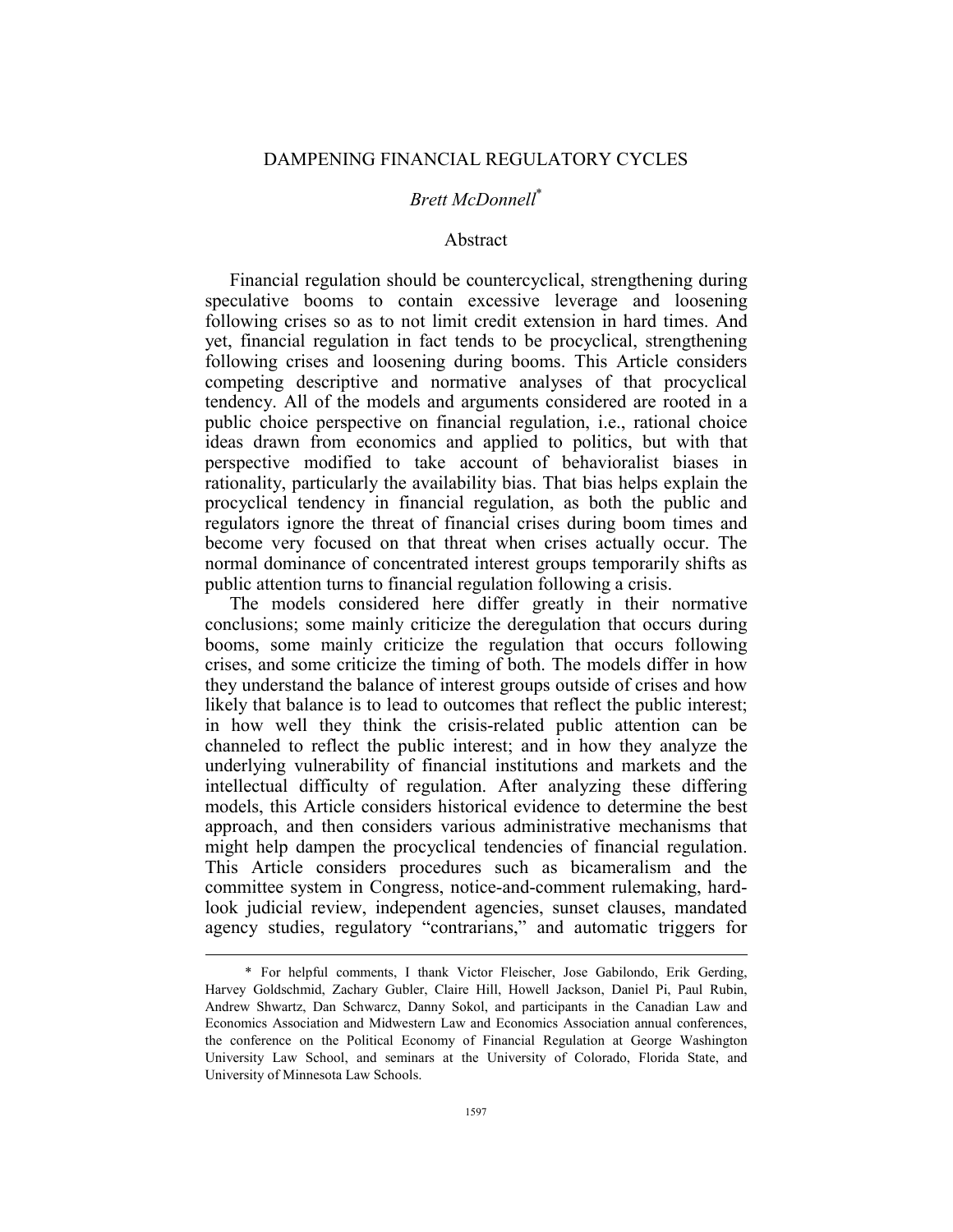# DAMPENING FINANCIAL REGULATORY CYCLES

*Brett McDonnell*\*

## Abstract

Financial regulation should be countercyclical, strengthening during speculative booms to contain excessive leverage and loosening following crises so as to not limit credit extension in hard times. And yet, financial regulation in fact tends to be procyclical, strengthening following crises and loosening during booms. This Article considers competing descriptive and normative analyses of that procyclical tendency. All of the models and arguments considered are rooted in a public choice perspective on financial regulation, i.e., rational choice ideas drawn from economics and applied to politics, but with that perspective modified to take account of behavioralist biases in rationality, particularly the availability bias. That bias helps explain the procyclical tendency in financial regulation, as both the public and regulators ignore the threat of financial crises during boom times and become very focused on that threat when crises actually occur. The normal dominance of concentrated interest groups temporarily shifts as public attention turns to financial regulation following a crisis.

The models considered here differ greatly in their normative conclusions; some mainly criticize the deregulation that occurs during booms, some mainly criticize the regulation that occurs following crises, and some criticize the timing of both. The models differ in how they understand the balance of interest groups outside of crises and how likely that balance is to lead to outcomes that reflect the public interest; in how well they think the crisis-related public attention can be channeled to reflect the public interest; and in how they analyze the underlying vulnerability of financial institutions and markets and the intellectual difficulty of regulation. After analyzing these differing models, this Article considers historical evidence to determine the best approach, and then considers various administrative mechanisms that might help dampen the procyclical tendencies of financial regulation. This Article considers procedures such as bicameralism and the committee system in Congress, notice-and-comment rulemaking, hard-look judicial review, independent agencies, sunset clauses, mandated agency studies, regulatory "contrarians," and automatic triggers for

\* For helpful comments, I thank Victor Fleischer, Jose Gabilondo, Erik Gerding, Harvey Goldschmid, Zachary Gubler, Claire Hill, Howell Jackson, Daniel Pi, Paul Rubin, Andrew Shwartz, Dan Schwarcz, Danny Sokol, and participants in the Canadian Law and Economics Association and Midwestern Law and Economics Association annual conferences, the conference on the Political Economy of Financial Regulation at George Washington University Law School, and seminars at the University of Colorado, Florida State, and University of Minnesota Law Schools.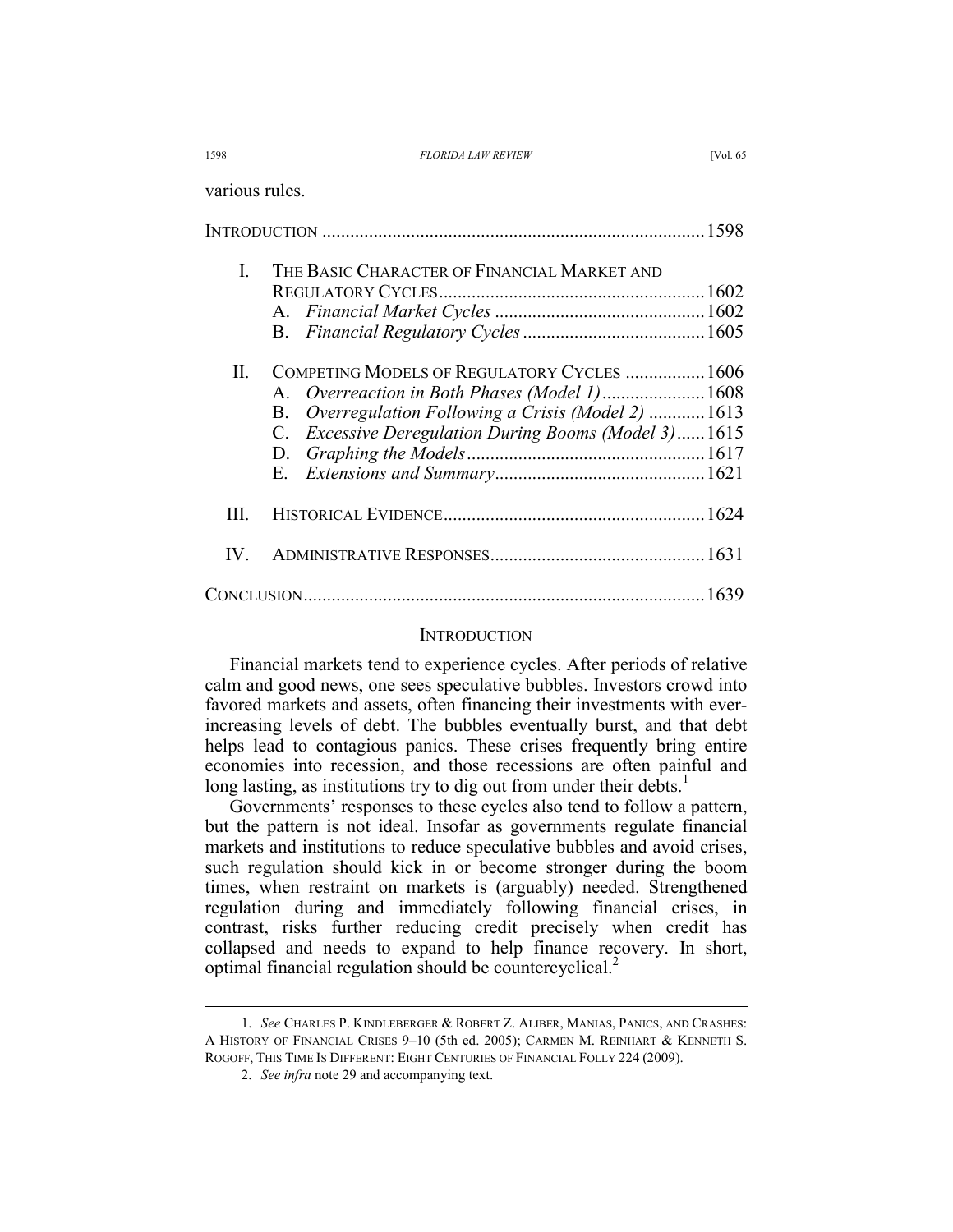various rules.

| | |
|---|---|
| INTRODUCTION | 1598 |
| I. THE BASIC CHARACTER OF FINANCIAL MARKET AND REGULATORY CYCLES | 1602 |
| A. *Financial Market Cycles* | 1602 |
| B. *Financial Regulatory Cycles* | 1605 |
| II. COMPETING MODELS OF REGULATORY CYCLES | 1606 |
| A. *Overreaction in Both Phases (Model 1)* | 1608 |
| B. *Overregulation Following a Crisis (Model 2)* | 1613 |
| C. *Excessive Deregulation During Booms (Model 3)* | 1615 |
| D. *Graphing the Models* | 1617 |
| E. *Extensions and Summary* | 1621 |
| III. HISTORICAL EVIDENCE | 1624 |
| IV. ADMINISTRATIVE RESPONSES | 1631 |
| CONCLUSION | 1639 |

## INTRODUCTION

Financial markets tend to experience cycles. After periods of relative calm and good news, one sees speculative bubbles. Investors crowd into favored markets and assets, often financing their investments with ever-increasing levels of debt. The bubbles eventually burst, and that debt helps lead to contagious panics. These crises frequently bring entire economies into recession, and those recessions are often painful and long lasting, as institutions try to dig out from under their debts.[1]

Governments' responses to these cycles also tend to follow a pattern, but the pattern is not ideal. Insofar as governments regulate financial markets and institutions to reduce speculative bubbles and avoid crises, such regulation should kick in or become stronger during the boom times, when restraint on markets is (arguably) needed. Strengthened regulation during and immediately following financial crises, in contrast, risks further reducing credit precisely when credit has collapsed and needs to expand to help finance recovery. In short, optimal financial regulation should be countercyclical.[2]

---

1. *See* CHARLES P. KINDLEBERGER & ROBERT Z. ALIBER, MANIAS, PANICS, AND CRASHES: A HISTORY OF FINANCIAL CRISES 9–10 (5th ed. 2005); CARMEN M. REINHART & KENNETH S. ROGOFF, THIS TIME IS DIFFERENT: EIGHT CENTURIES OF FINANCIAL FOLLY 224 (2009).

2. *See infra* note 29 and accompanying text.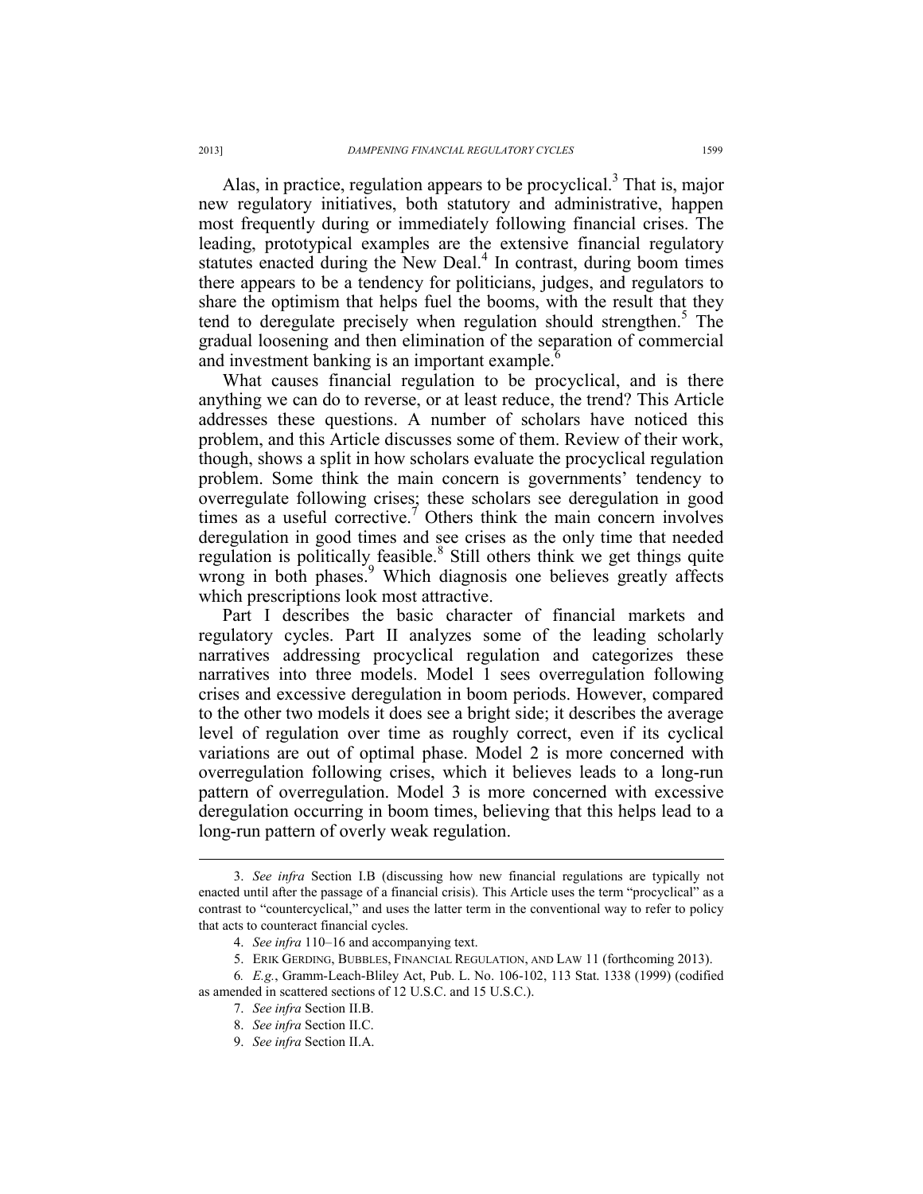Alas, in practice, regulation appears to be procyclical.[3] That is, major new regulatory initiatives, both statutory and administrative, happen most frequently during or immediately following financial crises. The leading, prototypical examples are the extensive financial regulatory statutes enacted during the New Deal.[4] In contrast, during boom times there appears to be a tendency for politicians, judges, and regulators to share the optimism that helps fuel the booms, with the result that they tend to deregulate precisely when regulation should strengthen.[5] The gradual loosening and then elimination of the separation of commercial and investment banking is an important example.[6]

What causes financial regulation to be procyclical, and is there anything we can do to reverse, or at least reduce, the trend? This Article addresses these questions. A number of scholars have noticed this problem, and this Article discusses some of them. Review of their work, though, shows a split in how scholars evaluate the procyclical regulation problem. Some think the main concern is governments' tendency to overregulate following crises; these scholars see deregulation in good times as a useful corrective.[7] Others think the main concern involves deregulation in good times and see crises as the only time that needed regulation is politically feasible.[8] Still others think we get things quite wrong in both phases.[9] Which diagnosis one believes greatly affects which prescriptions look most attractive.

Part I describes the basic character of financial markets and regulatory cycles. Part II analyzes some of the leading scholarly narratives addressing procyclical regulation and categorizes these narratives into three models. Model 1 sees overregulation following crises and excessive deregulation in boom periods. However, compared to the other two models it does see a bright side; it describes the average level of regulation over time as roughly correct, even if its cyclical variations are out of optimal phase. Model 2 is more concerned with overregulation following crises, which it believes leads to a long-run pattern of overregulation. Model 3 is more concerned with excessive deregulation occurring in boom times, believing that this helps lead to a long-run pattern of overly weak regulation.

---

3. *See infra* Section I.B (discussing how new financial regulations are typically not enacted until after the passage of a financial crisis). This Article uses the term "procyclical" as a contrast to "countercyclical," and uses the latter term in the conventional way to refer to policy that acts to counteract financial cycles.

4. *See infra* 110–16 and accompanying text.

5. ERIK GERDING, BUBBLES, FINANCIAL REGULATION, AND LAW 11 (forthcoming 2013).

6. *E.g.*, Gramm-Leach-Bliley Act, Pub. L. No. 106-102, 113 Stat. 1338 (1999) (codified as amended in scattered sections of 12 U.S.C. and 15 U.S.C.).

7. *See infra* Section II.B.

8. *See infra* Section II.C.

9. *See infra* Section II.A.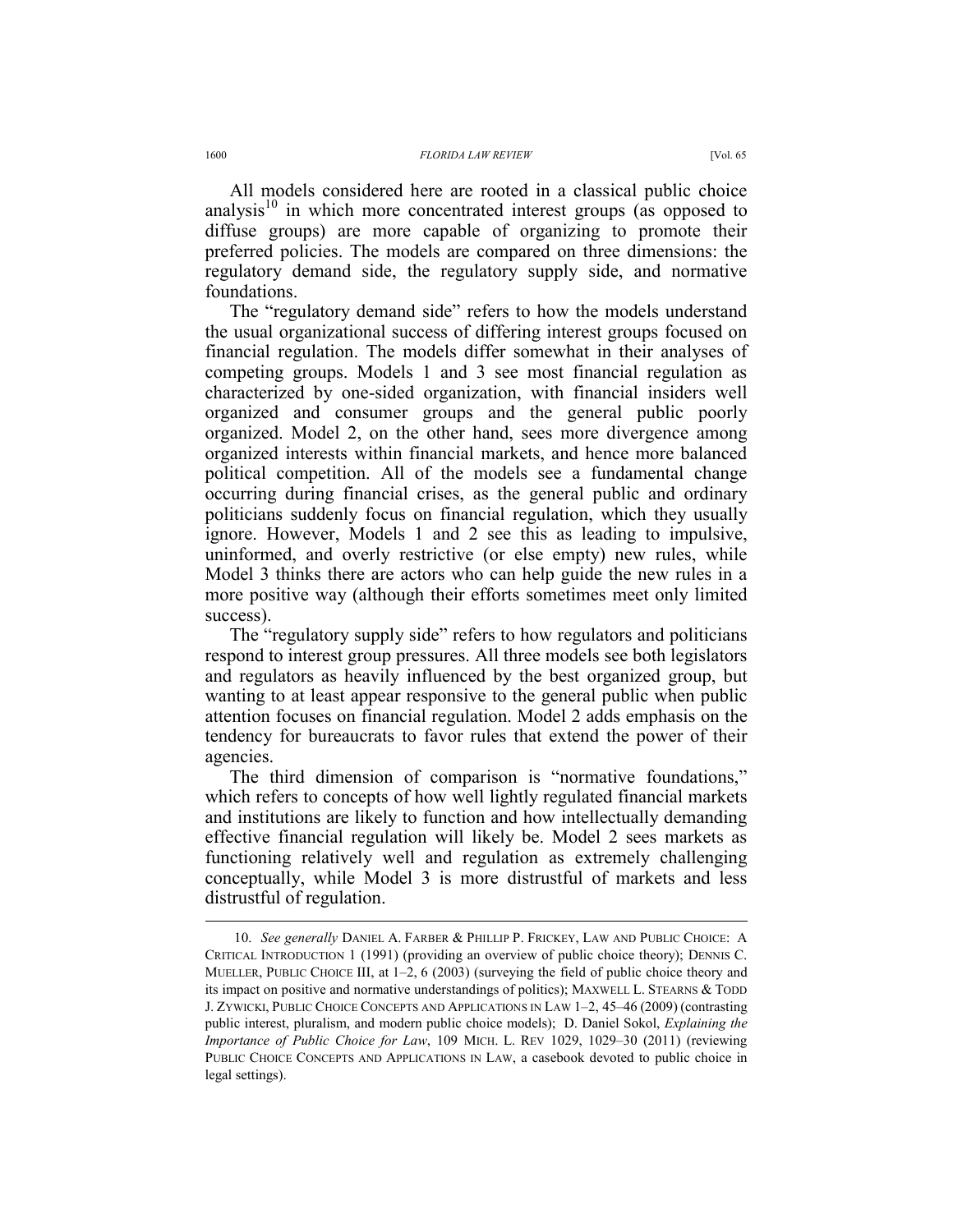All models considered here are rooted in a classical public choice analysis[10] in which more concentrated interest groups (as opposed to diffuse groups) are more capable of organizing to promote their preferred policies. The models are compared on three dimensions: the regulatory demand side, the regulatory supply side, and normative foundations.

The "regulatory demand side" refers to how the models understand the usual organizational success of differing interest groups focused on financial regulation. The models differ somewhat in their analyses of competing groups. Models 1 and 3 see most financial regulation as characterized by one-sided organization, with financial insiders well organized and consumer groups and the general public poorly organized. Model 2, on the other hand, sees more divergence among organized interests within financial markets, and hence more balanced political competition. All of the models see a fundamental change occurring during financial crises, as the general public and ordinary politicians suddenly focus on financial regulation, which they usually ignore. However, Models 1 and 2 see this as leading to impulsive, uninformed, and overly restrictive (or else empty) new rules, while Model 3 thinks there are actors who can help guide the new rules in a more positive way (although their efforts sometimes meet only limited success).

The "regulatory supply side" refers to how regulators and politicians respond to interest group pressures. All three models see both legislators and regulators as heavily influenced by the best organized group, but wanting to at least appear responsive to the general public when public attention focuses on financial regulation. Model 2 adds emphasis on the tendency for bureaucrats to favor rules that extend the power of their agencies.

The third dimension of comparison is "normative foundations," which refers to concepts of how well lightly regulated financial markets and institutions are likely to function and how intellectually demanding effective financial regulation will likely be. Model 2 sees markets as functioning relatively well and regulation as extremely challenging conceptually, while Model 3 is more distrustful of markets and less distrustful of regulation.

---

10. *See generally* DANIEL A. FARBER & PHILLIP P. FRICKEY, LAW AND PUBLIC CHOICE: A CRITICAL INTRODUCTION 1 (1991) (providing an overview of public choice theory); DENNIS C. MUELLER, PUBLIC CHOICE III, at 1–2, 6 (2003) (surveying the field of public choice theory and its impact on positive and normative understandings of politics); MAXWELL L. STEARNS & TODD J. ZYWICKI, PUBLIC CHOICE CONCEPTS AND APPLICATIONS IN LAW 1–2, 45–46 (2009) (contrasting public interest, pluralism, and modern public choice models); D. Daniel Sokol, *Explaining the Importance of Public Choice for Law*, 109 MICH. L. REV 1029, 1029–30 (2011) (reviewing PUBLIC CHOICE CONCEPTS AND APPLICATIONS IN LAW, a casebook devoted to public choice in legal settings).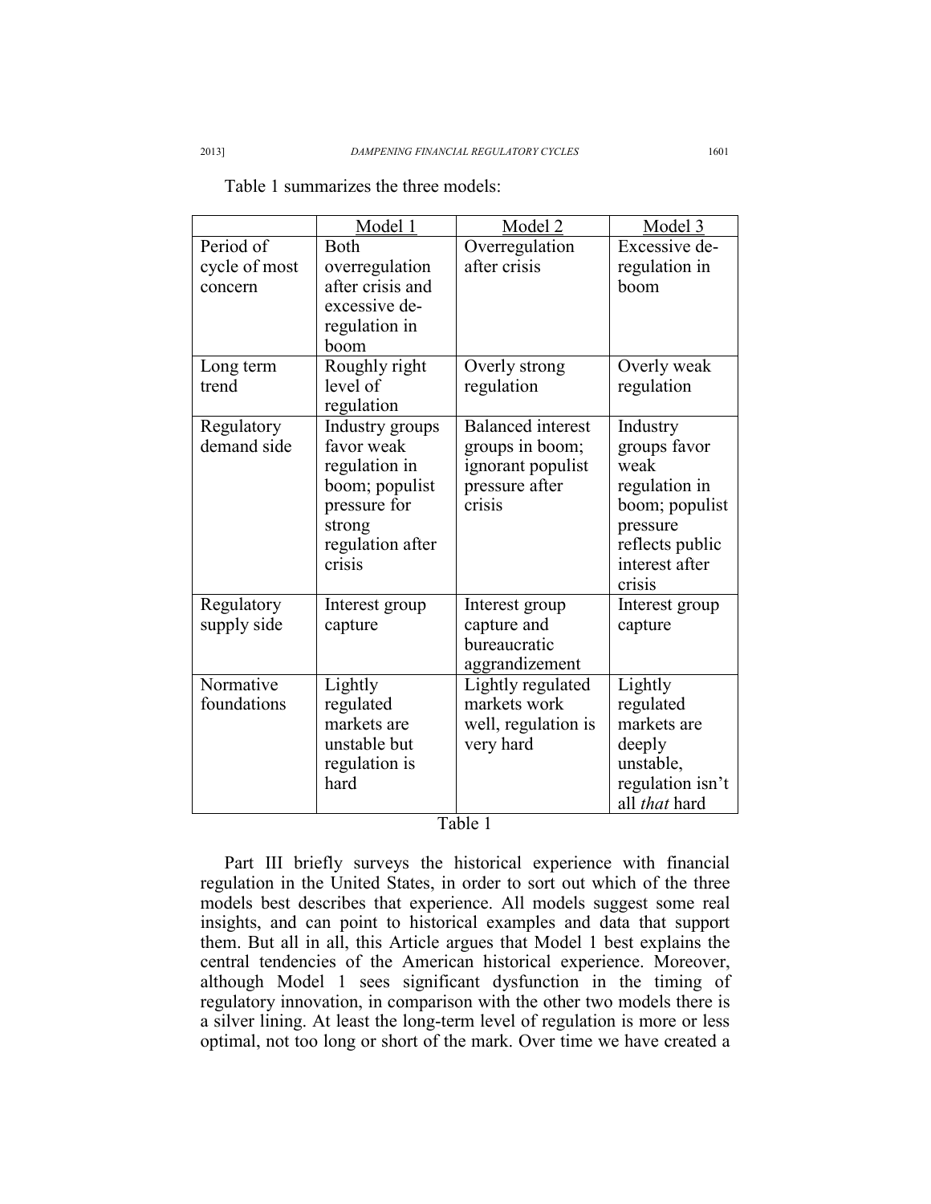Table 1 summarizes the three models:

| | Model 1 | Model 2 | Model 3 |
|---|---|---|---|
| Period of cycle of most concern | Both overregulation after crisis and excessive de-regulation in boom | Overregulation after crisis | Excessive de-regulation in boom |
| Long term trend | Roughly right level of regulation | Overly strong regulation | Overly weak regulation |
| Regulatory demand side | Industry groups favor weak regulation in boom; populist pressure for strong regulation after crisis | Balanced interest groups in boom; ignorant populist pressure after crisis | Industry groups favor weak regulation in boom; populist pressure reflects public interest after crisis |
| Regulatory supply side | Interest group capture | Interest group capture and bureaucratic aggrandizement | Interest group capture |
| Normative foundations | Lightly regulated markets are unstable but regulation is hard | Lightly regulated markets work well, regulation is very hard | Lightly regulated markets are deeply unstable, regulation isn't all *that* hard |

Table 1

Part III briefly surveys the historical experience with financial regulation in the United States, in order to sort out which of the three models best describes that experience. All models suggest some real insights, and can point to historical examples and data that support them. But all in all, this Article argues that Model 1 best explains the central tendencies of the American historical experience. Moreover, although Model 1 sees significant dysfunction in the timing of regulatory innovation, in comparison with the other two models there is a silver lining. At least the long-term level of regulation is more or less optimal, not too long or short of the mark. Over time we have created a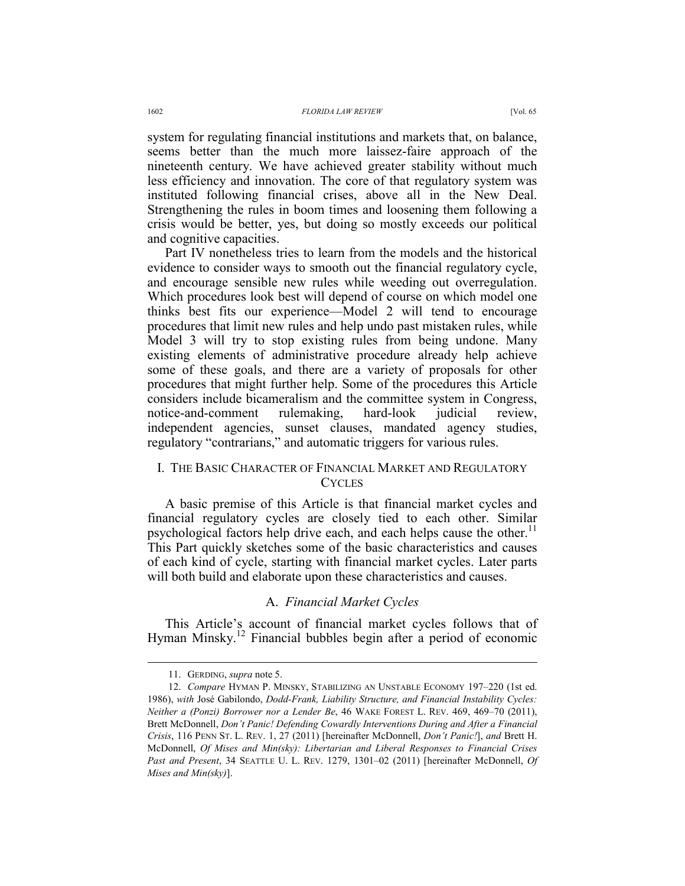system for regulating financial institutions and markets that, on balance, seems better than the much more laissez-faire approach of the nineteenth century. We have achieved greater stability without much less efficiency and innovation. The core of that regulatory system was instituted following financial crises, above all in the New Deal. Strengthening the rules in boom times and loosening them following a crisis would be better, yes, but doing so mostly exceeds our political and cognitive capacities.

Part IV nonetheless tries to learn from the models and the historical evidence to consider ways to smooth out the financial regulatory cycle, and encourage sensible new rules while weeding out overregulation. Which procedures look best will depend of course on which model one thinks best fits our experience—Model 2 will tend to encourage procedures that limit new rules and help undo past mistaken rules, while Model 3 will try to stop existing rules from being undone. Many existing elements of administrative procedure already help achieve some of these goals, and there are a variety of proposals for other procedures that might further help. Some of the procedures this Article considers include bicameralism and the committee system in Congress, notice-and-comment rulemaking, hard-look judicial review, independent agencies, sunset clauses, mandated agency studies, regulatory "contrarians," and automatic triggers for various rules.

## I. The Basic Character of Financial Market and Regulatory Cycles

A basic premise of this Article is that financial market cycles and financial regulatory cycles are closely tied to each other. Similar psychological factors help drive each, and each helps cause the other.[11] This Part quickly sketches some of the basic characteristics and causes of each kind of cycle, starting with financial market cycles. Later parts will both build and elaborate upon these characteristics and causes.

### A. *Financial Market Cycles*

This Article's account of financial market cycles follows that of Hyman Minsky.[12] Financial bubbles begin after a period of economic

---

11. Gerding, *supra* note 5.

12. *Compare* Hyman P. Minsky, Stabilizing an Unstable Economy 197–220 (1st ed. 1986), *with* José Gabilondo, *Dodd-Frank, Liability Structure, and Financial Instability Cycles: Neither a (Ponzi) Borrower nor a Lender Be*, 46 Wake Forest L. Rev. 469, 469–70 (2011), Brett McDonnell, *Don't Panic! Defending Cowardly Interventions During and After a Financial Crisis*, 116 Penn St. L. Rev. 1, 27 (2011) [hereinafter McDonnell, *Don't Panic!*], *and* Brett H. McDonnell, *Of Mises and Min(sky): Libertarian and Liberal Responses to Financial Crises Past and Present*, 34 Seattle U. L. Rev. 1279, 1301–02 (2011) [hereinafter McDonnell, *Of Mises and Min(sky)*].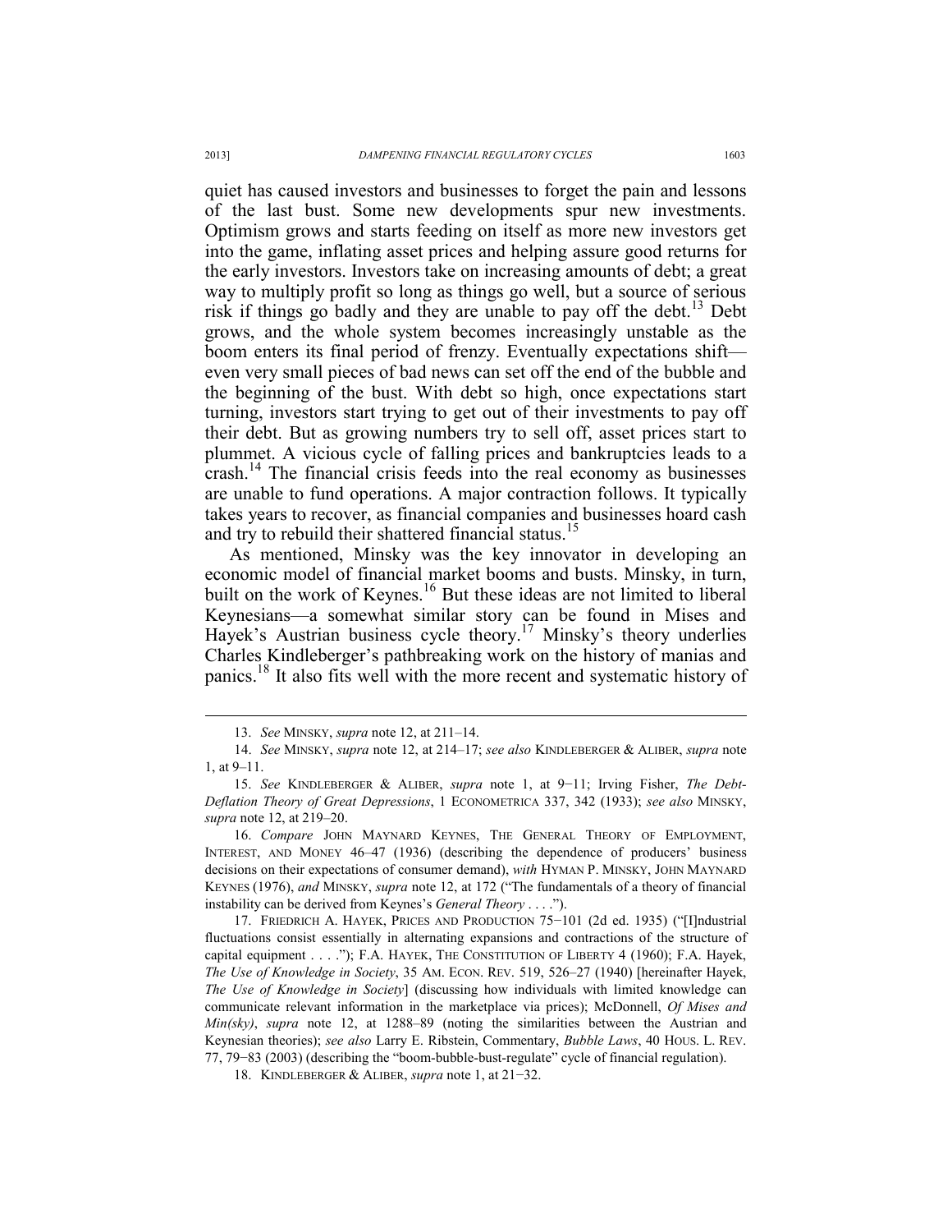quiet has caused investors and businesses to forget the pain and lessons of the last bust. Some new developments spur new investments. Optimism grows and starts feeding on itself as more new investors get into the game, inflating asset prices and helping assure good returns for the early investors. Investors take on increasing amounts of debt; a great way to multiply profit so long as things go well, but a source of serious risk if things go badly and they are unable to pay off the debt.[13] Debt grows, and the whole system becomes increasingly unstable as the boom enters its final period of frenzy. Eventually expectations shift—even very small pieces of bad news can set off the end of the bubble and the beginning of the bust. With debt so high, once expectations start turning, investors start trying to get out of their investments to pay off their debt. But as growing numbers try to sell off, asset prices start to plummet. A vicious cycle of falling prices and bankruptcies leads to a crash.[14] The financial crisis feeds into the real economy as businesses are unable to fund operations. A major contraction follows. It typically takes years to recover, as financial companies and businesses hoard cash and try to rebuild their shattered financial status.[15]

As mentioned, Minsky was the key innovator in developing an economic model of financial market booms and busts. Minsky, in turn, built on the work of Keynes.[16] But these ideas are not limited to liberal Keynesians—a somewhat similar story can be found in Mises and Hayek's Austrian business cycle theory.[17] Minsky's theory underlies Charles Kindleberger's pathbreaking work on the history of manias and panics.[18] It also fits well with the more recent and systematic history of

---

13. *See* MINSKY, *supra* note 12, at 211–14.

14. *See* MINSKY, *supra* note 12, at 214–17; *see also* KINDLEBERGER & ALIBER, *supra* note 1, at 9–11.

15. *See* KINDLEBERGER & ALIBER, *supra* note 1, at 9−11; Irving Fisher, *The Debt-Deflation Theory of Great Depressions*, 1 ECONOMETRICA 337, 342 (1933); *see also* MINSKY, *supra* note 12, at 219–20.

16. *Compare* JOHN MAYNARD KEYNES, THE GENERAL THEORY OF EMPLOYMENT, INTEREST, AND MONEY 46–47 (1936) (describing the dependence of producers' business decisions on their expectations of consumer demand), *with* HYMAN P. MINSKY, JOHN MAYNARD KEYNES (1976), *and* MINSKY, *supra* note 12, at 172 ("The fundamentals of a theory of financial instability can be derived from Keynes's *General Theory* . . . .").

17. FRIEDRICH A. HAYEK, PRICES AND PRODUCTION 75−101 (2d ed. 1935) ("[I]ndustrial fluctuations consist essentially in alternating expansions and contractions of the structure of capital equipment . . . ."); F.A. HAYEK, THE CONSTITUTION OF LIBERTY 4 (1960); F.A. Hayek, *The Use of Knowledge in Society*, 35 AM. ECON. REV. 519, 526–27 (1940) [hereinafter Hayek, *The Use of Knowledge in Society*] (discussing how individuals with limited knowledge can communicate relevant information in the marketplace via prices); McDonnell, *Of Mises and Min(sky)*, *supra* note 12, at 1288–89 (noting the similarities between the Austrian and Keynesian theories); *see also* Larry E. Ribstein, Commentary, *Bubble Laws*, 40 HOUS. L. REV. 77, 79−83 (2003) (describing the "boom-bubble-bust-regulate" cycle of financial regulation).

18. KINDLEBERGER & ALIBER, *supra* note 1, at 21−32.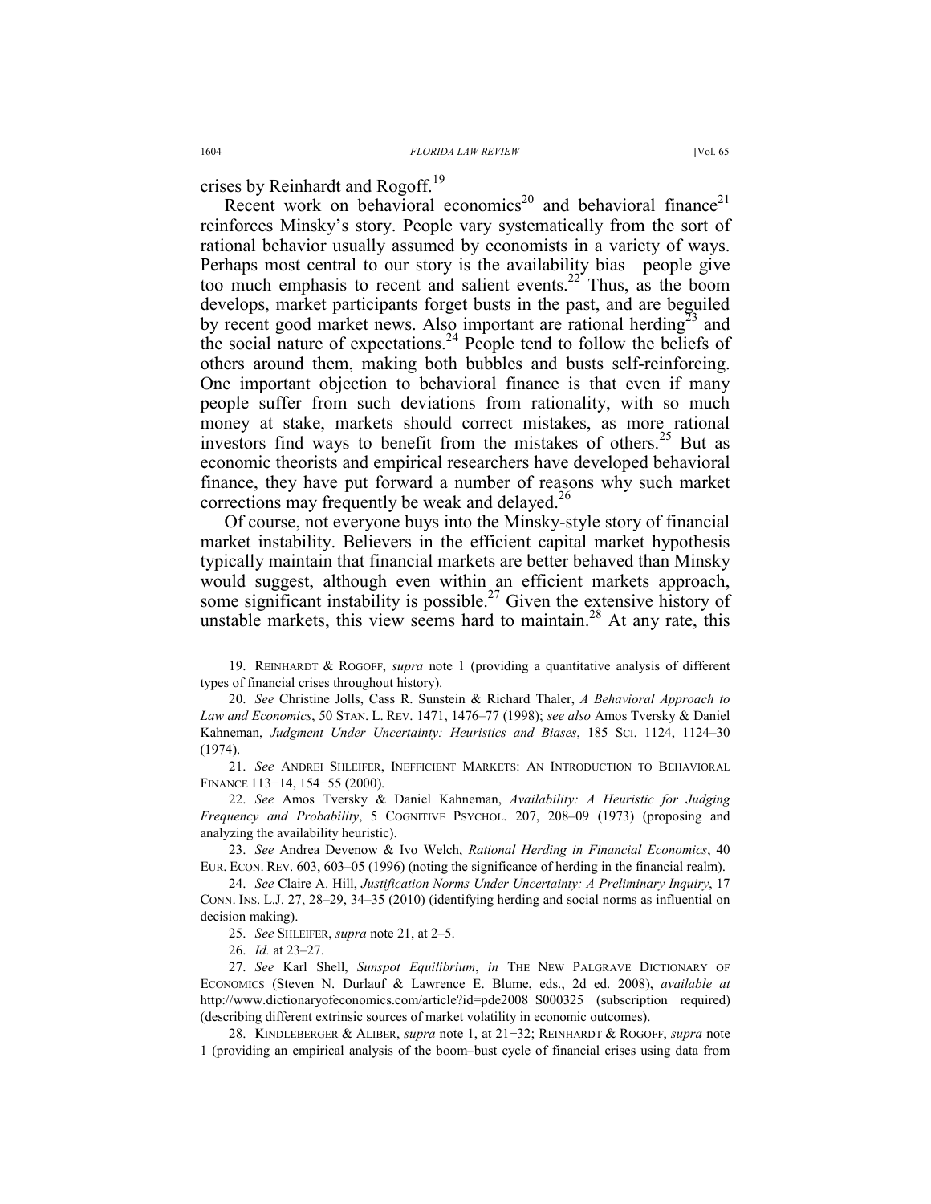crises by Reinhardt and Rogoff.[19]

Recent work on behavioral economics[20] and behavioral finance[21] reinforces Minsky's story. People vary systematically from the sort of rational behavior usually assumed by economists in a variety of ways. Perhaps most central to our story is the availability bias—people give too much emphasis to recent and salient events.[22] Thus, as the boom develops, market participants forget busts in the past, and are beguiled by recent good market news. Also important are rational herding[23] and the social nature of expectations.[24] People tend to follow the beliefs of others around them, making both bubbles and busts self-reinforcing. One important objection to behavioral finance is that even if many people suffer from such deviations from rationality, with so much money at stake, markets should correct mistakes, as more rational investors find ways to benefit from the mistakes of others.[25] But as economic theorists and empirical researchers have developed behavioral finance, they have put forward a number of reasons why such market corrections may frequently be weak and delayed.[26]

Of course, not everyone buys into the Minsky-style story of financial market instability. Believers in the efficient capital market hypothesis typically maintain that financial markets are better behaved than Minsky would suggest, although even within an efficient markets approach, some significant instability is possible.[27] Given the extensive history of unstable markets, this view seems hard to maintain.[28] At any rate, this

---

19. REINHARDT & ROGOFF, *supra* note 1 (providing a quantitative analysis of different types of financial crises throughout history).

20. *See* Christine Jolls, Cass R. Sunstein & Richard Thaler, *A Behavioral Approach to Law and Economics*, 50 STAN. L. REV. 1471, 1476–77 (1998); *see also* Amos Tversky & Daniel Kahneman, *Judgment Under Uncertainty: Heuristics and Biases*, 185 SCI. 1124, 1124–30 (1974).

21. *See* ANDREI SHLEIFER, INEFFICIENT MARKETS: AN INTRODUCTION TO BEHAVIORAL FINANCE 113−14, 154−55 (2000).

22. *See* Amos Tversky & Daniel Kahneman, *Availability: A Heuristic for Judging Frequency and Probability*, 5 COGNITIVE PSYCHOL. 207, 208–09 (1973) (proposing and analyzing the availability heuristic).

23. *See* Andrea Devenow & Ivo Welch, *Rational Herding in Financial Economics*, 40 EUR. ECON. REV. 603, 603–05 (1996) (noting the significance of herding in the financial realm).

24. *See* Claire A. Hill, *Justification Norms Under Uncertainty: A Preliminary Inquiry*, 17 CONN. INS. L.J. 27, 28–29, 34–35 (2010) (identifying herding and social norms as influential on decision making).

25. *See* SHLEIFER, *supra* note 21, at 2–5.

26. *Id.* at 23–27.

27. *See* Karl Shell, *Sunspot Equilibrium*, *in* THE NEW PALGRAVE DICTIONARY OF ECONOMICS (Steven N. Durlauf & Lawrence E. Blume, eds., 2d ed. 2008), *available at* http://www.dictionaryofeconomics.com/article?id=pde2008_S000325 (subscription required) (describing different extrinsic sources of market volatility in economic outcomes).

28. KINDLEBERGER & ALIBER, *supra* note 1, at 21−32; REINHARDT & ROGOFF, *supra* note 1 (providing an empirical analysis of the boom–bust cycle of financial crises using data from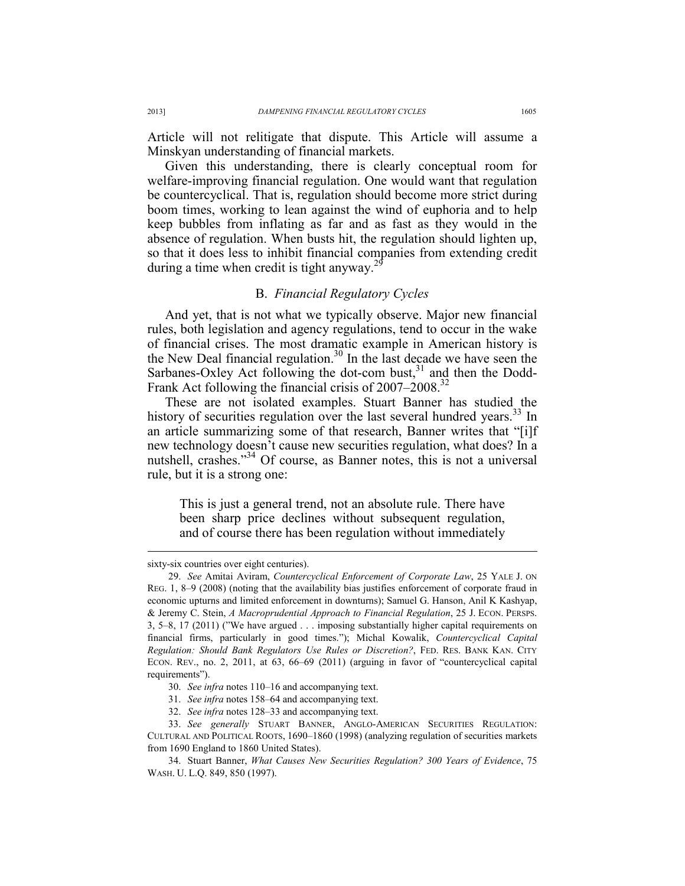Article will not relitigate that dispute. This Article will assume a Minskyan understanding of financial markets.

Given this understanding, there is clearly conceptual room for welfare-improving financial regulation. One would want that regulation be countercyclical. That is, regulation should become more strict during boom times, working to lean against the wind of euphoria and to help keep bubbles from inflating as far and as fast as they would in the absence of regulation. When busts hit, the regulation should lighten up, so that it does less to inhibit financial companies from extending credit during a time when credit is tight anyway.[29]

## B. *Financial Regulatory Cycles*

And yet, that is not what we typically observe. Major new financial rules, both legislation and agency regulations, tend to occur in the wake of financial crises. The most dramatic example in American history is the New Deal financial regulation.[30] In the last decade we have seen the Sarbanes-Oxley Act following the dot-com bust,[31] and then the Dodd-Frank Act following the financial crisis of 2007–2008.[32]

These are not isolated examples. Stuart Banner has studied the history of securities regulation over the last several hundred years.[33] In an article summarizing some of that research, Banner writes that "[i]f new technology doesn't cause new securities regulation, what does? In a nutshell, crashes."[34] Of course, as Banner notes, this is not a universal rule, but it is a strong one:

> This is just a general trend, not an absolute rule. There have been sharp price declines without subsequent regulation, and of course there has been regulation without immediately

---

sixty-six countries over eight centuries).

29. *See* Amitai Aviram, *Countercyclical Enforcement of Corporate Law*, 25 YALE J. ON REG. 1, 8–9 (2008) (noting that the availability bias justifies enforcement of corporate fraud in economic upturns and limited enforcement in downturns); Samuel G. Hanson, Anil K Kashyap, & Jeremy C. Stein, *A Macroprudential Approach to Financial Regulation*, 25 J. ECON. PERSPS. 3, 5–8, 17 (2011) ("We have argued . . . imposing substantially higher capital requirements on financial firms, particularly in good times."); Michal Kowalik, *Countercyclical Capital Regulation: Should Bank Regulators Use Rules or Discretion?*, FED. RES. BANK KAN. CITY ECON. REV., no. 2, 2011, at 63, 66–69 (2011) (arguing in favor of "countercyclical capital requirements").

30. *See infra* notes 110–16 and accompanying text.

31. *See infra* notes 158–64 and accompanying text.

32. *See infra* notes 128–33 and accompanying text.

33. *See generally* STUART BANNER, ANGLO-AMERICAN SECURITIES REGULATION: CULTURAL AND POLITICAL ROOTS, 1690–1860 (1998) (analyzing regulation of securities markets from 1690 England to 1860 United States).

34. Stuart Banner, *What Causes New Securities Regulation? 300 Years of Evidence*, 75 WASH. U. L.Q. 849, 850 (1997).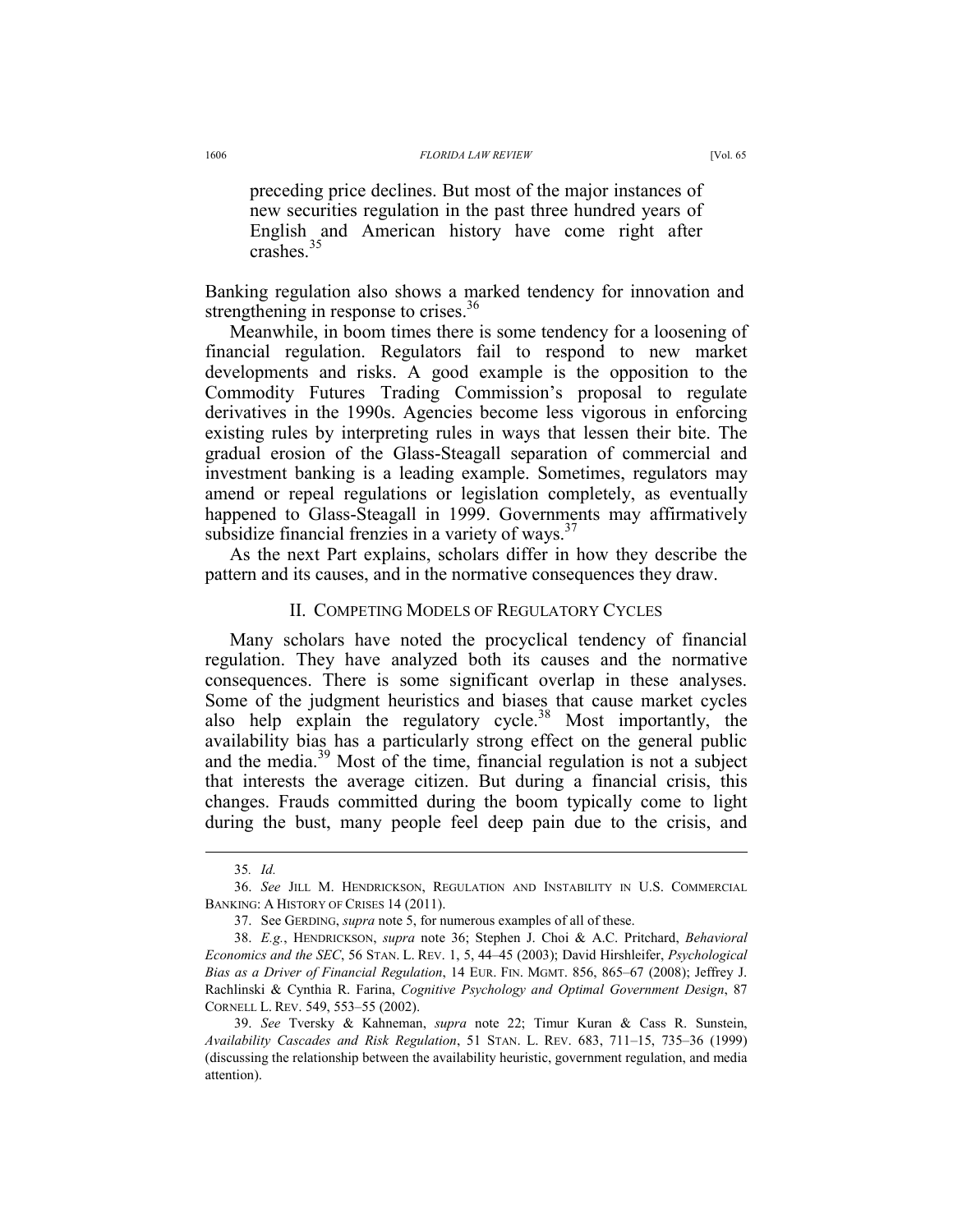preceding price declines. But most of the major instances of new securities regulation in the past three hundred years of English and American history have come right after crashes.[35]

Banking regulation also shows a marked tendency for innovation and strengthening in response to crises.[36]

Meanwhile, in boom times there is some tendency for a loosening of financial regulation. Regulators fail to respond to new market developments and risks. A good example is the opposition to the Commodity Futures Trading Commission's proposal to regulate derivatives in the 1990s. Agencies become less vigorous in enforcing existing rules by interpreting rules in ways that lessen their bite. The gradual erosion of the Glass-Steagall separation of commercial and investment banking is a leading example. Sometimes, regulators may amend or repeal regulations or legislation completely, as eventually happened to Glass-Steagall in 1999. Governments may affirmatively subsidize financial frenzies in a variety of ways.[37]

As the next Part explains, scholars differ in how they describe the pattern and its causes, and in the normative consequences they draw.

## II. Competing Models of Regulatory Cycles

Many scholars have noted the procyclical tendency of financial regulation. They have analyzed both its causes and the normative consequences. There is some significant overlap in these analyses. Some of the judgment heuristics and biases that cause market cycles also help explain the regulatory cycle.[38] Most importantly, the availability bias has a particularly strong effect on the general public and the media.[39] Most of the time, financial regulation is not a subject that interests the average citizen. But during a financial crisis, this changes. Frauds committed during the boom typically come to light during the bust, many people feel deep pain due to the crisis, and

---

35. *Id.*

36. *See* Jill M. Hendrickson, Regulation and Instability in U.S. Commercial Banking: A History of Crises 14 (2011).

37. See Gerding, *supra* note 5, for numerous examples of all of these.

38. *E.g.*, Hendrickson, *supra* note 36; Stephen J. Choi & A.C. Pritchard, *Behavioral Economics and the SEC*, 56 Stan. L. Rev. 1, 5, 44–45 (2003); David Hirshleifer, *Psychological Bias as a Driver of Financial Regulation*, 14 Eur. Fin. Mgmt. 856, 865–67 (2008); Jeffrey J. Rachlinski & Cynthia R. Farina, *Cognitive Psychology and Optimal Government Design*, 87 Cornell L. Rev. 549, 553–55 (2002).

39. *See* Tversky & Kahneman, *supra* note 22; Timur Kuran & Cass R. Sunstein, *Availability Cascades and Risk Regulation*, 51 Stan. L. Rev. 683, 711–15, 735–36 (1999) (discussing the relationship between the availability heuristic, government regulation, and media attention).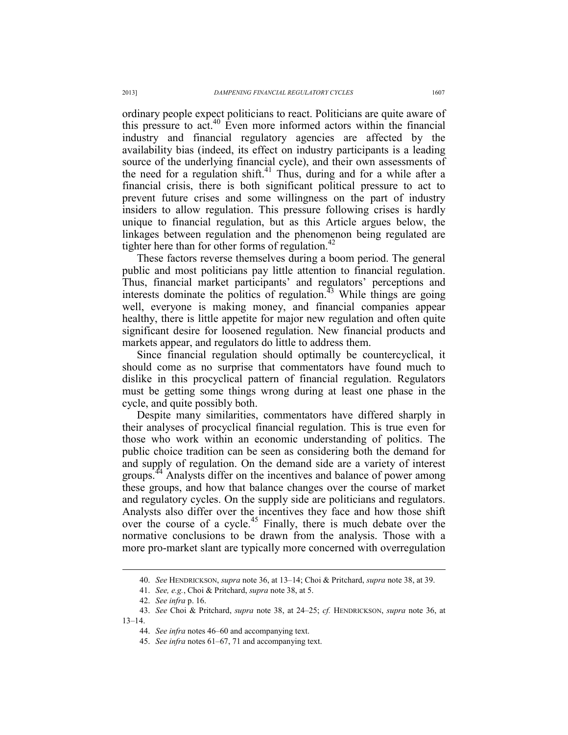ordinary people expect politicians to react. Politicians are quite aware of this pressure to act.[40] Even more informed actors within the financial industry and financial regulatory agencies are affected by the availability bias (indeed, its effect on industry participants is a leading source of the underlying financial cycle), and their own assessments of the need for a regulation shift.[41] Thus, during and for a while after a financial crisis, there is both significant political pressure to act to prevent future crises and some willingness on the part of industry insiders to allow regulation. This pressure following crises is hardly unique to financial regulation, but as this Article argues below, the linkages between regulation and the phenomenon being regulated are tighter here than for other forms of regulation.[42]

These factors reverse themselves during a boom period. The general public and most politicians pay little attention to financial regulation. Thus, financial market participants' and regulators' perceptions and interests dominate the politics of regulation.[43] While things are going well, everyone is making money, and financial companies appear healthy, there is little appetite for major new regulation and often quite significant desire for loosened regulation. New financial products and markets appear, and regulators do little to address them.

Since financial regulation should optimally be countercyclical, it should come as no surprise that commentators have found much to dislike in this procyclical pattern of financial regulation. Regulators must be getting some things wrong during at least one phase in the cycle, and quite possibly both.

Despite many similarities, commentators have differed sharply in their analyses of procyclical financial regulation. This is true even for those who work within an economic understanding of politics. The public choice tradition can be seen as considering both the demand for and supply of regulation. On the demand side are a variety of interest groups.[44] Analysts differ on the incentives and balance of power among these groups, and how that balance changes over the course of market and regulatory cycles. On the supply side are politicians and regulators. Analysts also differ over the incentives they face and how those shift over the course of a cycle.[45] Finally, there is much debate over the normative conclusions to be drawn from the analysis. Those with a more pro-market slant are typically more concerned with overregulation

---

40. *See* HENDRICKSON, *supra* note 36, at 13–14; Choi & Pritchard, *supra* note 38, at 39.

41. *See, e.g.*, Choi & Pritchard, *supra* note 38, at 5.

42. *See infra* p. 16.

43. *See* Choi & Pritchard, *supra* note 38, at 24–25; *cf.* HENDRICKSON, *supra* note 36, at 13–14.

44. *See infra* notes 46–60 and accompanying text.

45. *See infra* notes 61–67, 71 and accompanying text.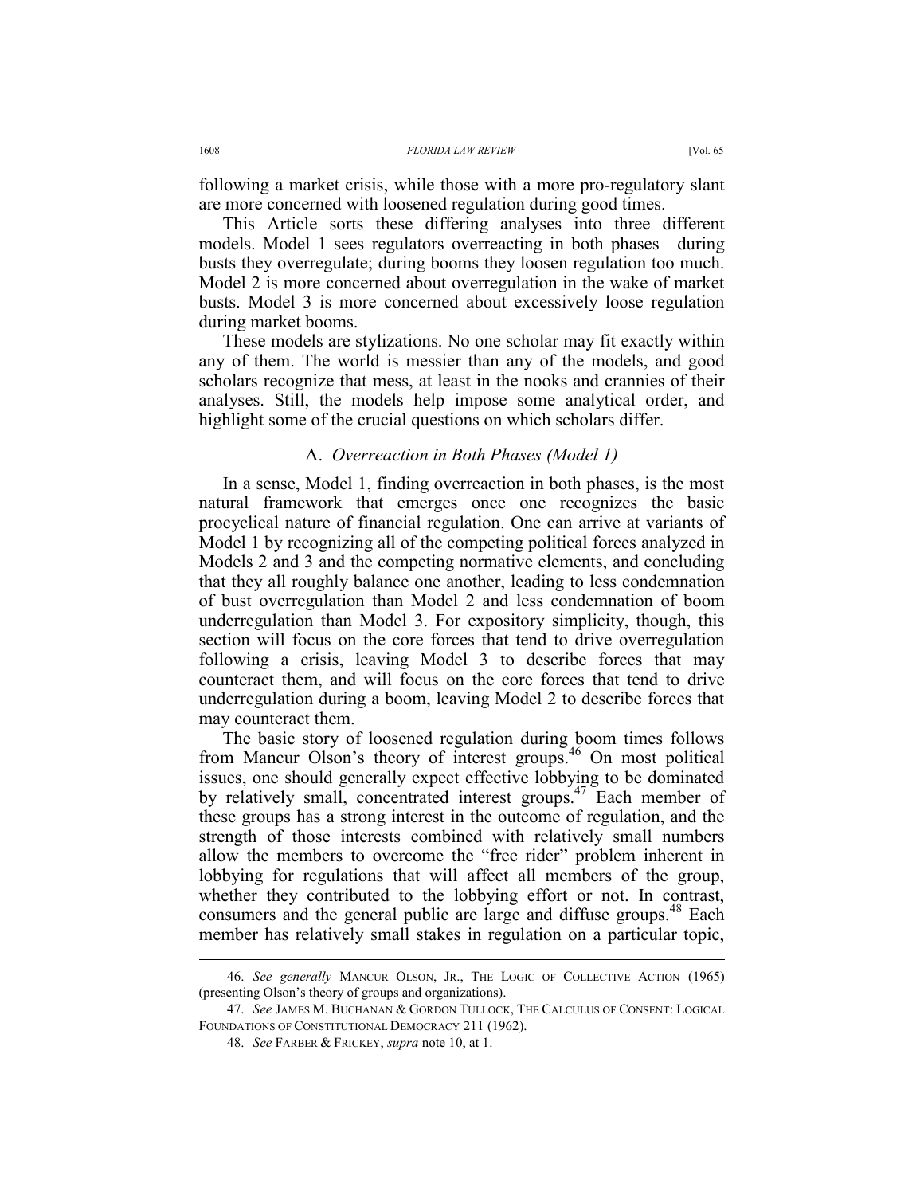following a market crisis, while those with a more pro-regulatory slant are more concerned with loosened regulation during good times.

This Article sorts these differing analyses into three different models. Model 1 sees regulators overreacting in both phases—during busts they overregulate; during booms they loosen regulation too much. Model 2 is more concerned about overregulation in the wake of market busts. Model 3 is more concerned about excessively loose regulation during market booms.

These models are stylizations. No one scholar may fit exactly within any of them. The world is messier than any of the models, and good scholars recognize that mess, at least in the nooks and crannies of their analyses. Still, the models help impose some analytical order, and highlight some of the crucial questions on which scholars differ.

### A. *Overreaction in Both Phases (Model 1)*

In a sense, Model 1, finding overreaction in both phases, is the most natural framework that emerges once one recognizes the basic procyclical nature of financial regulation. One can arrive at variants of Model 1 by recognizing all of the competing political forces analyzed in Models 2 and 3 and the competing normative elements, and concluding that they all roughly balance one another, leading to less condemnation of bust overregulation than Model 2 and less condemnation of boom underregulation than Model 3. For expository simplicity, though, this section will focus on the core forces that tend to drive overregulation following a crisis, leaving Model 3 to describe forces that may counteract them, and will focus on the core forces that tend to drive underregulation during a boom, leaving Model 2 to describe forces that may counteract them.

The basic story of loosened regulation during boom times follows from Mancur Olson's theory of interest groups.[46] On most political issues, one should generally expect effective lobbying to be dominated by relatively small, concentrated interest groups.[47] Each member of these groups has a strong interest in the outcome of regulation, and the strength of those interests combined with relatively small numbers allow the members to overcome the "free rider" problem inherent in lobbying for regulations that will affect all members of the group, whether they contributed to the lobbying effort or not. In contrast, consumers and the general public are large and diffuse groups.[48] Each member has relatively small stakes in regulation on a particular topic,

---

46. *See generally* MANCUR OLSON, JR., THE LOGIC OF COLLECTIVE ACTION (1965) (presenting Olson's theory of groups and organizations).

47. *See* JAMES M. BUCHANAN & GORDON TULLOCK, THE CALCULUS OF CONSENT: LOGICAL FOUNDATIONS OF CONSTITUTIONAL DEMOCRACY 211 (1962).

48. *See* FARBER & FRICKEY, *supra* note 10, at 1.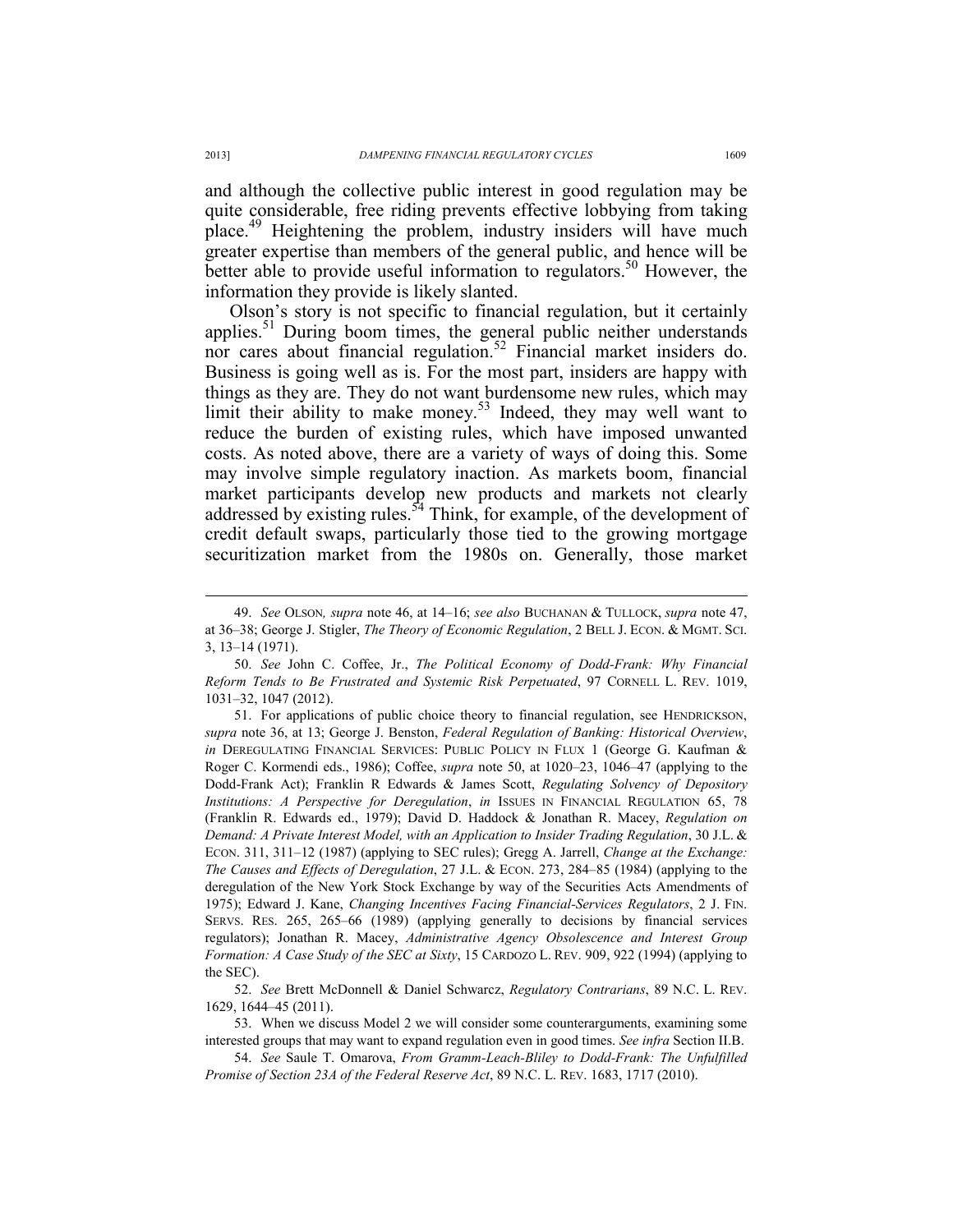and although the collective public interest in good regulation may be quite considerable, free riding prevents effective lobbying from taking place.[49] Heightening the problem, industry insiders will have much greater expertise than members of the general public, and hence will be better able to provide useful information to regulators.[50] However, the information they provide is likely slanted.

Olson's story is not specific to financial regulation, but it certainly applies.[51] During boom times, the general public neither understands nor cares about financial regulation.[52] Financial market insiders do. Business is going well as is. For the most part, insiders are happy with things as they are. They do not want burdensome new rules, which may limit their ability to make money.[53] Indeed, they may well want to reduce the burden of existing rules, which have imposed unwanted costs. As noted above, there are a variety of ways of doing this. Some may involve simple regulatory inaction. As markets boom, financial market participants develop new products and markets not clearly addressed by existing rules.[54] Think, for example, of the development of credit default swaps, particularly those tied to the growing mortgage securitization market from the 1980s on. Generally, those market

---

49. *See* OLSON, *supra* note 46, at 14–16; *see also* BUCHANAN & TULLOCK, *supra* note 47, at 36–38; George J. Stigler, *The Theory of Economic Regulation*, 2 BELL J. ECON. & MGMT. SCI. 3, 13–14 (1971).

50. *See* John C. Coffee, Jr., *The Political Economy of Dodd-Frank: Why Financial Reform Tends to Be Frustrated and Systemic Risk Perpetuated*, 97 CORNELL L. REV. 1019, 1031–32, 1047 (2012).

51. For applications of public choice theory to financial regulation, see HENDRICKSON, *supra* note 36, at 13; George J. Benston, *Federal Regulation of Banking: Historical Overview*, *in* DEREGULATING FINANCIAL SERVICES: PUBLIC POLICY IN FLUX 1 (George G. Kaufman & Roger C. Kormendi eds., 1986); Coffee, *supra* note 50, at 1020–23, 1046–47 (applying to the Dodd-Frank Act); Franklin R Edwards & James Scott, *Regulating Solvency of Depository Institutions: A Perspective for Deregulation*, *in* ISSUES IN FINANCIAL REGULATION 65, 78 (Franklin R. Edwards ed., 1979); David D. Haddock & Jonathan R. Macey, *Regulation on Demand: A Private Interest Model, with an Application to Insider Trading Regulation*, 30 J.L. & ECON. 311, 311–12 (1987) (applying to SEC rules); Gregg A. Jarrell, *Change at the Exchange: The Causes and Effects of Deregulation*, 27 J.L. & ECON. 273, 284–85 (1984) (applying to the deregulation of the New York Stock Exchange by way of the Securities Acts Amendments of 1975); Edward J. Kane, *Changing Incentives Facing Financial-Services Regulators*, 2 J. FIN. SERVS. RES. 265, 265–66 (1989) (applying generally to decisions by financial services regulators); Jonathan R. Macey, *Administrative Agency Obsolescence and Interest Group Formation: A Case Study of the SEC at Sixty*, 15 CARDOZO L. REV. 909, 922 (1994) (applying to the SEC).

52. *See* Brett McDonnell & Daniel Schwarcz, *Regulatory Contrarians*, 89 N.C. L. REV. 1629, 1644–45 (2011).

53. When we discuss Model 2 we will consider some counterarguments, examining some interested groups that may want to expand regulation even in good times. *See infra* Section II.B.

54. *See* Saule T. Omarova, *From Gramm-Leach-Bliley to Dodd-Frank: The Unfulfilled Promise of Section 23A of the Federal Reserve Act*, 89 N.C. L. REV. 1683, 1717 (2010).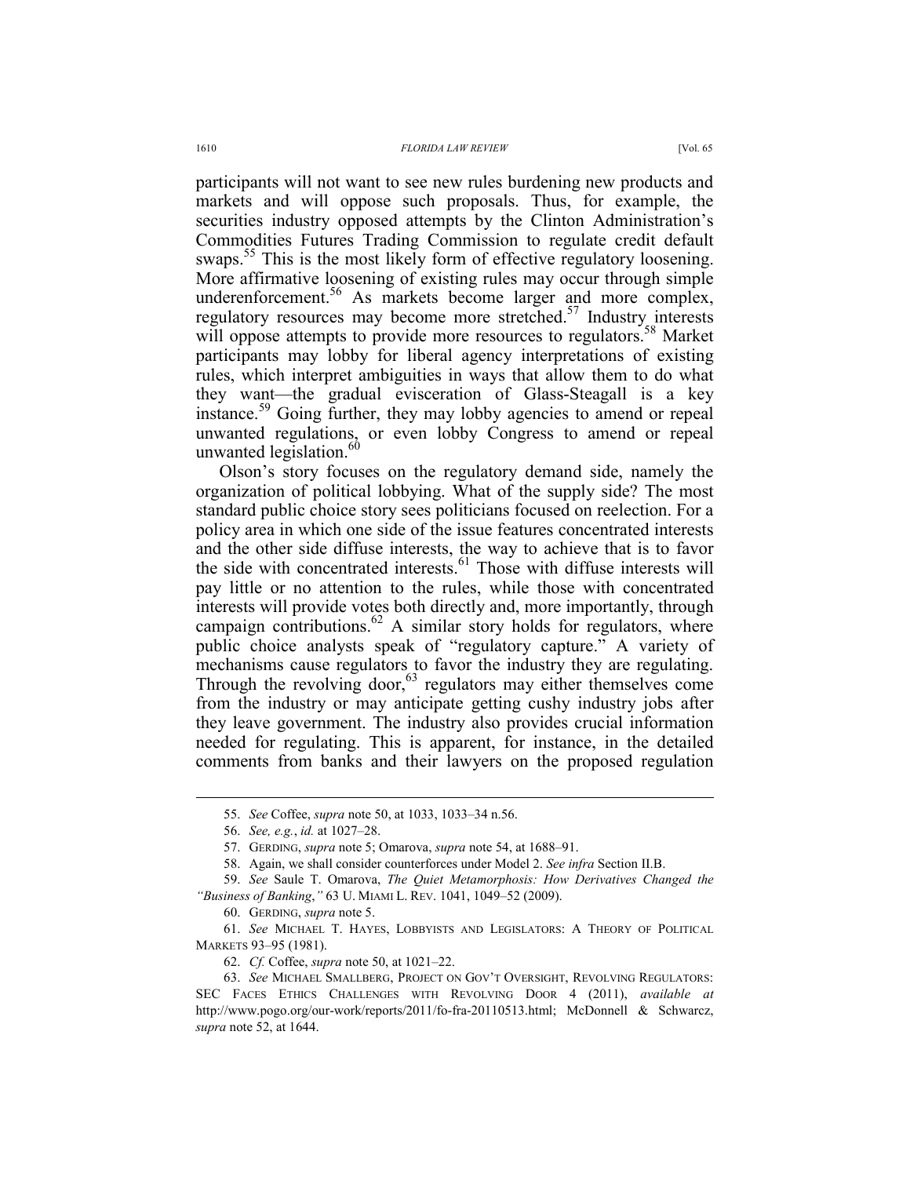participants will not want to see new rules burdening new products and markets and will oppose such proposals. Thus, for example, the securities industry opposed attempts by the Clinton Administration's Commodities Futures Trading Commission to regulate credit default swaps.[55] This is the most likely form of effective regulatory loosening. More affirmative loosening of existing rules may occur through simple underenforcement.[56] As markets become larger and more complex, regulatory resources may become more stretched.[57] Industry interests will oppose attempts to provide more resources to regulators.[58] Market participants may lobby for liberal agency interpretations of existing rules, which interpret ambiguities in ways that allow them to do what they want—the gradual evisceration of Glass-Steagall is a key instance.[59] Going further, they may lobby agencies to amend or repeal unwanted regulations, or even lobby Congress to amend or repeal unwanted legislation.[60]

Olson's story focuses on the regulatory demand side, namely the organization of political lobbying. What of the supply side? The most standard public choice story sees politicians focused on reelection. For a policy area in which one side of the issue features concentrated interests and the other side diffuse interests, the way to achieve that is to favor the side with concentrated interests.[61] Those with diffuse interests will pay little or no attention to the rules, while those with concentrated interests will provide votes both directly and, more importantly, through campaign contributions.[62] A similar story holds for regulators, where public choice analysts speak of "regulatory capture." A variety of mechanisms cause regulators to favor the industry they are regulating. Through the revolving door,[63] regulators may either themselves come from the industry or may anticipate getting cushy industry jobs after they leave government. The industry also provides crucial information needed for regulating. This is apparent, for instance, in the detailed comments from banks and their lawyers on the proposed regulation

---

55. *See* Coffee, *supra* note 50, at 1033, 1033–34 n.56.

56. *See, e.g.*, *id.* at 1027–28.

57. GERDING, *supra* note 5; Omarova, *supra* note 54, at 1688–91.

58. Again, we shall consider counterforces under Model 2. *See infra* Section II.B.

59. *See* Saule T. Omarova, *The Quiet Metamorphosis: How Derivatives Changed the "Business of Banking*,*"* 63 U. MIAMI L. REV. 1041, 1049–52 (2009).

60. GERDING, *supra* note 5.

61. *See* MICHAEL T. HAYES, LOBBYISTS AND LEGISLATORS: A THEORY OF POLITICAL MARKETS 93–95 (1981).

62. *Cf.* Coffee, *supra* note 50, at 1021–22.

63. *See* MICHAEL SMALLBERG, PROJECT ON GOV'T OVERSIGHT, REVOLVING REGULATORS: SEC FACES ETHICS CHALLENGES WITH REVOLVING DOOR 4 (2011), *available at* http://www.pogo.org/our-work/reports/2011/fo-fra-20110513.html; McDonnell & Schwarcz, *supra* note 52, at 1644.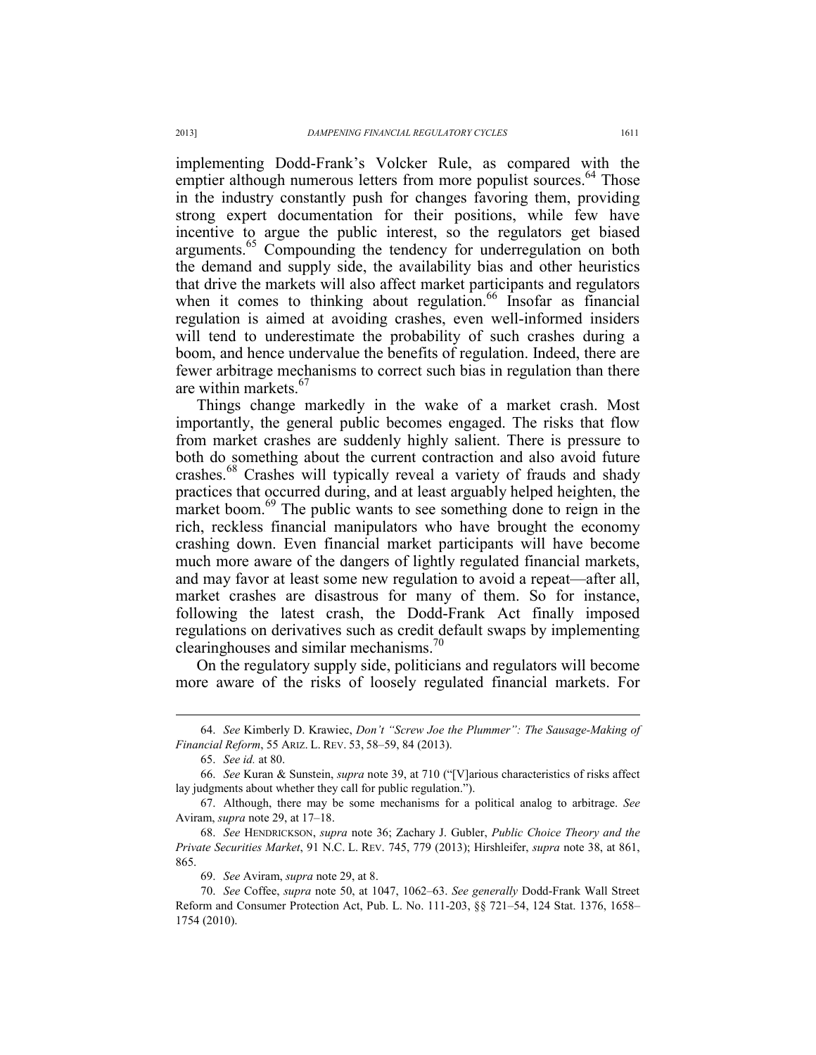implementing Dodd-Frank's Volcker Rule, as compared with the emptier although numerous letters from more populist sources.[64] Those in the industry constantly push for changes favoring them, providing strong expert documentation for their positions, while few have incentive to argue the public interest, so the regulators get biased arguments.[65] Compounding the tendency for underregulation on both the demand and supply side, the availability bias and other heuristics that drive the markets will also affect market participants and regulators when it comes to thinking about regulation.[66] Insofar as financial regulation is aimed at avoiding crashes, even well-informed insiders will tend to underestimate the probability of such crashes during a boom, and hence undervalue the benefits of regulation. Indeed, there are fewer arbitrage mechanisms to correct such bias in regulation than there are within markets.[67]

Things change markedly in the wake of a market crash. Most importantly, the general public becomes engaged. The risks that flow from market crashes are suddenly highly salient. There is pressure to both do something about the current contraction and also avoid future crashes.[68] Crashes will typically reveal a variety of frauds and shady practices that occurred during, and at least arguably helped heighten, the market boom.[69] The public wants to see something done to reign in the rich, reckless financial manipulators who have brought the economy crashing down. Even financial market participants will have become much more aware of the dangers of lightly regulated financial markets, and may favor at least some new regulation to avoid a repeat—after all, market crashes are disastrous for many of them. So for instance, following the latest crash, the Dodd-Frank Act finally imposed regulations on derivatives such as credit default swaps by implementing clearinghouses and similar mechanisms.[70]

On the regulatory supply side, politicians and regulators will become more aware of the risks of loosely regulated financial markets. For

---

64. *See* Kimberly D. Krawiec, *Don't "Screw Joe the Plummer": The Sausage-Making of Financial Reform*, 55 ARIZ. L. REV. 53, 58–59, 84 (2013).

65. *See id.* at 80.

66. *See* Kuran & Sunstein, *supra* note 39, at 710 ("[V]arious characteristics of risks affect lay judgments about whether they call for public regulation.").

67. Although, there may be some mechanisms for a political analog to arbitrage. *See* Aviram, *supra* note 29, at 17–18.

68. *See* HENDRICKSON, *supra* note 36; Zachary J. Gubler, *Public Choice Theory and the Private Securities Market*, 91 N.C. L. REV. 745, 779 (2013); Hirshleifer, *supra* note 38, at 861, 865.

69. *See* Aviram, *supra* note 29, at 8.

70. *See* Coffee, *supra* note 50, at 1047, 1062–63. *See generally* Dodd-Frank Wall Street Reform and Consumer Protection Act, Pub. L. No. 111-203, §§ 721–54, 124 Stat. 1376, 1658–1754 (2010).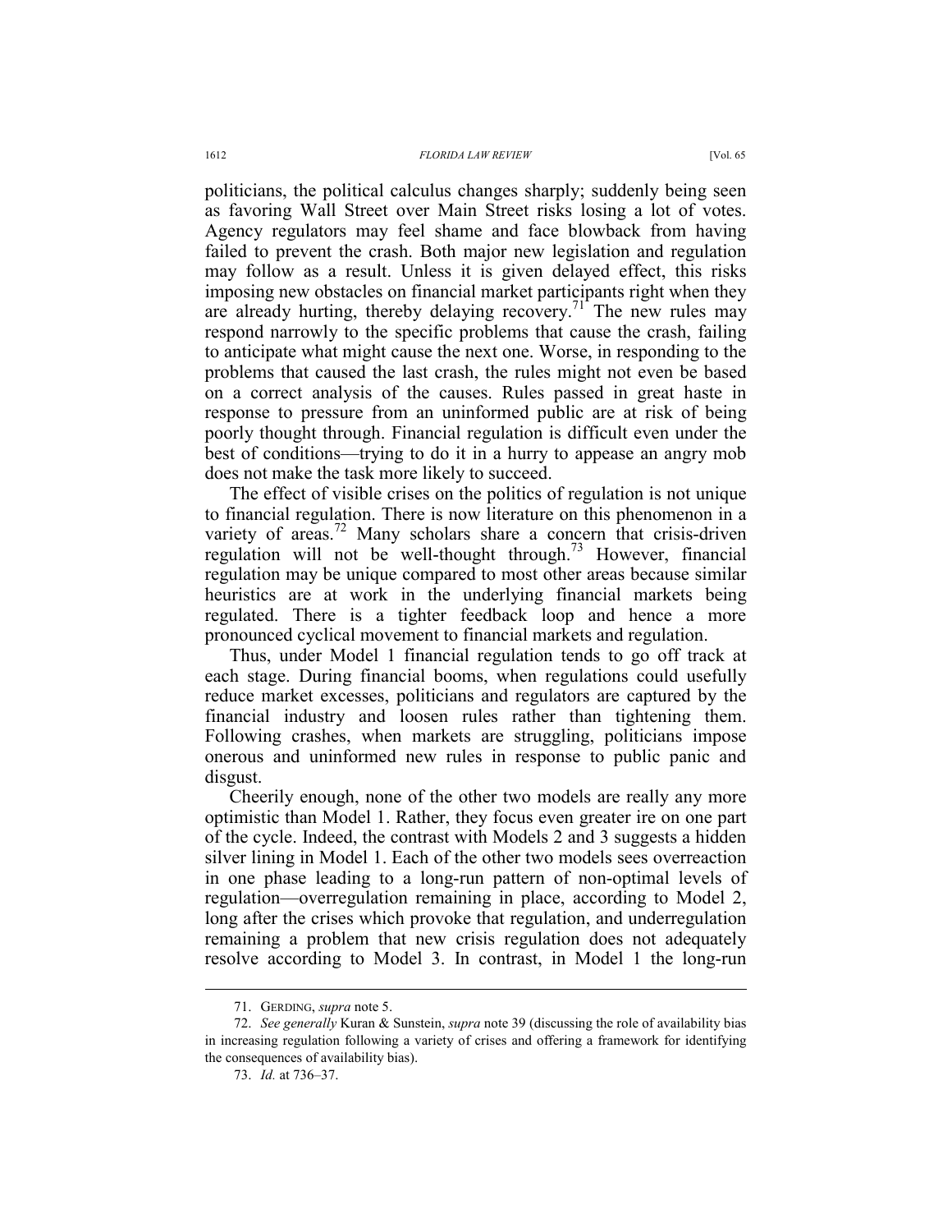politicians, the political calculus changes sharply; suddenly being seen as favoring Wall Street over Main Street risks losing a lot of votes. Agency regulators may feel shame and face blowback from having failed to prevent the crash. Both major new legislation and regulation may follow as a result. Unless it is given delayed effect, this risks imposing new obstacles on financial market participants right when they are already hurting, thereby delaying recovery.[71] The new rules may respond narrowly to the specific problems that cause the crash, failing to anticipate what might cause the next one. Worse, in responding to the problems that caused the last crash, the rules might not even be based on a correct analysis of the causes. Rules passed in great haste in response to pressure from an uninformed public are at risk of being poorly thought through. Financial regulation is difficult even under the best of conditions—trying to do it in a hurry to appease an angry mob does not make the task more likely to succeed.

The effect of visible crises on the politics of regulation is not unique to financial regulation. There is now literature on this phenomenon in a variety of areas.[72] Many scholars share a concern that crisis-driven regulation will not be well-thought through.[73] However, financial regulation may be unique compared to most other areas because similar heuristics are at work in the underlying financial markets being regulated. There is a tighter feedback loop and hence a more pronounced cyclical movement to financial markets and regulation.

Thus, under Model 1 financial regulation tends to go off track at each stage. During financial booms, when regulations could usefully reduce market excesses, politicians and regulators are captured by the financial industry and loosen rules rather than tightening them. Following crashes, when markets are struggling, politicians impose onerous and uninformed new rules in response to public panic and disgust.

Cheerily enough, none of the other two models are really any more optimistic than Model 1. Rather, they focus even greater ire on one part of the cycle. Indeed, the contrast with Models 2 and 3 suggests a hidden silver lining in Model 1. Each of the other two models sees overreaction in one phase leading to a long-run pattern of non-optimal levels of regulation—overregulation remaining in place, according to Model 2, long after the crises which provoke that regulation, and underregulation remaining a problem that new crisis regulation does not adequately resolve according to Model 3. In contrast, in Model 1 the long-run

---

71. GERDING, *supra* note 5.

72. *See generally* Kuran & Sunstein, *supra* note 39 (discussing the role of availability bias in increasing regulation following a variety of crises and offering a framework for identifying the consequences of availability bias).

73. *Id.* at 736–37.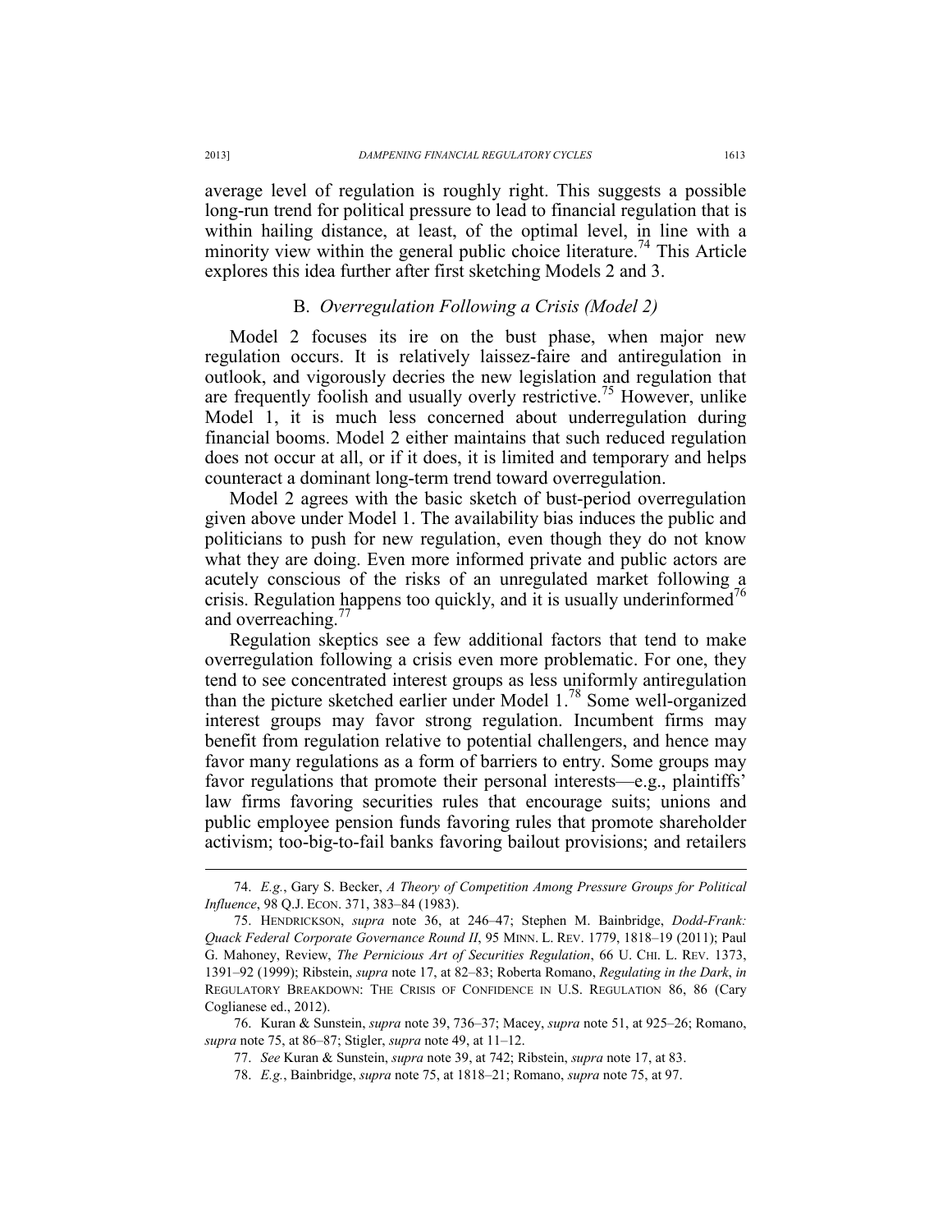average level of regulation is roughly right. This suggests a possible long-run trend for political pressure to lead to financial regulation that is within hailing distance, at least, of the optimal level, in line with a minority view within the general public choice literature.[74] This Article explores this idea further after first sketching Models 2 and 3.

### B. *Overregulation Following a Crisis (Model 2)*

Model 2 focuses its ire on the bust phase, when major new regulation occurs. It is relatively laissez-faire and antiregulation in outlook, and vigorously decries the new legislation and regulation that are frequently foolish and usually overly restrictive.[75] However, unlike Model 1, it is much less concerned about underregulation during financial booms. Model 2 either maintains that such reduced regulation does not occur at all, or if it does, it is limited and temporary and helps counteract a dominant long-term trend toward overregulation.

Model 2 agrees with the basic sketch of bust-period overregulation given above under Model 1. The availability bias induces the public and politicians to push for new regulation, even though they do not know what they are doing. Even more informed private and public actors are acutely conscious of the risks of an unregulated market following a crisis. Regulation happens too quickly, and it is usually underinformed[76] and overreaching.[77]

Regulation skeptics see a few additional factors that tend to make overregulation following a crisis even more problematic. For one, they tend to see concentrated interest groups as less uniformly antiregulation than the picture sketched earlier under Model 1.[78] Some well-organized interest groups may favor strong regulation. Incumbent firms may benefit from regulation relative to potential challengers, and hence may favor many regulations as a form of barriers to entry. Some groups may favor regulations that promote their personal interests—e.g., plaintiffs' law firms favoring securities rules that encourage suits; unions and public employee pension funds favoring rules that promote shareholder activism; too-big-to-fail banks favoring bailout provisions; and retailers

---

74. *E.g.*, Gary S. Becker, *A Theory of Competition Among Pressure Groups for Political Influence*, 98 Q.J. ECON. 371, 383–84 (1983).

75. HENDRICKSON, *supra* note 36, at 246–47; Stephen M. Bainbridge, *Dodd-Frank: Quack Federal Corporate Governance Round II*, 95 MINN. L. REV. 1779, 1818–19 (2011); Paul G. Mahoney, Review, *The Pernicious Art of Securities Regulation*, 66 U. CHI. L. REV. 1373, 1391–92 (1999); Ribstein, *supra* note 17, at 82–83; Roberta Romano, *Regulating in the Dark*, *in* REGULATORY BREAKDOWN: THE CRISIS OF CONFIDENCE IN U.S. REGULATION 86, 86 (Cary Coglianese ed., 2012).

76. Kuran & Sunstein, *supra* note 39, 736–37; Macey, *supra* note 51, at 925–26; Romano, *supra* note 75, at 86–87; Stigler, *supra* note 49, at 11–12.

77. *See* Kuran & Sunstein, *supra* note 39, at 742; Ribstein, *supra* note 17, at 83.

78. *E.g.*, Bainbridge, *supra* note 75, at 1818–21; Romano, *supra* note 75, at 97.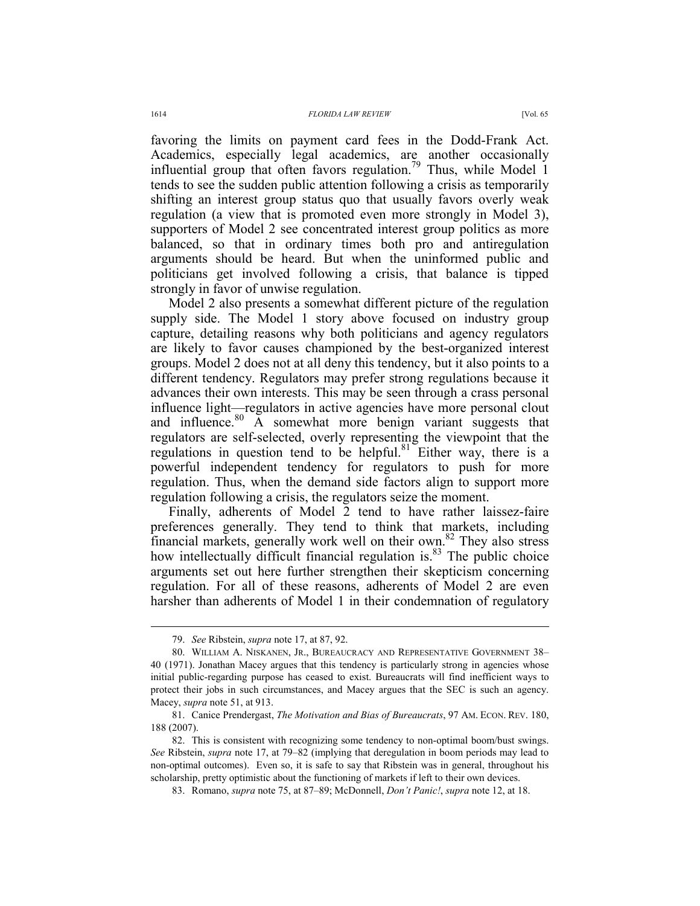favoring the limits on payment card fees in the Dodd-Frank Act. Academics, especially legal academics, are another occasionally influential group that often favors regulation.[79] Thus, while Model 1 tends to see the sudden public attention following a crisis as temporarily shifting an interest group status quo that usually favors overly weak regulation (a view that is promoted even more strongly in Model 3), supporters of Model 2 see concentrated interest group politics as more balanced, so that in ordinary times both pro and antiregulation arguments should be heard. But when the uninformed public and politicians get involved following a crisis, that balance is tipped strongly in favor of unwise regulation.

Model 2 also presents a somewhat different picture of the regulation supply side. The Model 1 story above focused on industry group capture, detailing reasons why both politicians and agency regulators are likely to favor causes championed by the best-organized interest groups. Model 2 does not at all deny this tendency, but it also points to a different tendency. Regulators may prefer strong regulations because it advances their own interests. This may be seen through a crass personal influence light—regulators in active agencies have more personal clout and influence.[80] A somewhat more benign variant suggests that regulators are self-selected, overly representing the viewpoint that the regulations in question tend to be helpful.[81] Either way, there is a powerful independent tendency for regulators to push for more regulation. Thus, when the demand side factors align to support more regulation following a crisis, the regulators seize the moment.

Finally, adherents of Model 2 tend to have rather laissez-faire preferences generally. They tend to think that markets, including financial markets, generally work well on their own.[82] They also stress how intellectually difficult financial regulation is.[83] The public choice arguments set out here further strengthen their skepticism concerning regulation. For all of these reasons, adherents of Model 2 are even harsher than adherents of Model 1 in their condemnation of regulatory

---

79. *See* Ribstein, *supra* note 17, at 87, 92.

80. William A. Niskanen, Jr., Bureaucracy and Representative Government 38–40 (1971). Jonathan Macey argues that this tendency is particularly strong in agencies whose initial public-regarding purpose has ceased to exist. Bureaucrats will find inefficient ways to protect their jobs in such circumstances, and Macey argues that the SEC is such an agency. Macey, *supra* note 51, at 913.

81. Canice Prendergast, *The Motivation and Bias of Bureaucrats*, 97 Am. Econ. Rev. 180, 188 (2007).

82. This is consistent with recognizing some tendency to non-optimal boom/bust swings. *See* Ribstein, *supra* note 17, at 79–82 (implying that deregulation in boom periods may lead to non-optimal outcomes). Even so, it is safe to say that Ribstein was in general, throughout his scholarship, pretty optimistic about the functioning of markets if left to their own devices.

83. Romano, *supra* note 75, at 87–89; McDonnell, *Don't Panic!*, *supra* note 12, at 18.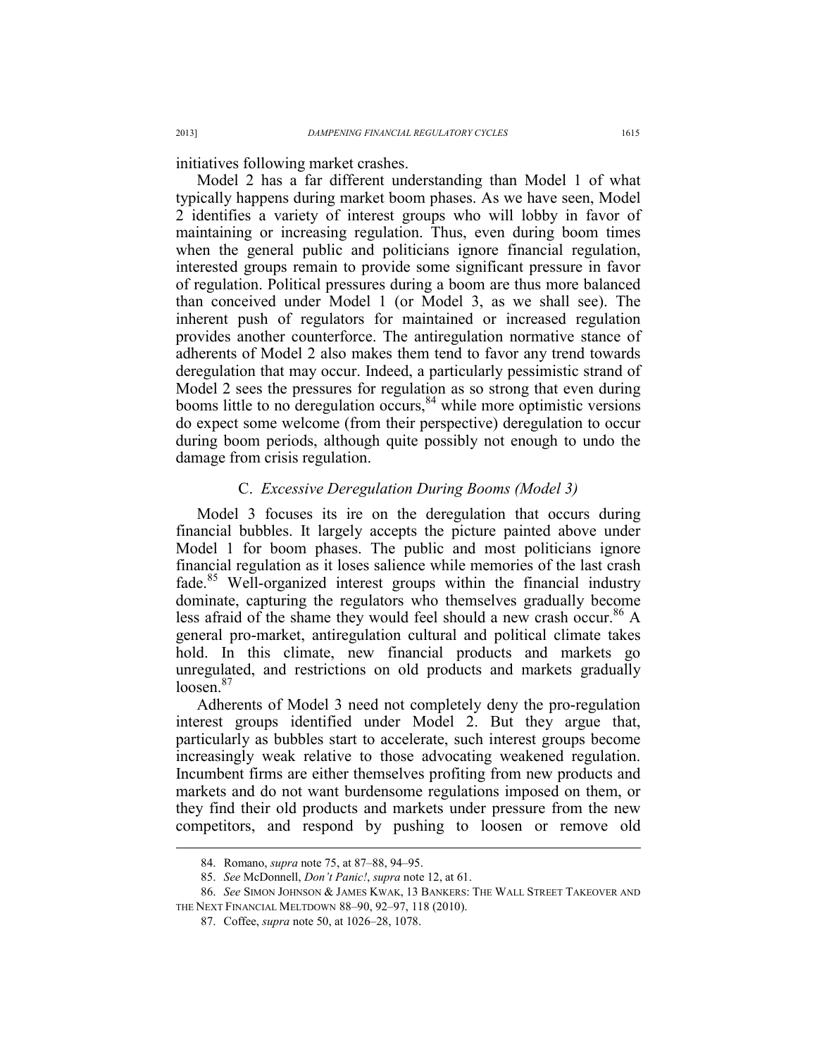initiatives following market crashes.

Model 2 has a far different understanding than Model 1 of what typically happens during market boom phases. As we have seen, Model 2 identifies a variety of interest groups who will lobby in favor of maintaining or increasing regulation. Thus, even during boom times when the general public and politicians ignore financial regulation, interested groups remain to provide some significant pressure in favor of regulation. Political pressures during a boom are thus more balanced than conceived under Model 1 (or Model 3, as we shall see). The inherent push of regulators for maintained or increased regulation provides another counterforce. The antiregulation normative stance of adherents of Model 2 also makes them tend to favor any trend towards deregulation that may occur. Indeed, a particularly pessimistic strand of Model 2 sees the pressures for regulation as so strong that even during booms little to no deregulation occurs,[84] while more optimistic versions do expect some welcome (from their perspective) deregulation to occur during boom periods, although quite possibly not enough to undo the damage from crisis regulation.

### C. *Excessive Deregulation During Booms (Model 3)*

Model 3 focuses its ire on the deregulation that occurs during financial bubbles. It largely accepts the picture painted above under Model 1 for boom phases. The public and most politicians ignore financial regulation as it loses salience while memories of the last crash fade.[85] Well-organized interest groups within the financial industry dominate, capturing the regulators who themselves gradually become less afraid of the shame they would feel should a new crash occur.[86] A general pro-market, antiregulation cultural and political climate takes hold. In this climate, new financial products and markets go unregulated, and restrictions on old products and markets gradually loosen.[87]

Adherents of Model 3 need not completely deny the pro-regulation interest groups identified under Model 2. But they argue that, particularly as bubbles start to accelerate, such interest groups become increasingly weak relative to those advocating weakened regulation. Incumbent firms are either themselves profiting from new products and markets and do not want burdensome regulations imposed on them, or they find their old products and markets under pressure from the new competitors, and respond by pushing to loosen or remove old

---

84. Romano, *supra* note 75, at 87–88, 94–95.

85. *See* McDonnell, *Don't Panic!*, *supra* note 12, at 61.

86. *See* SIMON JOHNSON & JAMES KWAK, 13 BANKERS: THE WALL STREET TAKEOVER AND THE NEXT FINANCIAL MELTDOWN 88–90, 92–97, 118 (2010).

87. Coffee, *supra* note 50, at 1026–28, 1078.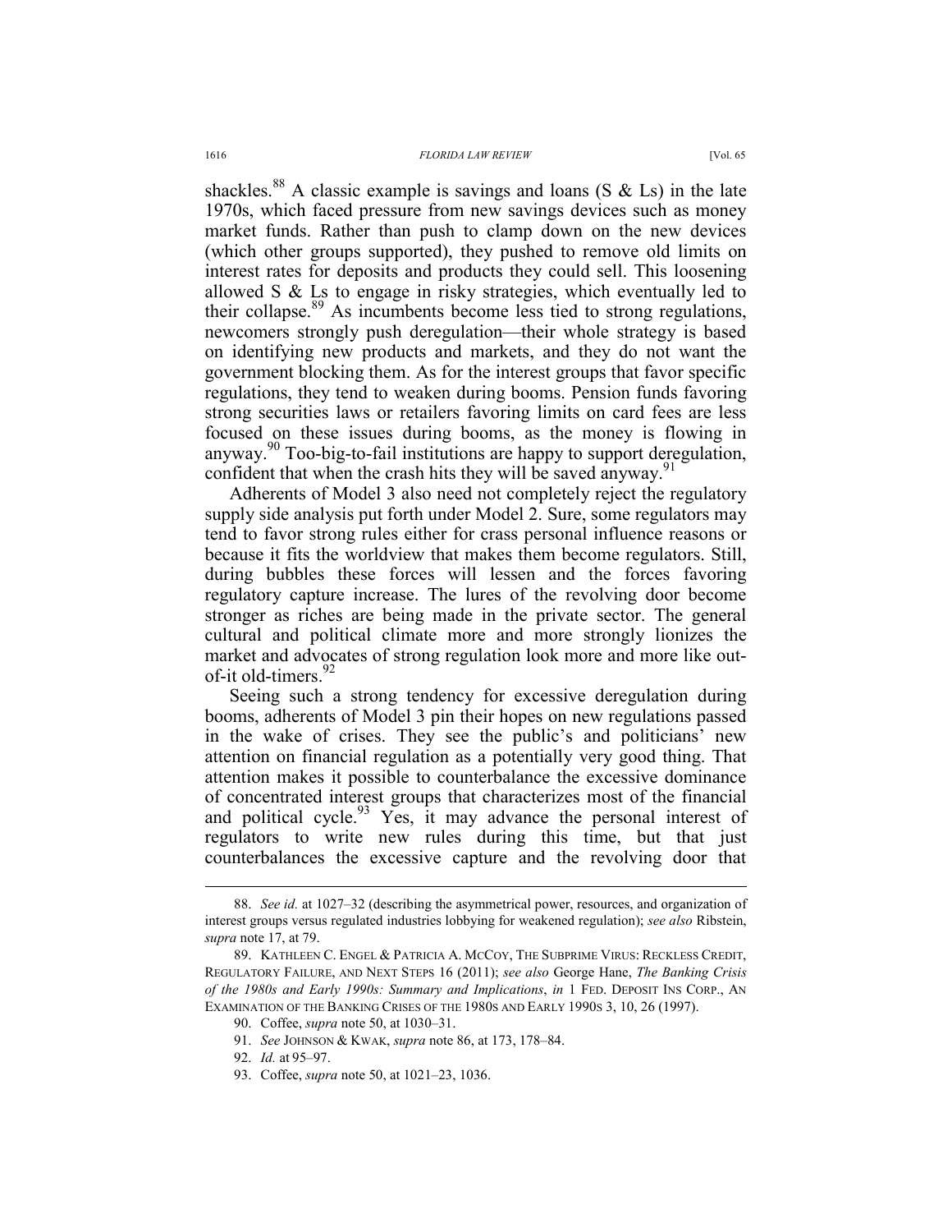shackles.[88] A classic example is savings and loans (S & Ls) in the late 1970s, which faced pressure from new savings devices such as money market funds. Rather than push to clamp down on the new devices (which other groups supported), they pushed to remove old limits on interest rates for deposits and products they could sell. This loosening allowed S & Ls to engage in risky strategies, which eventually led to their collapse.[89] As incumbents become less tied to strong regulations, newcomers strongly push deregulation—their whole strategy is based on identifying new products and markets, and they do not want the government blocking them. As for the interest groups that favor specific regulations, they tend to weaken during booms. Pension funds favoring strong securities laws or retailers favoring limits on card fees are less focused on these issues during booms, as the money is flowing in anyway.[90] Too-big-to-fail institutions are happy to support deregulation, confident that when the crash hits they will be saved anyway.[91]

Adherents of Model 3 also need not completely reject the regulatory supply side analysis put forth under Model 2. Sure, some regulators may tend to favor strong rules either for crass personal influence reasons or because it fits the worldview that makes them become regulators. Still, during bubbles these forces will lessen and the forces favoring regulatory capture increase. The lures of the revolving door become stronger as riches are being made in the private sector. The general cultural and political climate more and more strongly lionizes the market and advocates of strong regulation look more and more like out-of-it old-timers.[92]

Seeing such a strong tendency for excessive deregulation during booms, adherents of Model 3 pin their hopes on new regulations passed in the wake of crises. They see the public's and politicians' new attention on financial regulation as a potentially very good thing. That attention makes it possible to counterbalance the excessive dominance of concentrated interest groups that characterizes most of the financial and political cycle.[93] Yes, it may advance the personal interest of regulators to write new rules during this time, but that just counterbalances the excessive capture and the revolving door that

---

88. *See id.* at 1027–32 (describing the asymmetrical power, resources, and organization of interest groups versus regulated industries lobbying for weakened regulation); *see also* Ribstein, *supra* note 17, at 79.

89. KATHLEEN C. ENGEL & PATRICIA A. MCCOY, THE SUBPRIME VIRUS: RECKLESS CREDIT, REGULATORY FAILURE, AND NEXT STEPS 16 (2011); *see also* George Hane, *The Banking Crisis of the 1980s and Early 1990s: Summary and Implications*, *in* 1 FED. DEPOSIT INS CORP., AN EXAMINATION OF THE BANKING CRISES OF THE 1980S AND EARLY 1990S 3, 10, 26 (1997).

90. Coffee, *supra* note 50, at 1030–31.

91. *See* JOHNSON & KWAK, *supra* note 86, at 173, 178–84.

92. *Id.* at 95–97.

93. Coffee, *supra* note 50, at 1021–23, 1036.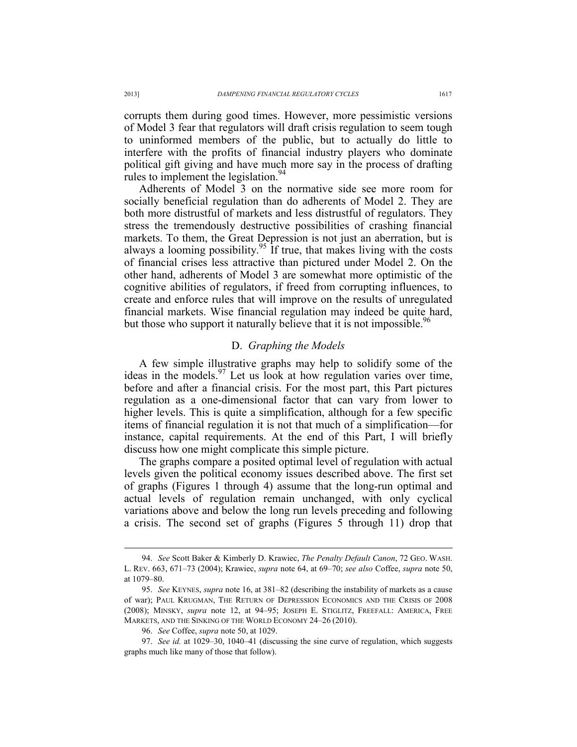corrupts them during good times. However, more pessimistic versions of Model 3 fear that regulators will draft crisis regulation to seem tough to uninformed members of the public, but to actually do little to interfere with the profits of financial industry players who dominate political gift giving and have much more say in the process of drafting rules to implement the legislation.[94]

Adherents of Model 3 on the normative side see more room for socially beneficial regulation than do adherents of Model 2. They are both more distrustful of markets and less distrustful of regulators. They stress the tremendously destructive possibilities of crashing financial markets. To them, the Great Depression is not just an aberration, but is always a looming possibility.[95] If true, that makes living with the costs of financial crises less attractive than pictured under Model 2. On the other hand, adherents of Model 3 are somewhat more optimistic of the cognitive abilities of regulators, if freed from corrupting influences, to create and enforce rules that will improve on the results of unregulated financial markets. Wise financial regulation may indeed be quite hard, but those who support it naturally believe that it is not impossible.[96]

### D. *Graphing the Models*

A few simple illustrative graphs may help to solidify some of the ideas in the models.[97] Let us look at how regulation varies over time, before and after a financial crisis. For the most part, this Part pictures regulation as a one-dimensional factor that can vary from lower to higher levels. This is quite a simplification, although for a few specific items of financial regulation it is not that much of a simplification—for instance, capital requirements. At the end of this Part, I will briefly discuss how one might complicate this simple picture.

The graphs compare a posited optimal level of regulation with actual levels given the political economy issues described above. The first set of graphs (Figures 1 through 4) assume that the long-run optimal and actual levels of regulation remain unchanged, with only cyclical variations above and below the long run levels preceding and following a crisis. The second set of graphs (Figures 5 through 11) drop that

---

94. *See* Scott Baker & Kimberly D. Krawiec, *The Penalty Default Canon*, 72 GEO. WASH. L. REV. 663, 671–73 (2004); Krawiec, *supra* note 64, at 69–70; *see also* Coffee, *supra* note 50, at 1079–80.

95. *See* KEYNES, *supra* note 16, at 381–82 (describing the instability of markets as a cause of war); PAUL KRUGMAN, THE RETURN OF DEPRESSION ECONOMICS AND THE CRISIS OF 2008 (2008); MINSKY, *supra* note 12, at 94–95; JOSEPH E. STIGLITZ, FREEFALL: AMERICA, FREE MARKETS, AND THE SINKING OF THE WORLD ECONOMY 24–26 (2010).

96. *See* Coffee, *supra* note 50, at 1029.

97. *See id.* at 1029–30, 1040–41 (discussing the sine curve of regulation, which suggests graphs much like many of those that follow).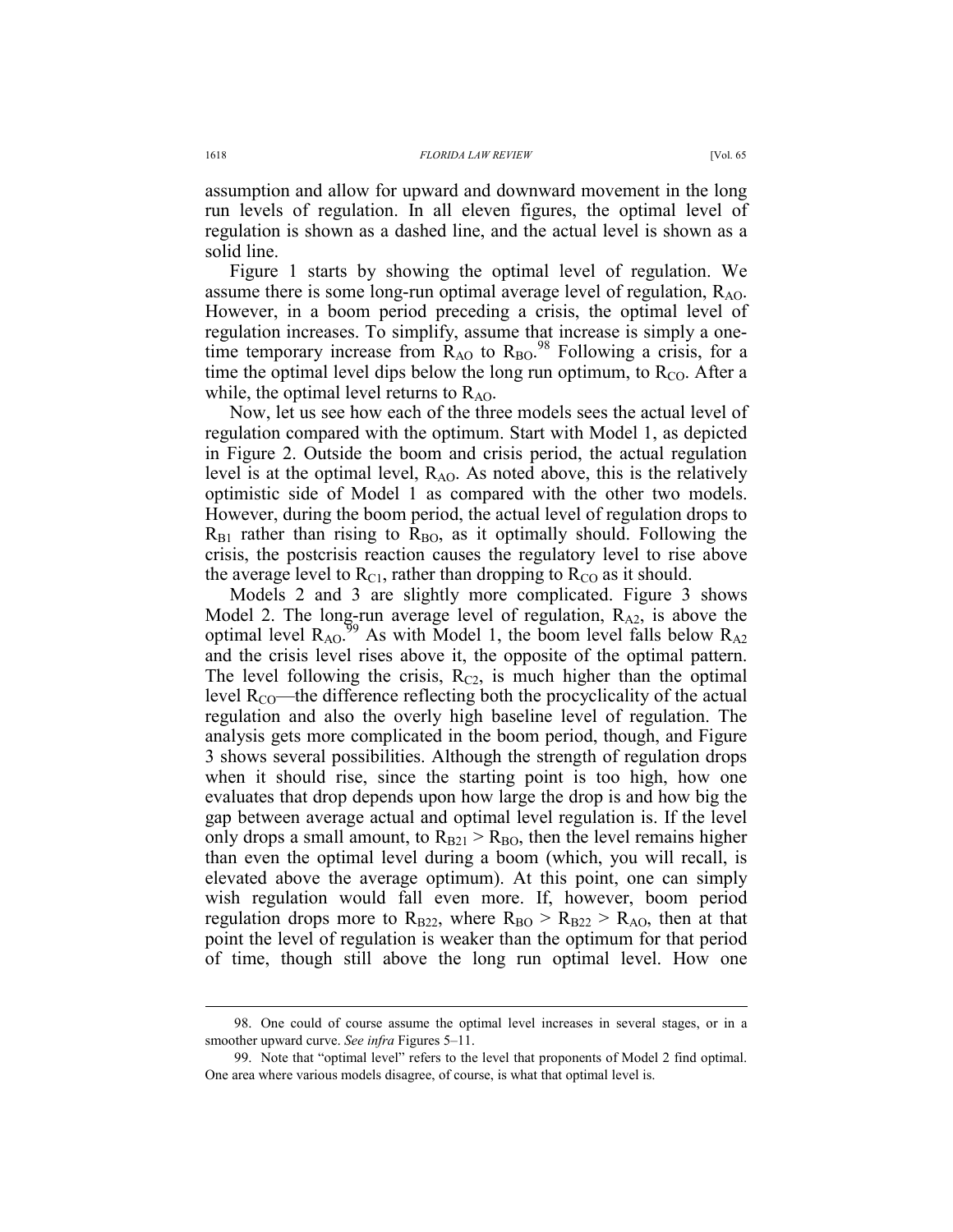assumption and allow for upward and downward movement in the long run levels of regulation. In all eleven figures, the optimal level of regulation is shown as a dashed line, and the actual level is shown as a solid line.

Figure 1 starts by showing the optimal level of regulation. We assume there is some long-run optimal average level of regulation, $R_{AO}$. However, in a boom period preceding a crisis, the optimal level of regulation increases. To simplify, assume that increase is simply a one-time temporary increase from $R_{AO}$ to $R_{BO}$.[98] Following a crisis, for a time the optimal level dips below the long run optimum, to $R_{CO}$. After a while, the optimal level returns to $R_{AO}$.

Now, let us see how each of the three models sees the actual level of regulation compared with the optimum. Start with Model 1, as depicted in Figure 2. Outside the boom and crisis period, the actual regulation level is at the optimal level, $R_{AO}$. As noted above, this is the relatively optimistic side of Model 1 as compared with the other two models. However, during the boom period, the actual level of regulation drops to $R_{B1}$ rather than rising to $R_{BO}$, as it optimally should. Following the crisis, the postcrisis reaction causes the regulatory level to rise above the average level to $R_{C1}$, rather than dropping to $R_{CO}$ as it should.

Models 2 and 3 are slightly more complicated. Figure 3 shows Model 2. The long-run average level of regulation, $R_{A2}$, is above the optimal level $R_{AO}$.[99] As with Model 1, the boom level falls below $R_{A2}$ and the crisis level rises above it, the opposite of the optimal pattern. The level following the crisis, $R_{C2}$, is much higher than the optimal level $R_{CO}$—the difference reflecting both the procyclicality of the actual regulation and also the overly high baseline level of regulation. The analysis gets more complicated in the boom period, though, and Figure 3 shows several possibilities. Although the strength of regulation drops when it should rise, since the starting point is too high, how one evaluates that drop depends upon how large the drop is and how big the gap between average actual and optimal level regulation is. If the level only drops a small amount, to $R_{B21} > R_{BO}$, then the level remains higher than even the optimal level during a boom (which, you will recall, is elevated above the average optimum). At this point, one can simply wish regulation would fall even more. If, however, boom period regulation drops more to $R_{B22}$, where $R_{BO} > R_{B22} > R_{AO}$, then at that point the level of regulation is weaker than the optimum for that period of time, though still above the long run optimal level. How one

98. One could of course assume the optimal level increases in several stages, or in a smoother upward curve. *See infra* Figures 5–11.

99. Note that "optimal level" refers to the level that proponents of Model 2 find optimal. One area where various models disagree, of course, is what that optimal level is.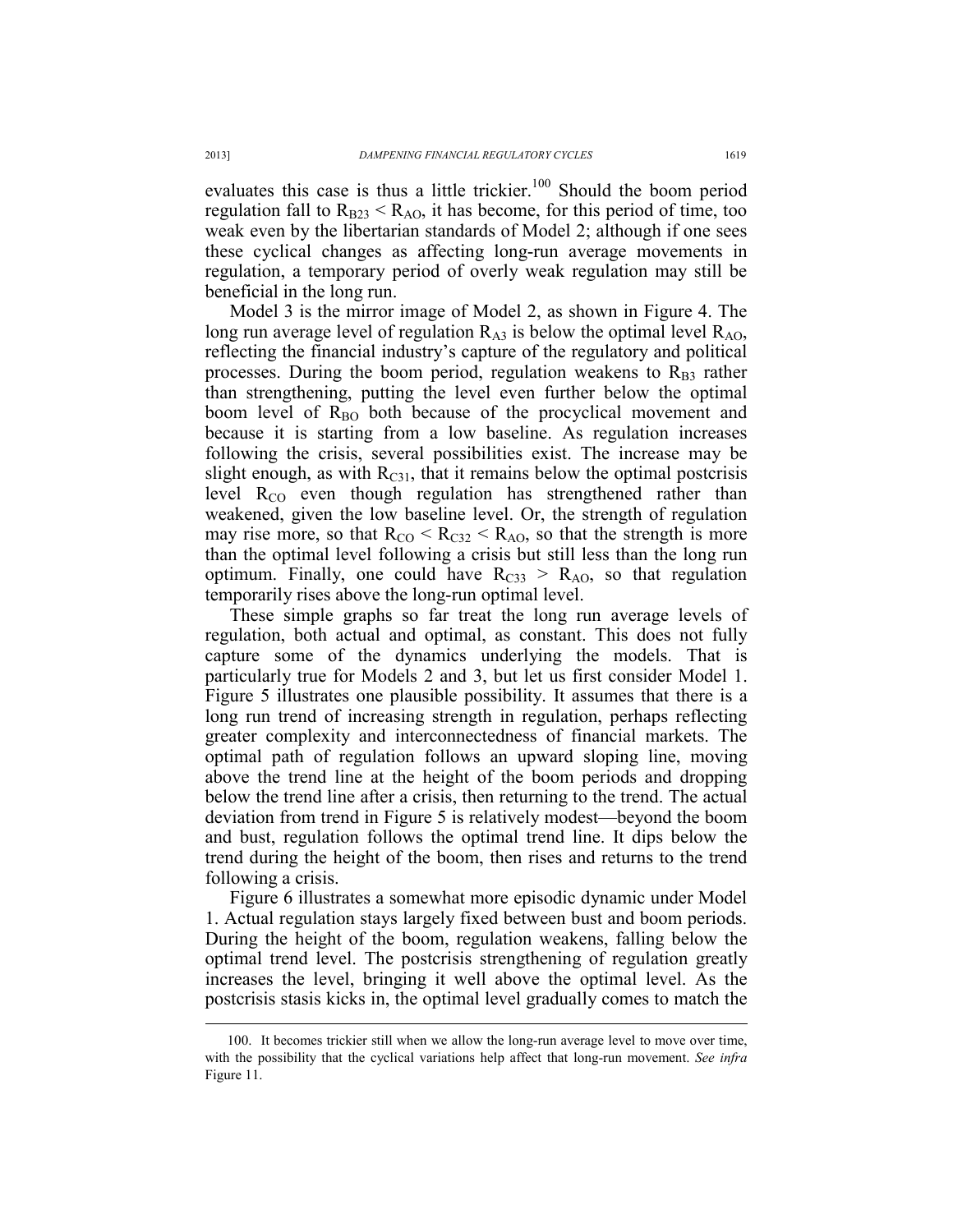evaluates this case is thus a little trickier.[100] Should the boom period regulation fall to $R_{B23} < R_{AO}$, it has become, for this period of time, too weak even by the libertarian standards of Model 2; although if one sees these cyclical changes as affecting long-run average movements in regulation, a temporary period of overly weak regulation may still be beneficial in the long run.

Model 3 is the mirror image of Model 2, as shown in Figure 4. The long run average level of regulation $R_{A3}$ is below the optimal level $R_{AO}$, reflecting the financial industry's capture of the regulatory and political processes. During the boom period, regulation weakens to $R_{B3}$ rather than strengthening, putting the level even further below the optimal boom level of $R_{BO}$ both because of the procyclical movement and because it is starting from a low baseline. As regulation increases following the crisis, several possibilities exist. The increase may be slight enough, as with $R_{C31}$, that it remains below the optimal postcrisis level $R_{CO}$ even though regulation has strengthened rather than weakened, given the low baseline level. Or, the strength of regulation may rise more, so that $R_{CO} < R_{C32} < R_{AO}$, so that the strength is more than the optimal level following a crisis but still less than the long run optimum. Finally, one could have $R_{C33} > R_{AO}$, so that regulation temporarily rises above the long-run optimal level.

These simple graphs so far treat the long run average levels of regulation, both actual and optimal, as constant. This does not fully capture some of the dynamics underlying the models. That is particularly true for Models 2 and 3, but let us first consider Model 1. Figure 5 illustrates one plausible possibility. It assumes that there is a long run trend of increasing strength in regulation, perhaps reflecting greater complexity and interconnectedness of financial markets. The optimal path of regulation follows an upward sloping line, moving above the trend line at the height of the boom periods and dropping below the trend line after a crisis, then returning to the trend. The actual deviation from trend in Figure 5 is relatively modest—beyond the boom and bust, regulation follows the optimal trend line. It dips below the trend during the height of the boom, then rises and returns to the trend following a crisis.

Figure 6 illustrates a somewhat more episodic dynamic under Model 1. Actual regulation stays largely fixed between bust and boom periods. During the height of the boom, regulation weakens, falling below the optimal trend level. The postcrisis strengthening of regulation greatly increases the level, bringing it well above the optimal level. As the postcrisis stasis kicks in, the optimal level gradually comes to match the

---

100. It becomes trickier still when we allow the long-run average level to move over time, with the possibility that the cyclical variations help affect that long-run movement. *See infra* Figure 11.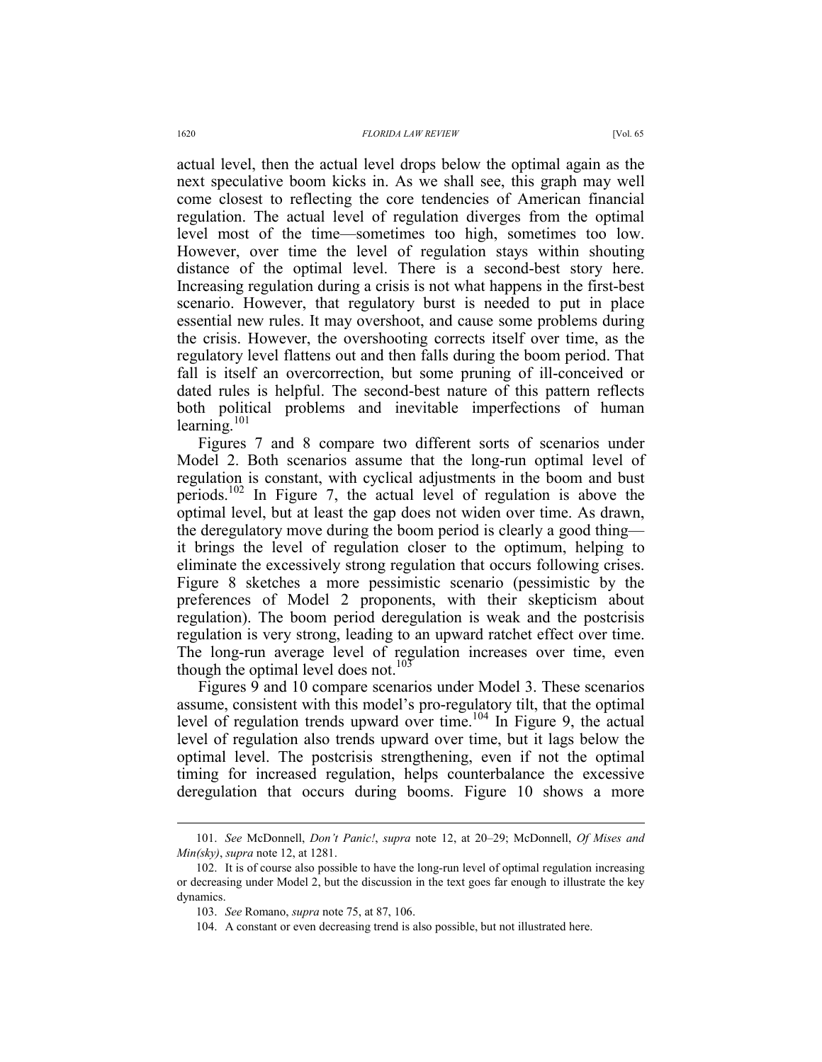actual level, then the actual level drops below the optimal again as the next speculative boom kicks in. As we shall see, this graph may well come closest to reflecting the core tendencies of American financial regulation. The actual level of regulation diverges from the optimal level most of the time—sometimes too high, sometimes too low. However, over time the level of regulation stays within shouting distance of the optimal level. There is a second-best story here. Increasing regulation during a crisis is not what happens in the first-best scenario. However, that regulatory burst is needed to put in place essential new rules. It may overshoot, and cause some problems during the crisis. However, the overshooting corrects itself over time, as the regulatory level flattens out and then falls during the boom period. That fall is itself an overcorrection, but some pruning of ill-conceived or dated rules is helpful. The second-best nature of this pattern reflects both political problems and inevitable imperfections of human learning.[101]

Figures 7 and 8 compare two different sorts of scenarios under Model 2. Both scenarios assume that the long-run optimal level of regulation is constant, with cyclical adjustments in the boom and bust periods.[102] In Figure 7, the actual level of regulation is above the optimal level, but at least the gap does not widen over time. As drawn, the deregulatory move during the boom period is clearly a good thing—it brings the level of regulation closer to the optimum, helping to eliminate the excessively strong regulation that occurs following crises. Figure 8 sketches a more pessimistic scenario (pessimistic by the preferences of Model 2 proponents, with their skepticism about regulation). The boom period deregulation is weak and the postcrisis regulation is very strong, leading to an upward ratchet effect over time. The long-run average level of regulation increases over time, even though the optimal level does not.[103]

Figures 9 and 10 compare scenarios under Model 3. These scenarios assume, consistent with this model's pro-regulatory tilt, that the optimal level of regulation trends upward over time.[104] In Figure 9, the actual level of regulation also trends upward over time, but it lags below the optimal level. The postcrisis strengthening, even if not the optimal timing for increased regulation, helps counterbalance the excessive deregulation that occurs during booms. Figure 10 shows a more

---

101. *See* McDonnell, *Don't Panic!*, *supra* note 12, at 20–29; McDonnell, *Of Mises and Min(sky)*, *supra* note 12, at 1281.

102. It is of course also possible to have the long-run level of optimal regulation increasing or decreasing under Model 2, but the discussion in the text goes far enough to illustrate the key dynamics.

103. *See* Romano, *supra* note 75, at 87, 106.

104. A constant or even decreasing trend is also possible, but not illustrated here.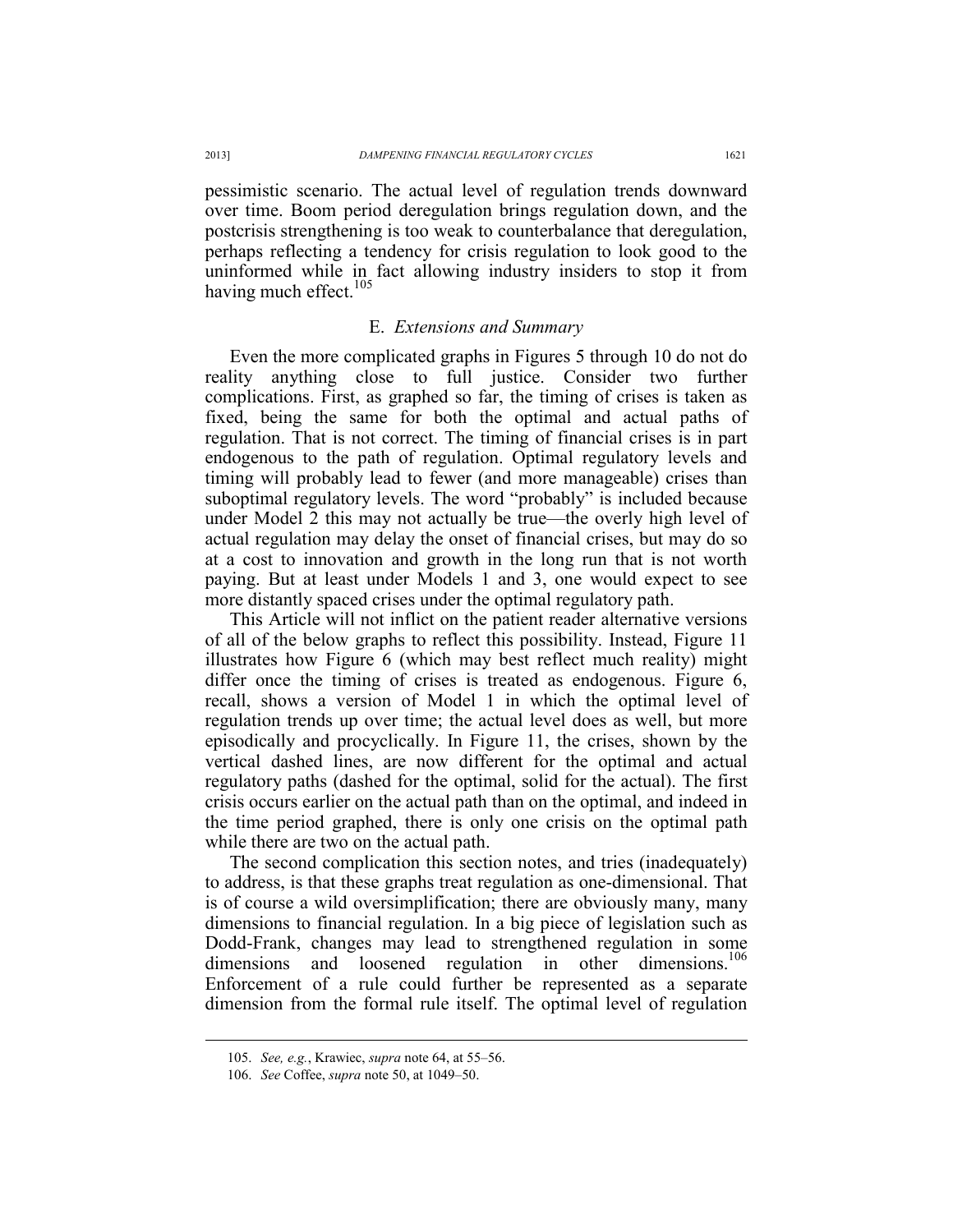pessimistic scenario. The actual level of regulation trends downward over time. Boom period deregulation brings regulation down, and the postcrisis strengthening is too weak to counterbalance that deregulation, perhaps reflecting a tendency for crisis regulation to look good to the uninformed while in fact allowing industry insiders to stop it from having much effect.[105]

### E. *Extensions and Summary*

Even the more complicated graphs in Figures 5 through 10 do not do reality anything close to full justice. Consider two further complications. First, as graphed so far, the timing of crises is taken as fixed, being the same for both the optimal and actual paths of regulation. That is not correct. The timing of financial crises is in part endogenous to the path of regulation. Optimal regulatory levels and timing will probably lead to fewer (and more manageable) crises than suboptimal regulatory levels. The word "probably" is included because under Model 2 this may not actually be true—the overly high level of actual regulation may delay the onset of financial crises, but may do so at a cost to innovation and growth in the long run that is not worth paying. But at least under Models 1 and 3, one would expect to see more distantly spaced crises under the optimal regulatory path.

This Article will not inflict on the patient reader alternative versions of all of the below graphs to reflect this possibility. Instead, Figure 11 illustrates how Figure 6 (which may best reflect much reality) might differ once the timing of crises is treated as endogenous. Figure 6, recall, shows a version of Model 1 in which the optimal level of regulation trends up over time; the actual level does as well, but more episodically and procyclically. In Figure 11, the crises, shown by the vertical dashed lines, are now different for the optimal and actual regulatory paths (dashed for the optimal, solid for the actual). The first crisis occurs earlier on the actual path than on the optimal, and indeed in the time period graphed, there is only one crisis on the optimal path while there are two on the actual path.

The second complication this section notes, and tries (inadequately) to address, is that these graphs treat regulation as one-dimensional. That is of course a wild oversimplification; there are obviously many, many dimensions to financial regulation. In a big piece of legislation such as Dodd-Frank, changes may lead to strengthened regulation in some dimensions and loosened regulation in other dimensions.[106] Enforcement of a rule could further be represented as a separate dimension from the formal rule itself. The optimal level of regulation

---

105. *See, e.g.*, Krawiec, *supra* note 64, at 55–56.

106. *See* Coffee, *supra* note 50, at 1049–50.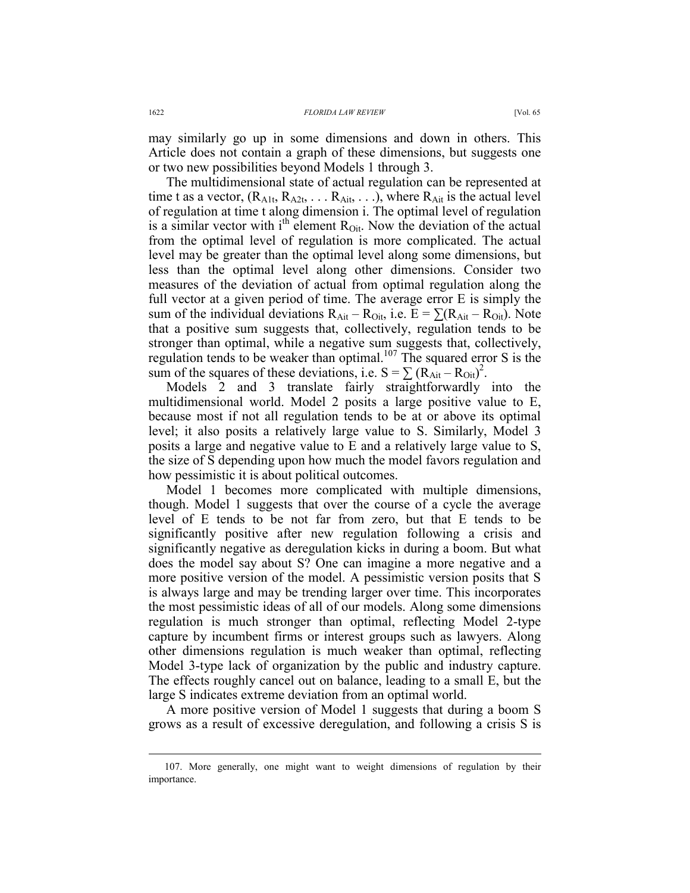may similarly go up in some dimensions and down in others. This Article does not contain a graph of these dimensions, but suggests one or two new possibilities beyond Models 1 through 3.

The multidimensional state of actual regulation can be represented at time t as a vector, $(R_{A1t}, R_{A2t}, \ldots R_{Ait}, \ldots)$, where $R_{Ait}$ is the actual level of regulation at time t along dimension i. The optimal level of regulation is a similar vector with i[th] element $R_{Oit}$. Now the deviation of the actual from the optimal level of regulation is more complicated. The actual level may be greater than the optimal level along some dimensions, but less than the optimal level along other dimensions. Consider two measures of the deviation of actual from optimal regulation along the full vector at a given period of time. The average error E is simply the sum of the individual deviations $R_{Ait} - R_{Oit}$, i.e. $E = \sum(R_{Ait} - R_{Oit})$. Note that a positive sum suggests that, collectively, regulation tends to be stronger than optimal, while a negative sum suggests that, collectively, regulation tends to be weaker than optimal.[107] The squared error S is the sum of the squares of these deviations, i.e. $S = \sum (R_{Ait} - R_{Oit})^2$.

Models 2 and 3 translate fairly straightforwardly into the multidimensional world. Model 2 posits a large positive value to E, because most if not all regulation tends to be at or above its optimal level; it also posits a relatively large value to S. Similarly, Model 3 posits a large and negative value to E and a relatively large value to S, the size of S depending upon how much the model favors regulation and how pessimistic it is about political outcomes.

Model 1 becomes more complicated with multiple dimensions, though. Model 1 suggests that over the course of a cycle the average level of E tends to be not far from zero, but that E tends to be significantly positive after new regulation following a crisis and significantly negative as deregulation kicks in during a boom. But what does the model say about S? One can imagine a more negative and a more positive version of the model. A pessimistic version posits that S is always large and may be trending larger over time. This incorporates the most pessimistic ideas of all of our models. Along some dimensions regulation is much stronger than optimal, reflecting Model 2-type capture by incumbent firms or interest groups such as lawyers. Along other dimensions regulation is much weaker than optimal, reflecting Model 3-type lack of organization by the public and industry capture. The effects roughly cancel out on balance, leading to a small E, but the large S indicates extreme deviation from an optimal world.

A more positive version of Model 1 suggests that during a boom S grows as a result of excessive deregulation, and following a crisis S is

107. More generally, one might want to weight dimensions of regulation by their importance.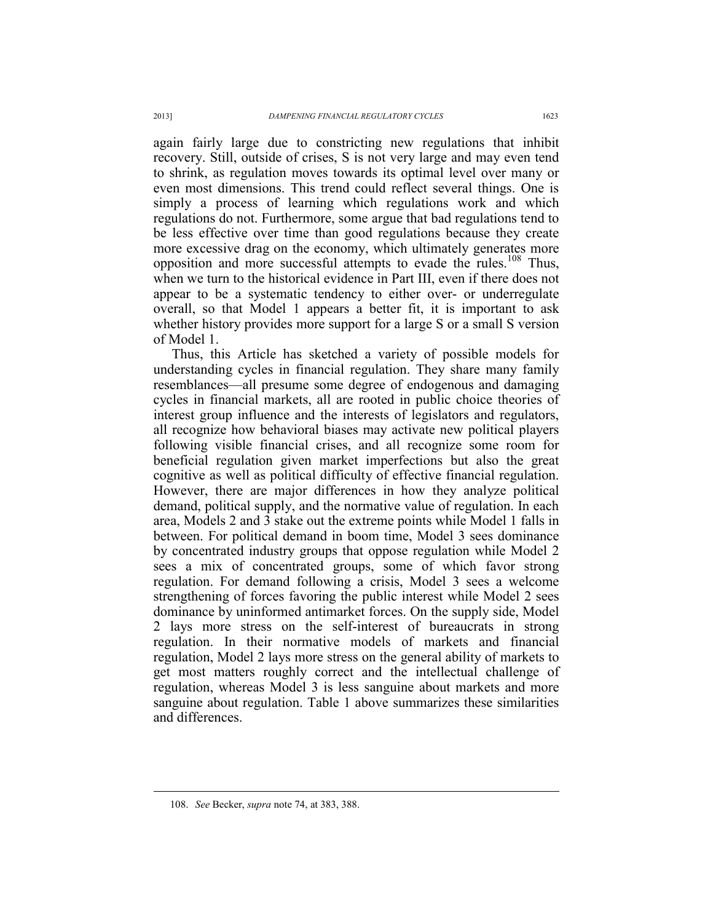again fairly large due to constricting new regulations that inhibit recovery. Still, outside of crises, S is not very large and may even tend to shrink, as regulation moves towards its optimal level over many or even most dimensions. This trend could reflect several things. One is simply a process of learning which regulations work and which regulations do not. Furthermore, some argue that bad regulations tend to be less effective over time than good regulations because they create more excessive drag on the economy, which ultimately generates more opposition and more successful attempts to evade the rules.[108] Thus, when we turn to the historical evidence in Part III, even if there does not appear to be a systematic tendency to either over- or underregulate overall, so that Model 1 appears a better fit, it is important to ask whether history provides more support for a large S or a small S version of Model 1.

Thus, this Article has sketched a variety of possible models for understanding cycles in financial regulation. They share many family resemblances—all presume some degree of endogenous and damaging cycles in financial markets, all are rooted in public choice theories of interest group influence and the interests of legislators and regulators, all recognize how behavioral biases may activate new political players following visible financial crises, and all recognize some room for beneficial regulation given market imperfections but also the great cognitive as well as political difficulty of effective financial regulation. However, there are major differences in how they analyze political demand, political supply, and the normative value of regulation. In each area, Models 2 and 3 stake out the extreme points while Model 1 falls in between. For political demand in boom time, Model 3 sees dominance by concentrated industry groups that oppose regulation while Model 2 sees a mix of concentrated groups, some of which favor strong regulation. For demand following a crisis, Model 3 sees a welcome strengthening of forces favoring the public interest while Model 2 sees dominance by uninformed antimarket forces. On the supply side, Model 2 lays more stress on the self-interest of bureaucrats in strong regulation. In their normative models of markets and financial regulation, Model 2 lays more stress on the general ability of markets to get most matters roughly correct and the intellectual challenge of regulation, whereas Model 3 is less sanguine about markets and more sanguine about regulation. Table 1 above summarizes these similarities and differences.

108. *See* Becker, *supra* note 74, at 383, 388.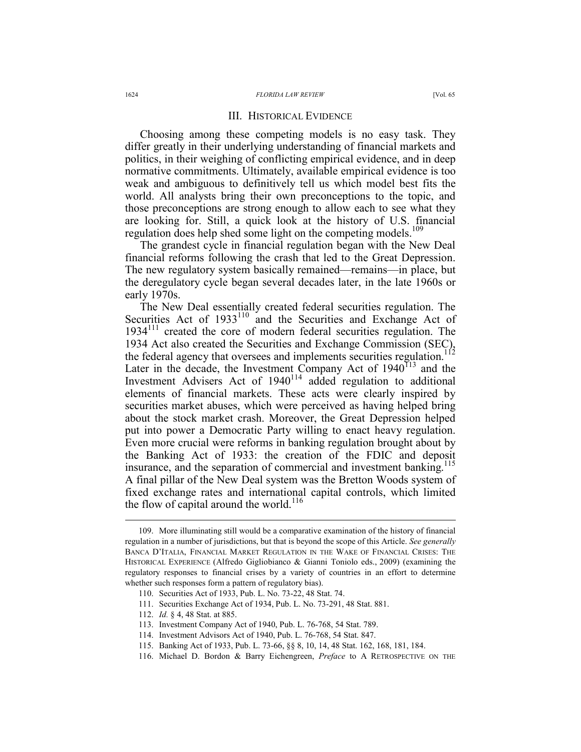## III. HISTORICAL EVIDENCE

Choosing among these competing models is no easy task. They differ greatly in their underlying understanding of financial markets and politics, in their weighing of conflicting empirical evidence, and in deep normative commitments. Ultimately, available empirical evidence is too weak and ambiguous to definitively tell us which model best fits the world. All analysts bring their own preconceptions to the topic, and those preconceptions are strong enough to allow each to see what they are looking for. Still, a quick look at the history of U.S. financial regulation does help shed some light on the competing models.[109]

The grandest cycle in financial regulation began with the New Deal financial reforms following the crash that led to the Great Depression. The new regulatory system basically remained—remains—in place, but the deregulatory cycle began several decades later, in the late 1960s or early 1970s.

The New Deal essentially created federal securities regulation. The Securities Act of 1933[110] and the Securities and Exchange Act of 1934[111] created the core of modern federal securities regulation. The 1934 Act also created the Securities and Exchange Commission (SEC), the federal agency that oversees and implements securities regulation.[112] Later in the decade, the Investment Company Act of 1940[113] and the Investment Advisers Act of 1940[114] added regulation to additional elements of financial markets. These acts were clearly inspired by securities market abuses, which were perceived as having helped bring about the stock market crash. Moreover, the Great Depression helped put into power a Democratic Party willing to enact heavy regulation. Even more crucial were reforms in banking regulation brought about by the Banking Act of 1933: the creation of the FDIC and deposit insurance, and the separation of commercial and investment banking.[115] A final pillar of the New Deal system was the Bretton Woods system of fixed exchange rates and international capital controls, which limited the flow of capital around the world.[116]

---

109. More illuminating still would be a comparative examination of the history of financial regulation in a number of jurisdictions, but that is beyond the scope of this Article. *See generally* BANCA D'ITALIA, FINANCIAL MARKET REGULATION IN THE WAKE OF FINANCIAL CRISES: THE HISTORICAL EXPERIENCE (Alfredo Gigliobianco & Gianni Toniolo eds., 2009) (examining the regulatory responses to financial crises by a variety of countries in an effort to determine whether such responses form a pattern of regulatory bias).

110. Securities Act of 1933, Pub. L. No. 73-22, 48 Stat. 74.

111. Securities Exchange Act of 1934, Pub. L. No. 73-291, 48 Stat. 881.

112. *Id.* § 4, 48 Stat. at 885.

113. Investment Company Act of 1940, Pub. L. 76-768, 54 Stat. 789.

114. Investment Advisors Act of 1940, Pub. L. 76-768, 54 Stat. 847.

115. Banking Act of 1933, Pub. L. 73-66, §§ 8, 10, 14, 48 Stat. 162, 168, 181, 184.

116. Michael D. Bordon & Barry Eichengreen, *Preface* to A RETROSPECTIVE ON THE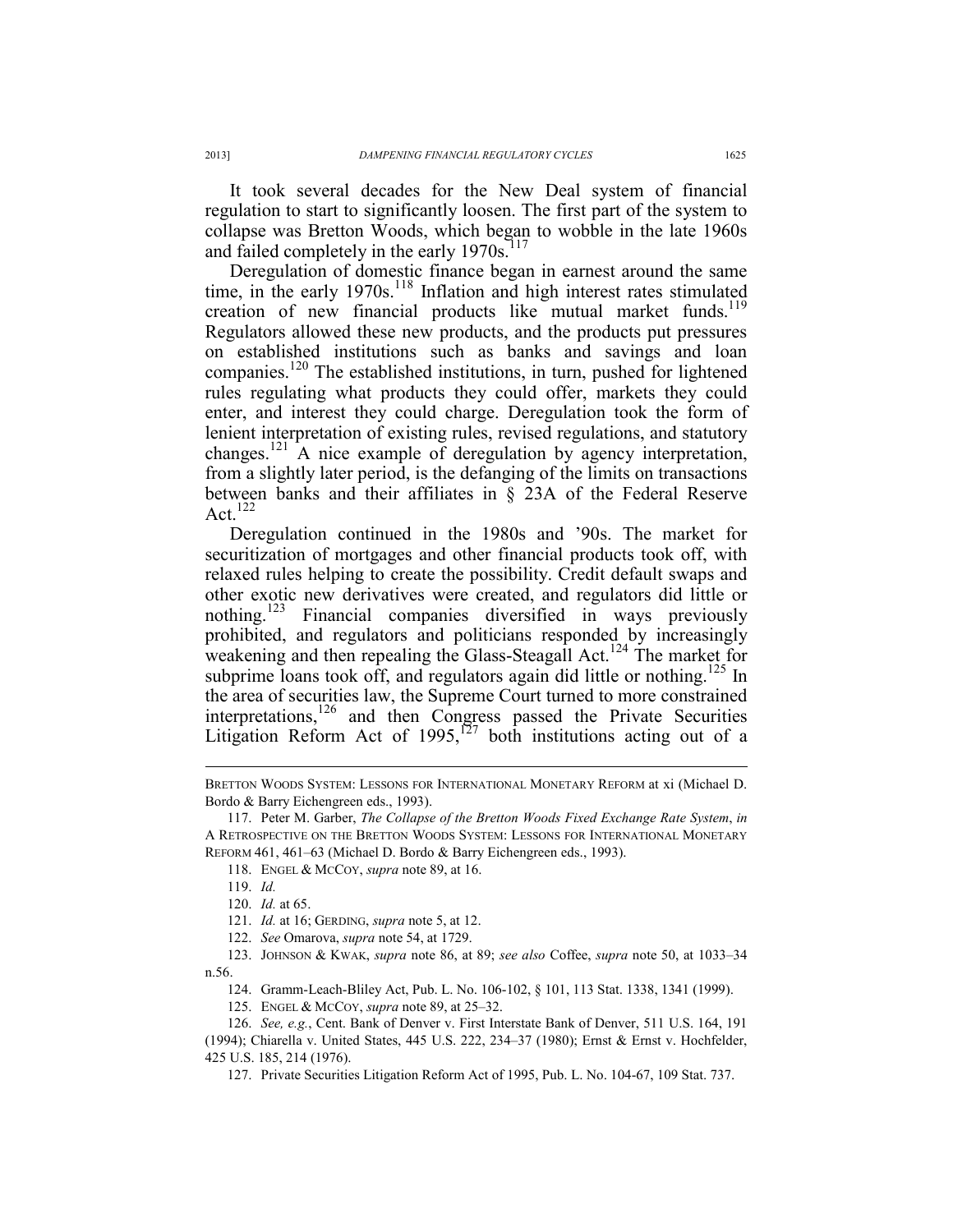It took several decades for the New Deal system of financial regulation to start to significantly loosen. The first part of the system to collapse was Bretton Woods, which began to wobble in the late 1960s and failed completely in the early 1970s.[117]

Deregulation of domestic finance began in earnest around the same time, in the early 1970s.[118] Inflation and high interest rates stimulated creation of new financial products like mutual market funds.[119] Regulators allowed these new products, and the products put pressures on established institutions such as banks and savings and loan companies.[120] The established institutions, in turn, pushed for lightened rules regulating what products they could offer, markets they could enter, and interest they could charge. Deregulation took the form of lenient interpretation of existing rules, revised regulations, and statutory changes.[121] A nice example of deregulation by agency interpretation, from a slightly later period, is the defanging of the limits on transactions between banks and their affiliates in § 23A of the Federal Reserve Act.[122]

Deregulation continued in the 1980s and '90s. The market for securitization of mortgages and other financial products took off, with relaxed rules helping to create the possibility. Credit default swaps and other exotic new derivatives were created, and regulators did little or nothing.[123] Financial companies diversified in ways previously prohibited, and regulators and politicians responded by increasingly weakening and then repealing the Glass-Steagall Act.[124] The market for subprime loans took off, and regulators again did little or nothing.[125] In the area of securities law, the Supreme Court turned to more constrained interpretations,[126] and then Congress passed the Private Securities Litigation Reform Act of 1995,[127] both institutions acting out of a

---

BRETTON WOODS SYSTEM: LESSONS FOR INTERNATIONAL MONETARY REFORM at xi (Michael D. Bordo & Barry Eichengreen eds., 1993).

117. Peter M. Garber, *The Collapse of the Bretton Woods Fixed Exchange Rate System*, *in* A RETROSPECTIVE ON THE BRETTON WOODS SYSTEM: LESSONS FOR INTERNATIONAL MONETARY REFORM 461, 461–63 (Michael D. Bordo & Barry Eichengreen eds., 1993).

118. ENGEL & MCCOY, *supra* note 89, at 16.

119. *Id.*

120. *Id.* at 65.

121. *Id.* at 16; GERDING, *supra* note 5, at 12.

122. *See* Omarova, *supra* note 54, at 1729.

123. JOHNSON & KWAK, *supra* note 86, at 89; *see also* Coffee, *supra* note 50, at 1033–34 n.56.

124. Gramm-Leach-Bliley Act, Pub. L. No. 106-102, § 101, 113 Stat. 1338, 1341 (1999).

125. ENGEL & MCCOY, *supra* note 89, at 25–32.

126. *See, e.g.*, Cent. Bank of Denver v. First Interstate Bank of Denver, 511 U.S. 164, 191 (1994); Chiarella v. United States, 445 U.S. 222, 234–37 (1980); Ernst & Ernst v. Hochfelder, 425 U.S. 185, 214 (1976).

127. Private Securities Litigation Reform Act of 1995, Pub. L. No. 104-67, 109 Stat. 737.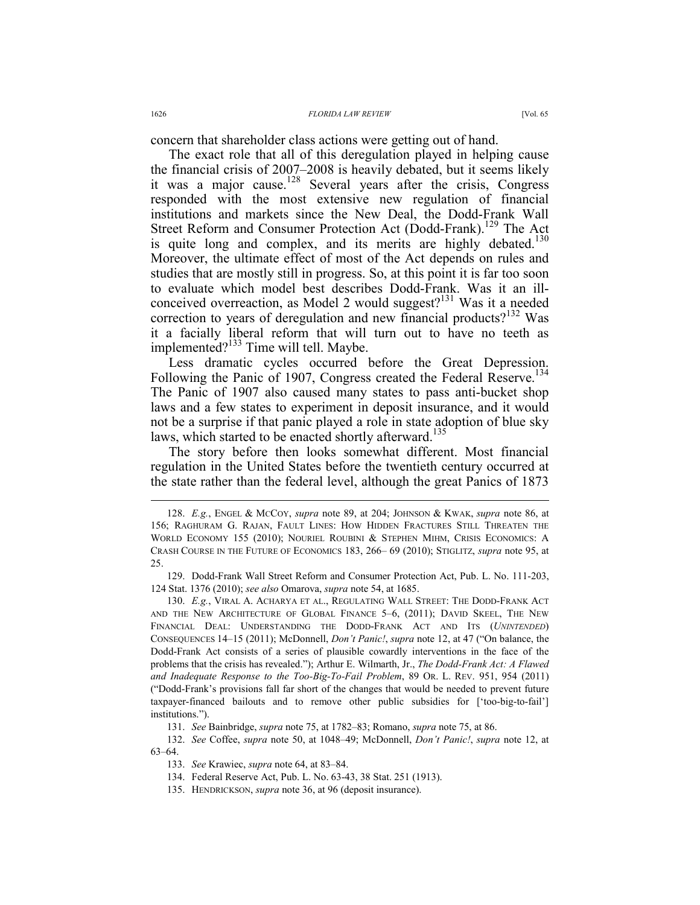concern that shareholder class actions were getting out of hand.

The exact role that all of this deregulation played in helping cause the financial crisis of 2007–2008 is heavily debated, but it seems likely it was a major cause.[128] Several years after the crisis, Congress responded with the most extensive new regulation of financial institutions and markets since the New Deal, the Dodd-Frank Wall Street Reform and Consumer Protection Act (Dodd-Frank).[129] The Act is quite long and complex, and its merits are highly debated.[130] Moreover, the ultimate effect of most of the Act depends on rules and studies that are mostly still in progress. So, at this point it is far too soon to evaluate which model best describes Dodd-Frank. Was it an ill-conceived overreaction, as Model 2 would suggest?[131] Was it a needed correction to years of deregulation and new financial products?[132] Was it a facially liberal reform that will turn out to have no teeth as implemented?[133] Time will tell. Maybe.

Less dramatic cycles occurred before the Great Depression. Following the Panic of 1907, Congress created the Federal Reserve.[134] The Panic of 1907 also caused many states to pass anti-bucket shop laws and a few states to experiment in deposit insurance, and it would not be a surprise if that panic played a role in state adoption of blue sky laws, which started to be enacted shortly afterward.[135]

The story before then looks somewhat different. Most financial regulation in the United States before the twentieth century occurred at the state rather than the federal level, although the great Panics of 1873

---

128. *E.g.*, ENGEL & MCCOY, *supra* note 89, at 204; JOHNSON & KWAK, *supra* note 86, at 156; RAGHURAM G. RAJAN, FAULT LINES: HOW HIDDEN FRACTURES STILL THREATEN THE WORLD ECONOMY 155 (2010); NOURIEL ROUBINI & STEPHEN MIHM, CRISIS ECONOMICS: A CRASH COURSE IN THE FUTURE OF ECONOMICS 183, 266– 69 (2010); STIGLITZ, *supra* note 95, at 25.

129. Dodd-Frank Wall Street Reform and Consumer Protection Act, Pub. L. No. 111-203, 124 Stat. 1376 (2010); *see also* Omarova, *supra* note 54, at 1685.

130. *E.g.*, VIRAL A. ACHARYA ET AL., REGULATING WALL STREET: THE DODD-FRANK ACT AND THE NEW ARCHITECTURE OF GLOBAL FINANCE 5–6, (2011); DAVID SKEEL, THE NEW FINANCIAL DEAL: UNDERSTANDING THE DODD-FRANK ACT AND ITS (*UNINTENDED*) CONSEQUENCES 14–15 (2011); McDonnell, *Don't Panic!*, *supra* note 12, at 47 ("On balance, the Dodd-Frank Act consists of a series of plausible cowardly interventions in the face of the problems that the crisis has revealed."); Arthur E. Wilmarth, Jr., *The Dodd-Frank Act: A Flawed and Inadequate Response to the Too-Big-To-Fail Problem*, 89 OR. L. REV. 951, 954 (2011) ("Dodd-Frank's provisions fall far short of the changes that would be needed to prevent future taxpayer-financed bailouts and to remove other public subsidies for ['too-big-to-fail'] institutions.").

131. *See* Bainbridge, *supra* note 75, at 1782–83; Romano, *supra* note 75, at 86.

132. *See* Coffee, *supra* note 50, at 1048–49; McDonnell, *Don't Panic!*, *supra* note 12, at 63–64.

133. *See* Krawiec, *supra* note 64, at 83–84.

134. Federal Reserve Act, Pub. L. No. 63-43, 38 Stat. 251 (1913).

135. HENDRICKSON, *supra* note 36, at 96 (deposit insurance).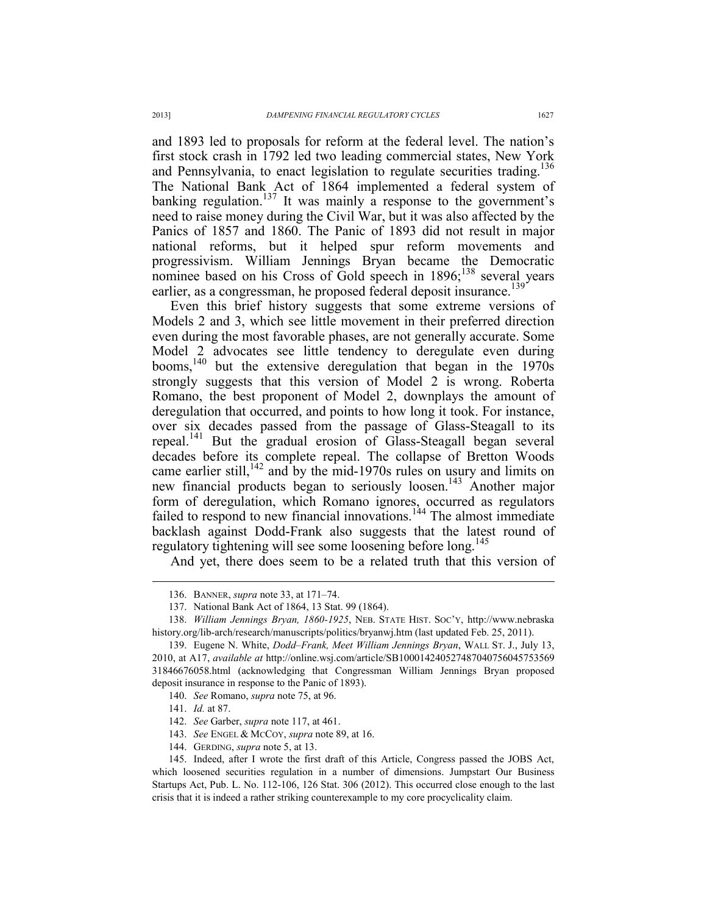and 1893 led to proposals for reform at the federal level. The nation's first stock crash in 1792 led two leading commercial states, New York and Pennsylvania, to enact legislation to regulate securities trading.[136] The National Bank Act of 1864 implemented a federal system of banking regulation.[137] It was mainly a response to the government's need to raise money during the Civil War, but it was also affected by the Panics of 1857 and 1860. The Panic of 1893 did not result in major national reforms, but it helped spur reform movements and progressivism. William Jennings Bryan became the Democratic nominee based on his Cross of Gold speech in 1896;[138] several years earlier, as a congressman, he proposed federal deposit insurance.[139]

Even this brief history suggests that some extreme versions of Models 2 and 3, which see little movement in their preferred direction even during the most favorable phases, are not generally accurate. Some Model 2 advocates see little tendency to deregulate even during booms,[140] but the extensive deregulation that began in the 1970s strongly suggests that this version of Model 2 is wrong. Roberta Romano, the best proponent of Model 2, downplays the amount of deregulation that occurred, and points to how long it took. For instance, over six decades passed from the passage of Glass-Steagall to its repeal.[141] But the gradual erosion of Glass-Steagall began several decades before its complete repeal. The collapse of Bretton Woods came earlier still,[142] and by the mid-1970s rules on usury and limits on new financial products began to seriously loosen.[143] Another major form of deregulation, which Romano ignores, occurred as regulators failed to respond to new financial innovations.[144] The almost immediate backlash against Dodd-Frank also suggests that the latest round of regulatory tightening will see some loosening before long.[145]

And yet, there does seem to be a related truth that this version of

---

136. BANNER, *supra* note 33, at 171–74.

137. National Bank Act of 1864, 13 Stat. 99 (1864).

138. *William Jennings Bryan, 1860-1925*, NEB. STATE HIST. SOC'Y, http://www.nebraskahistory.org/lib-arch/research/manuscripts/politics/bryanwj.htm (last updated Feb. 25, 2011).

139. Eugene N. White, *Dodd–Frank, Meet William Jennings Bryan*, WALL ST. J., July 13, 2010, at A17, *available at* http://online.wsj.com/article/SB10001424052748704075604575356931846676058.html (acknowledging that Congressman William Jennings Bryan proposed deposit insurance in response to the Panic of 1893).

140. *See* Romano, *supra* note 75, at 96.

141. *Id.* at 87.

142. *See* Garber, *supra* note 117, at 461.

143. *See* ENGEL & MCCOY, *supra* note 89, at 16.

144. GERDING, *supra* note 5, at 13.

145. Indeed, after I wrote the first draft of this Article, Congress passed the JOBS Act, which loosened securities regulation in a number of dimensions. Jumpstart Our Business Startups Act, Pub. L. No. 112-106, 126 Stat. 306 (2012). This occurred close enough to the last crisis that it is indeed a rather striking counterexample to my core procyclicality claim.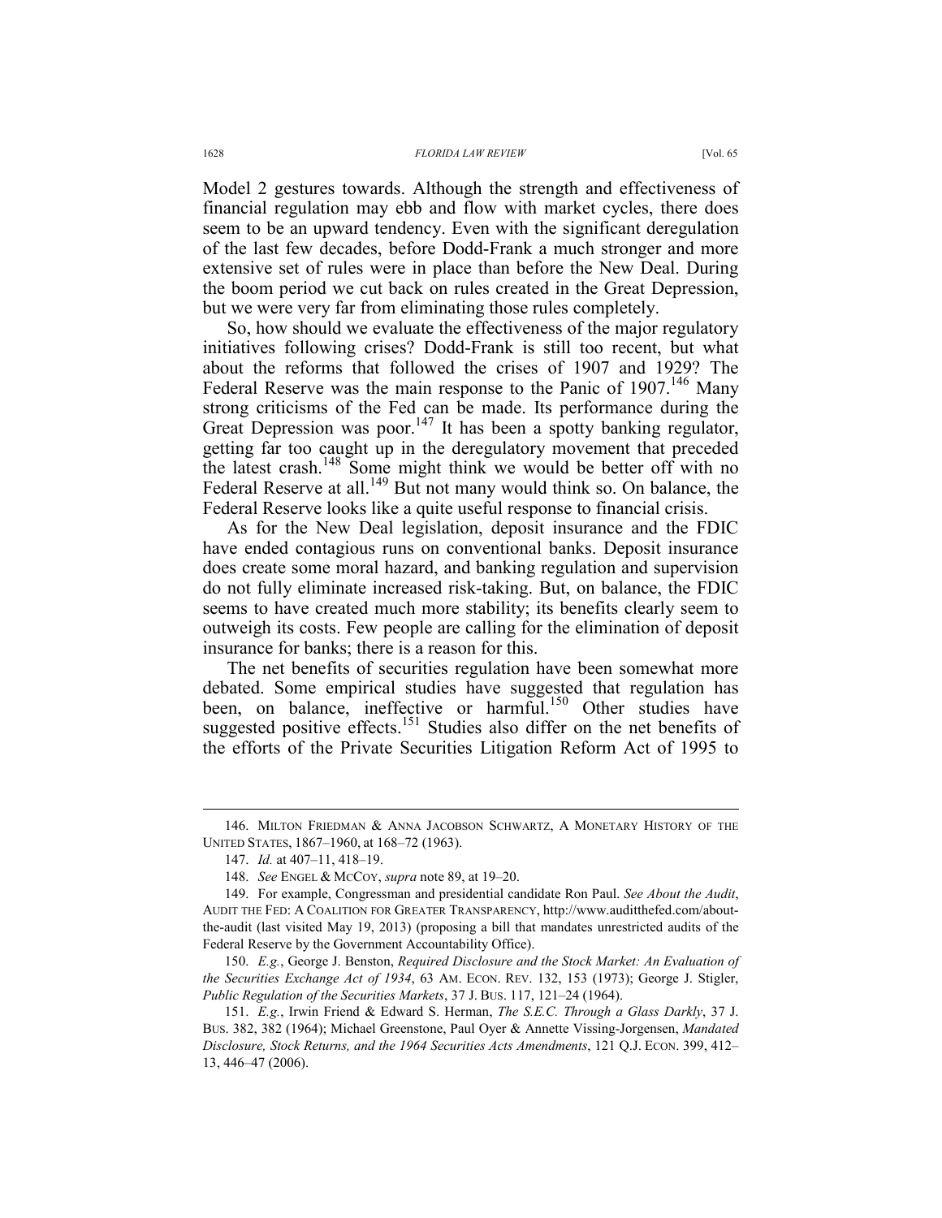Model 2 gestures towards. Although the strength and effectiveness of financial regulation may ebb and flow with market cycles, there does seem to be an upward tendency. Even with the significant deregulation of the last few decades, before Dodd-Frank a much stronger and more extensive set of rules were in place than before the New Deal. During the boom period we cut back on rules created in the Great Depression, but we were very far from eliminating those rules completely.

So, how should we evaluate the effectiveness of the major regulatory initiatives following crises? Dodd-Frank is still too recent, but what about the reforms that followed the crises of 1907 and 1929? The Federal Reserve was the main response to the Panic of 1907.[146] Many strong criticisms of the Fed can be made. Its performance during the Great Depression was poor.[147] It has been a spotty banking regulator, getting far too caught up in the deregulatory movement that preceded the latest crash.[148] Some might think we would be better off with no Federal Reserve at all.[149] But not many would think so. On balance, the Federal Reserve looks like a quite useful response to financial crisis.

As for the New Deal legislation, deposit insurance and the FDIC have ended contagious runs on conventional banks. Deposit insurance does create some moral hazard, and banking regulation and supervision do not fully eliminate increased risk-taking. But, on balance, the FDIC seems to have created much more stability; its benefits clearly seem to outweigh its costs. Few people are calling for the elimination of deposit insurance for banks; there is a reason for this.

The net benefits of securities regulation have been somewhat more debated. Some empirical studies have suggested that regulation has been, on balance, ineffective or harmful.[150] Other studies have suggested positive effects.[151] Studies also differ on the net benefits of the efforts of the Private Securities Litigation Reform Act of 1995 to

---

146. MILTON FRIEDMAN & ANNA JACOBSON SCHWARTZ, A MONETARY HISTORY OF THE UNITED STATES, 1867–1960, at 168–72 (1963).

147. *Id.* at 407–11, 418–19.

148. *See* ENGEL & MCCOY, *supra* note 89, at 19–20.

149. For example, Congressman and presidential candidate Ron Paul. *See About the Audit*, AUDIT THE FED: A COALITION FOR GREATER TRANSPARENCY, http://www.auditthefed.com/about-the-audit (last visited May 19, 2013) (proposing a bill that mandates unrestricted audits of the Federal Reserve by the Government Accountability Office).

150. *E.g.*, George J. Benston, *Required Disclosure and the Stock Market: An Evaluation of the Securities Exchange Act of 1934*, 63 AM. ECON. REV. 132, 153 (1973); George J. Stigler, *Public Regulation of the Securities Markets*, 37 J. BUS. 117, 121–24 (1964).

151. *E.g.*, Irwin Friend & Edward S. Herman, *The S.E.C. Through a Glass Darkly*, 37 J. BUS. 382, 382 (1964); Michael Greenstone, Paul Oyer & Annette Vissing-Jorgensen, *Mandated Disclosure, Stock Returns, and the 1964 Securities Acts Amendments*, 121 Q.J. ECON. 399, 412–13, 446–47 (2006).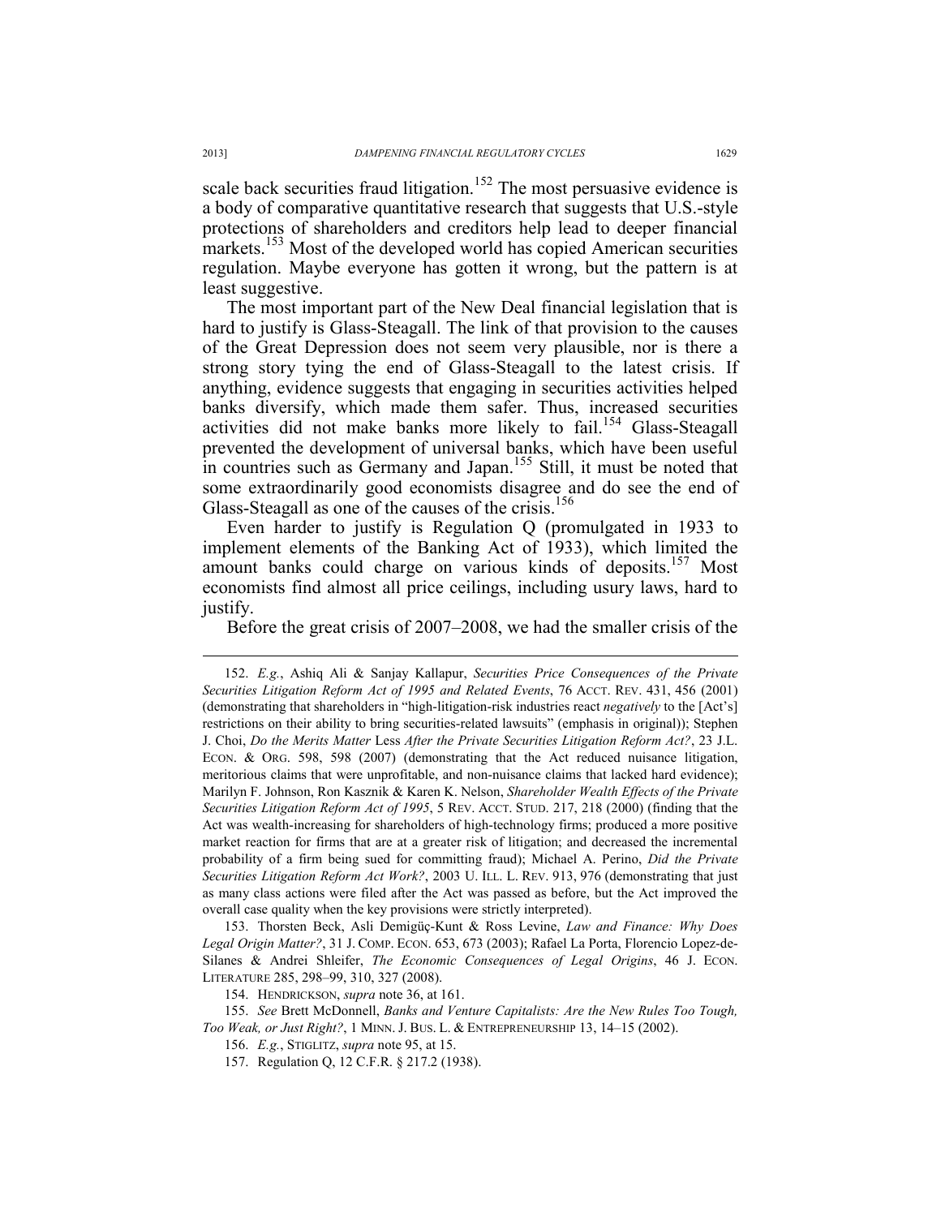scale back securities fraud litigation.[152] The most persuasive evidence is a body of comparative quantitative research that suggests that U.S.-style protections of shareholders and creditors help lead to deeper financial markets.[153] Most of the developed world has copied American securities regulation. Maybe everyone has gotten it wrong, but the pattern is at least suggestive.

The most important part of the New Deal financial legislation that is hard to justify is Glass-Steagall. The link of that provision to the causes of the Great Depression does not seem very plausible, nor is there a strong story tying the end of Glass-Steagall to the latest crisis. If anything, evidence suggests that engaging in securities activities helped banks diversify, which made them safer. Thus, increased securities activities did not make banks more likely to fail.[154] Glass-Steagall prevented the development of universal banks, which have been useful in countries such as Germany and Japan.[155] Still, it must be noted that some extraordinarily good economists disagree and do see the end of Glass-Steagall as one of the causes of the crisis.[156]

Even harder to justify is Regulation Q (promulgated in 1933 to implement elements of the Banking Act of 1933), which limited the amount banks could charge on various kinds of deposits.[157] Most economists find almost all price ceilings, including usury laws, hard to justify.

Before the great crisis of 2007–2008, we had the smaller crisis of the

---

152. *E.g.*, Ashiq Ali & Sanjay Kallapur, *Securities Price Consequences of the Private Securities Litigation Reform Act of 1995 and Related Events*, 76 ACCT. REV. 431, 456 (2001) (demonstrating that shareholders in "high-litigation-risk industries react *negatively* to the [Act's] restrictions on their ability to bring securities-related lawsuits" (emphasis in original)); Stephen J. Choi, *Do the Merits Matter* Less *After the Private Securities Litigation Reform Act?*, 23 J.L. ECON. & ORG. 598, 598 (2007) (demonstrating that the Act reduced nuisance litigation, meritorious claims that were unprofitable, and non-nuisance claims that lacked hard evidence); Marilyn F. Johnson, Ron Kasznik & Karen K. Nelson, *Shareholder Wealth Effects of the Private Securities Litigation Reform Act of 1995*, 5 REV. ACCT. STUD. 217, 218 (2000) (finding that the Act was wealth-increasing for shareholders of high-technology firms; produced a more positive market reaction for firms that are at a greater risk of litigation; and decreased the incremental probability of a firm being sued for committing fraud); Michael A. Perino, *Did the Private Securities Litigation Reform Act Work?*, 2003 U. ILL. L. REV. 913, 976 (demonstrating that just as many class actions were filed after the Act was passed as before, but the Act improved the overall case quality when the key provisions were strictly interpreted).

153. Thorsten Beck, Asli Demigüç-Kunt & Ross Levine, *Law and Finance: Why Does Legal Origin Matter?*, 31 J. COMP. ECON. 653, 673 (2003); Rafael La Porta, Florencio Lopez-de-Silanes & Andrei Shleifer, *The Economic Consequences of Legal Origins*, 46 J. ECON. LITERATURE 285, 298–99, 310, 327 (2008).

154. HENDRICKSON, *supra* note 36, at 161.

155. *See* Brett McDonnell, *Banks and Venture Capitalists: Are the New Rules Too Tough, Too Weak, or Just Right?*, 1 MINN. J. BUS. L. & ENTREPRENEURSHIP 13, 14–15 (2002).

156. *E.g.*, STIGLITZ, *supra* note 95, at 15.

157. Regulation Q, 12 C.F.R. § 217.2 (1938).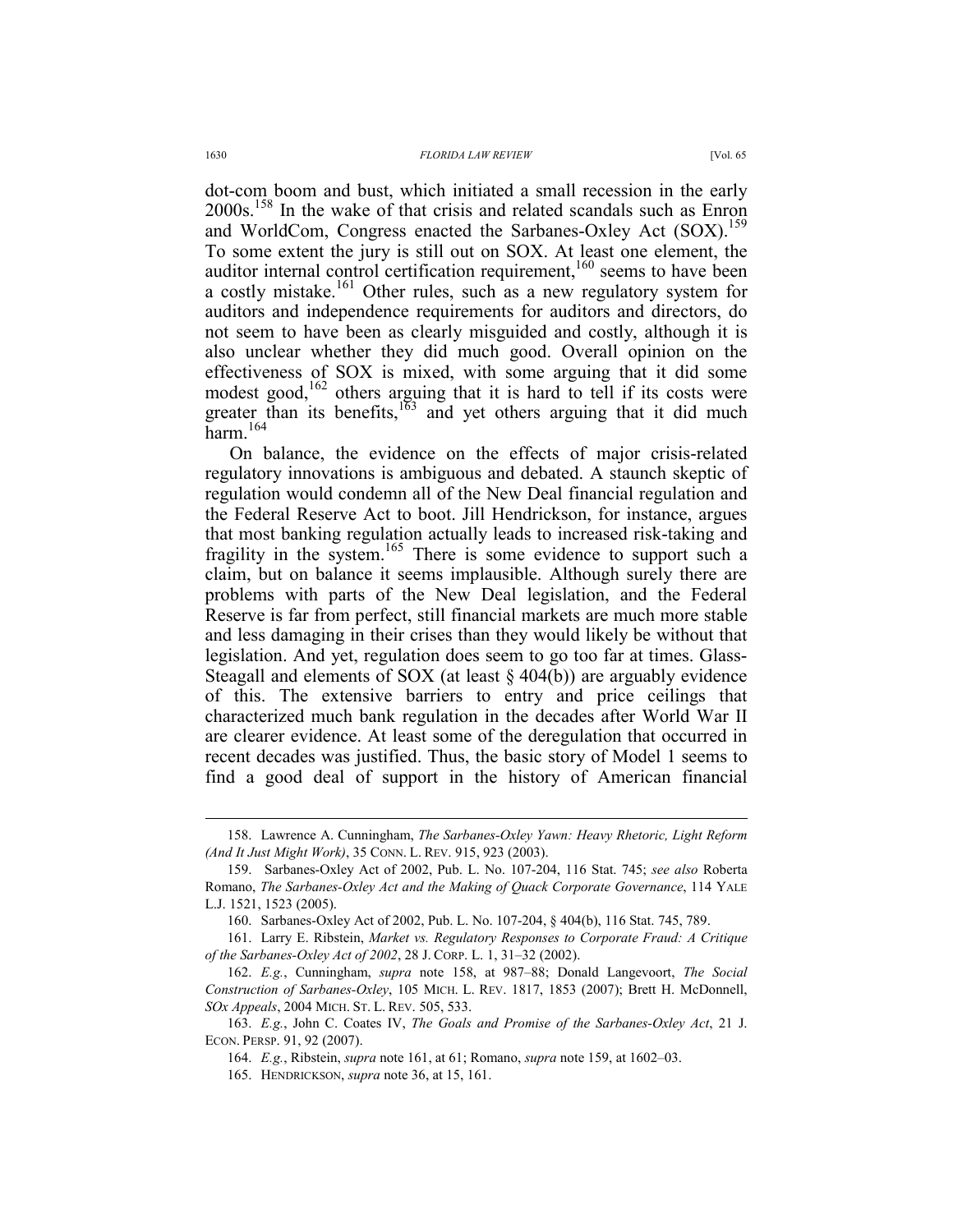dot-com boom and bust, which initiated a small recession in the early 2000s.[158] In the wake of that crisis and related scandals such as Enron and WorldCom, Congress enacted the Sarbanes-Oxley Act (SOX).[159] To some extent the jury is still out on SOX. At least one element, the auditor internal control certification requirement,[160] seems to have been a costly mistake.[161] Other rules, such as a new regulatory system for auditors and independence requirements for auditors and directors, do not seem to have been as clearly misguided and costly, although it is also unclear whether they did much good. Overall opinion on the effectiveness of SOX is mixed, with some arguing that it did some modest good,[162] others arguing that it is hard to tell if its costs were greater than its benefits,[163] and yet others arguing that it did much harm.[164]

On balance, the evidence on the effects of major crisis-related regulatory innovations is ambiguous and debated. A staunch skeptic of regulation would condemn all of the New Deal financial regulation and the Federal Reserve Act to boot. Jill Hendrickson, for instance, argues that most banking regulation actually leads to increased risk-taking and fragility in the system.[165] There is some evidence to support such a claim, but on balance it seems implausible. Although surely there are problems with parts of the New Deal legislation, and the Federal Reserve is far from perfect, still financial markets are much more stable and less damaging in their crises than they would likely be without that legislation. And yet, regulation does seem to go too far at times. Glass-Steagall and elements of SOX (at least § 404(b)) are arguably evidence of this. The extensive barriers to entry and price ceilings that characterized much bank regulation in the decades after World War II are clearer evidence. At least some of the deregulation that occurred in recent decades was justified. Thus, the basic story of Model 1 seems to find a good deal of support in the history of American financial

---

158. Lawrence A. Cunningham, *The Sarbanes-Oxley Yawn: Heavy Rhetoric, Light Reform (And It Just Might Work)*, 35 CONN. L. REV. 915, 923 (2003).

159. Sarbanes-Oxley Act of 2002, Pub. L. No. 107-204, 116 Stat. 745; *see also* Roberta Romano, *The Sarbanes-Oxley Act and the Making of Quack Corporate Governance*, 114 YALE L.J. 1521, 1523 (2005).

160. Sarbanes-Oxley Act of 2002, Pub. L. No. 107-204, § 404(b), 116 Stat. 745, 789.

161. Larry E. Ribstein, *Market vs. Regulatory Responses to Corporate Fraud: A Critique of the Sarbanes-Oxley Act of 2002*, 28 J. CORP. L. 1, 31–32 (2002).

162. *E.g.*, Cunningham, *supra* note 158, at 987–88; Donald Langevoort, *The Social Construction of Sarbanes-Oxley*, 105 MICH. L. REV. 1817, 1853 (2007); Brett H. McDonnell, *SOx Appeals*, 2004 MICH. ST. L. REV. 505, 533.

163. *E.g.*, John C. Coates IV, *The Goals and Promise of the Sarbanes-Oxley Act*, 21 J. ECON. PERSP. 91, 92 (2007).

164. *E.g.*, Ribstein, *supra* note 161, at 61; Romano, *supra* note 159, at 1602–03.

165. HENDRICKSON, *supra* note 36, at 15, 161.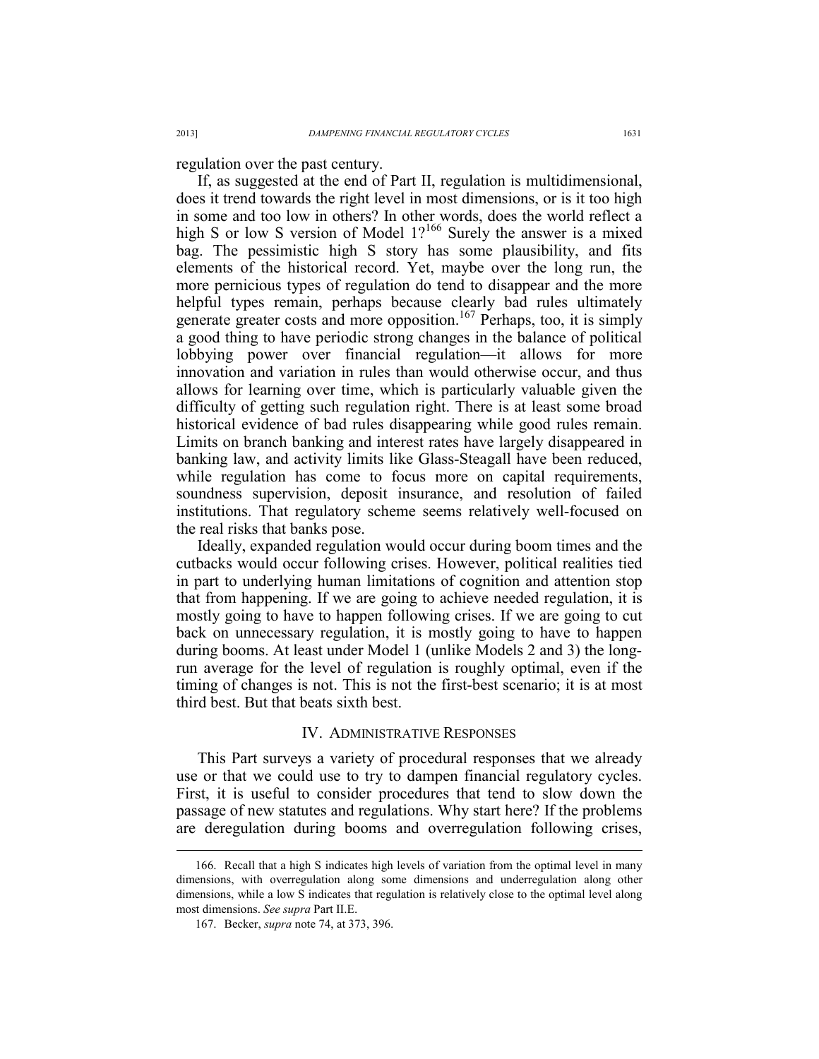regulation over the past century.

If, as suggested at the end of Part II, regulation is multidimensional, does it trend towards the right level in most dimensions, or is it too high in some and too low in others? In other words, does the world reflect a high S or low S version of Model 1?[166] Surely the answer is a mixed bag. The pessimistic high S story has some plausibility, and fits elements of the historical record. Yet, maybe over the long run, the more pernicious types of regulation do tend to disappear and the more helpful types remain, perhaps because clearly bad rules ultimately generate greater costs and more opposition.[167] Perhaps, too, it is simply a good thing to have periodic strong changes in the balance of political lobbying power over financial regulation—it allows for more innovation and variation in rules than would otherwise occur, and thus allows for learning over time, which is particularly valuable given the difficulty of getting such regulation right. There is at least some broad historical evidence of bad rules disappearing while good rules remain. Limits on branch banking and interest rates have largely disappeared in banking law, and activity limits like Glass-Steagall have been reduced, while regulation has come to focus more on capital requirements, soundness supervision, deposit insurance, and resolution of failed institutions. That regulatory scheme seems relatively well-focused on the real risks that banks pose.

Ideally, expanded regulation would occur during boom times and the cutbacks would occur following crises. However, political realities tied in part to underlying human limitations of cognition and attention stop that from happening. If we are going to achieve needed regulation, it is mostly going to have to happen following crises. If we are going to cut back on unnecessary regulation, it is mostly going to have to happen during booms. At least under Model 1 (unlike Models 2 and 3) the long-run average for the level of regulation is roughly optimal, even if the timing of changes is not. This is not the first-best scenario; it is at most third best. But that beats sixth best.

## IV. Administrative Responses

This Part surveys a variety of procedural responses that we already use or that we could use to try to dampen financial regulatory cycles. First, it is useful to consider procedures that tend to slow down the passage of new statutes and regulations. Why start here? If the problems are deregulation during booms and overregulation following crises,

---

166. Recall that a high S indicates high levels of variation from the optimal level in many dimensions, with overregulation along some dimensions and underregulation along other dimensions, while a low S indicates that regulation is relatively close to the optimal level along most dimensions. *See supra* Part II.E.

167. Becker, *supra* note 74, at 373, 396.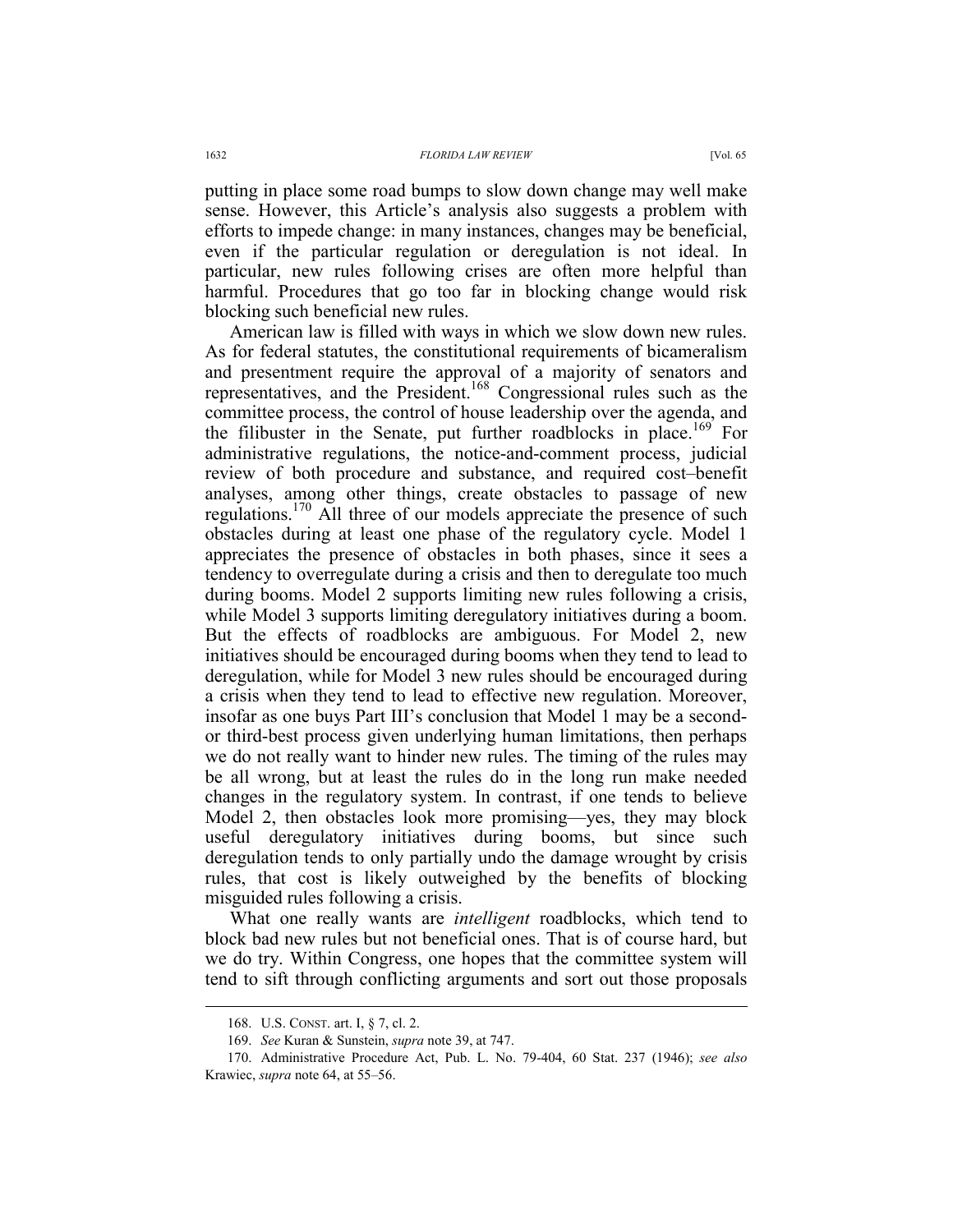putting in place some road bumps to slow down change may well make sense. However, this Article's analysis also suggests a problem with efforts to impede change: in many instances, changes may be beneficial, even if the particular regulation or deregulation is not ideal. In particular, new rules following crises are often more helpful than harmful. Procedures that go too far in blocking change would risk blocking such beneficial new rules.

American law is filled with ways in which we slow down new rules. As for federal statutes, the constitutional requirements of bicameralism and presentment require the approval of a majority of senators and representatives, and the President.[168] Congressional rules such as the committee process, the control of house leadership over the agenda, and the filibuster in the Senate, put further roadblocks in place.[169] For administrative regulations, the notice-and-comment process, judicial review of both procedure and substance, and required cost–benefit analyses, among other things, create obstacles to passage of new regulations.[170] All three of our models appreciate the presence of such obstacles during at least one phase of the regulatory cycle. Model 1 appreciates the presence of obstacles in both phases, since it sees a tendency to overregulate during a crisis and then to deregulate too much during booms. Model 2 supports limiting new rules following a crisis, while Model 3 supports limiting deregulatory initiatives during a boom. But the effects of roadblocks are ambiguous. For Model 2, new initiatives should be encouraged during booms when they tend to lead to deregulation, while for Model 3 new rules should be encouraged during a crisis when they tend to lead to effective new regulation. Moreover, insofar as one buys Part III's conclusion that Model 1 may be a second- or third-best process given underlying human limitations, then perhaps we do not really want to hinder new rules. The timing of the rules may be all wrong, but at least the rules do in the long run make needed changes in the regulatory system. In contrast, if one tends to believe Model 2, then obstacles look more promising—yes, they may block useful deregulatory initiatives during booms, but since such deregulation tends to only partially undo the damage wrought by crisis rules, that cost is likely outweighed by the benefits of blocking misguided rules following a crisis.

What one really wants are *intelligent* roadblocks, which tend to block bad new rules but not beneficial ones. That is of course hard, but we do try. Within Congress, one hopes that the committee system will tend to sift through conflicting arguments and sort out those proposals

---

168. U.S. CONST. art. I, § 7, cl. 2.

169. *See* Kuran & Sunstein, *supra* note 39, at 747.

170. Administrative Procedure Act, Pub. L. No. 79-404, 60 Stat. 237 (1946); *see also* Krawiec, *supra* note 64, at 55–56.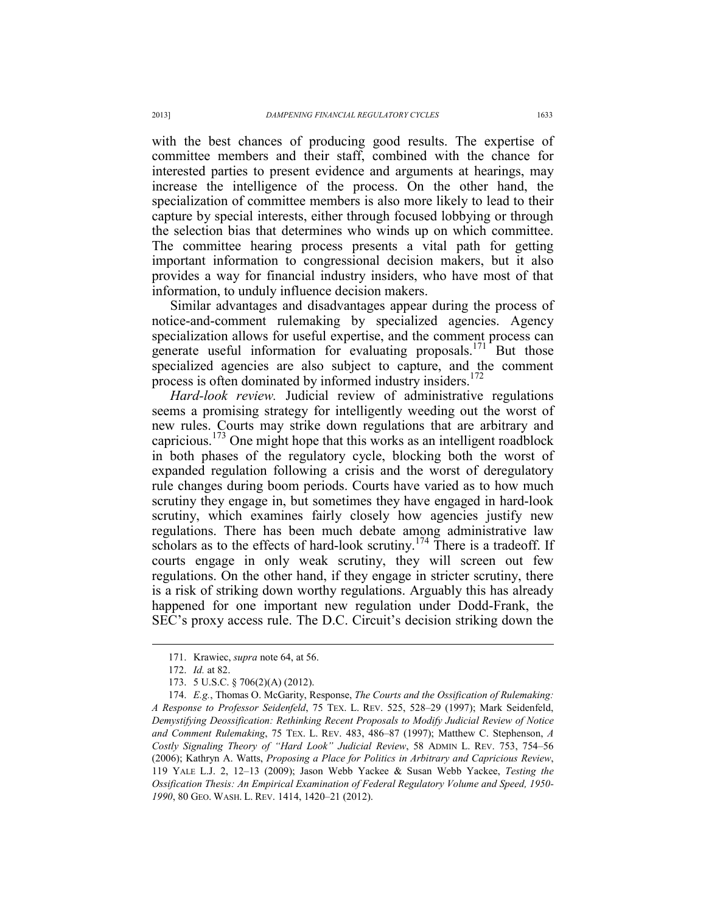with the best chances of producing good results. The expertise of committee members and their staff, combined with the chance for interested parties to present evidence and arguments at hearings, may increase the intelligence of the process. On the other hand, the specialization of committee members is also more likely to lead to their capture by special interests, either through focused lobbying or through the selection bias that determines who winds up on which committee. The committee hearing process presents a vital path for getting important information to congressional decision makers, but it also provides a way for financial industry insiders, who have most of that information, to unduly influence decision makers.

Similar advantages and disadvantages appear during the process of notice-and-comment rulemaking by specialized agencies. Agency specialization allows for useful expertise, and the comment process can generate useful information for evaluating proposals.[171] But those specialized agencies are also subject to capture, and the comment process is often dominated by informed industry insiders.[172]

*Hard-look review.* Judicial review of administrative regulations seems a promising strategy for intelligently weeding out the worst of new rules. Courts may strike down regulations that are arbitrary and capricious.[173] One might hope that this works as an intelligent roadblock in both phases of the regulatory cycle, blocking both the worst of expanded regulation following a crisis and the worst of deregulatory rule changes during boom periods. Courts have varied as to how much scrutiny they engage in, but sometimes they have engaged in hard-look scrutiny, which examines fairly closely how agencies justify new regulations. There has been much debate among administrative law scholars as to the effects of hard-look scrutiny.[174] There is a tradeoff. If courts engage in only weak scrutiny, they will screen out few regulations. On the other hand, if they engage in stricter scrutiny, there is a risk of striking down worthy regulations. Arguably this has already happened for one important new regulation under Dodd-Frank, the SEC's proxy access rule. The D.C. Circuit's decision striking down the

---

171. Krawiec, *supra* note 64, at 56.

172. *Id.* at 82.

173. 5 U.S.C. § 706(2)(A) (2012).

174. *E.g.*, Thomas O. McGarity, Response, *The Courts and the Ossification of Rulemaking: A Response to Professor Seidenfeld*, 75 TEX. L. REV. 525, 528–29 (1997); Mark Seidenfeld, *Demystifying Deossification: Rethinking Recent Proposals to Modify Judicial Review of Notice and Comment Rulemaking*, 75 TEX. L. REV. 483, 486–87 (1997); Matthew C. Stephenson, *A Costly Signaling Theory of "Hard Look" Judicial Review*, 58 ADMIN L. REV. 753, 754–56 (2006); Kathryn A. Watts, *Proposing a Place for Politics in Arbitrary and Capricious Review*, 119 YALE L.J. 2, 12–13 (2009); Jason Webb Yackee & Susan Webb Yackee, *Testing the Ossification Thesis: An Empirical Examination of Federal Regulatory Volume and Speed, 1950-1990*, 80 GEO. WASH. L. REV. 1414, 1420–21 (2012).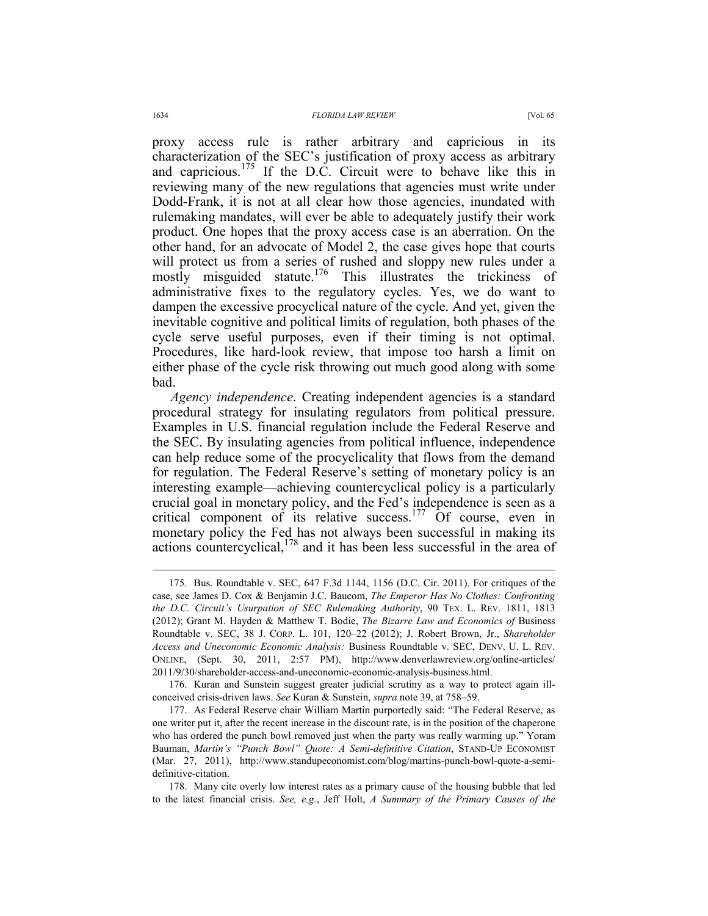proxy access rule is rather arbitrary and capricious in its characterization of the SEC's justification of proxy access as arbitrary and capricious.[175] If the D.C. Circuit were to behave like this in reviewing many of the new regulations that agencies must write under Dodd-Frank, it is not at all clear how those agencies, inundated with rulemaking mandates, will ever be able to adequately justify their work product. One hopes that the proxy access case is an aberration. On the other hand, for an advocate of Model 2, the case gives hope that courts will protect us from a series of rushed and sloppy new rules under a mostly misguided statute.[176] This illustrates the trickiness of administrative fixes to the regulatory cycles. Yes, we do want to dampen the excessive procyclical nature of the cycle. And yet, given the inevitable cognitive and political limits of regulation, both phases of the cycle serve useful purposes, even if their timing is not optimal. Procedures, like hard-look review, that impose too harsh a limit on either phase of the cycle risk throwing out much good along with some bad.

*Agency independence*. Creating independent agencies is a standard procedural strategy for insulating regulators from political pressure. Examples in U.S. financial regulation include the Federal Reserve and the SEC. By insulating agencies from political influence, independence can help reduce some of the procyclicality that flows from the demand for regulation. The Federal Reserve's setting of monetary policy is an interesting example—achieving countercyclical policy is a particularly crucial goal in monetary policy, and the Fed's independence is seen as a critical component of its relative success.[177] Of course, even in monetary policy the Fed has not always been successful in making its actions countercyclical,[178] and it has been less successful in the area of

---

175. Bus. Roundtable v. SEC, 647 F.3d 1144, 1156 (D.C. Cir. 2011). For critiques of the case, see James D. Cox & Benjamin J.C. Baucom, *The Emperor Has No Clothes: Confronting the D.C. Circuit's Usurpation of SEC Rulemaking Authority*, 90 TEX. L. REV. 1811, 1813 (2012); Grant M. Hayden & Matthew T. Bodie, *The Bizarre Law and Economics of* Business Roundtable v. SEC, 38 J. CORP. L. 101, 120–22 (2012); J. Robert Brown, Jr., *Shareholder Access and Uneconomic Economic Analysis:* Business Roundtable v. SEC, DENV. U. L. REV. ONLINE, (Sept. 30, 2011, 2:57 PM), http://www.denverlawreview.org/online-articles/2011/9/30/shareholder-access-and-uneconomic-economic-analysis-business.html.

176. Kuran and Sunstein suggest greater judicial scrutiny as a way to protect again ill-conceived crisis-driven laws. *See* Kuran & Sunstein, *supra* note 39, at 758–59.

177. As Federal Reserve chair William Martin purportedly said: "The Federal Reserve, as one writer put it, after the recent increase in the discount rate, is in the position of the chaperone who has ordered the punch bowl removed just when the party was really warming up." Yoram Bauman, *Martin's "Punch Bowl" Quote: A Semi-definitive Citation*, STAND-UP ECONOMIST (Mar. 27, 2011), http://www.standupeconomist.com/blog/martins-punch-bowl-quote-a-semi-definitive-citation.

178. Many cite overly low interest rates as a primary cause of the housing bubble that led to the latest financial crisis. *See, e.g.*, Jeff Holt, *A Summary of the Primary Causes of the*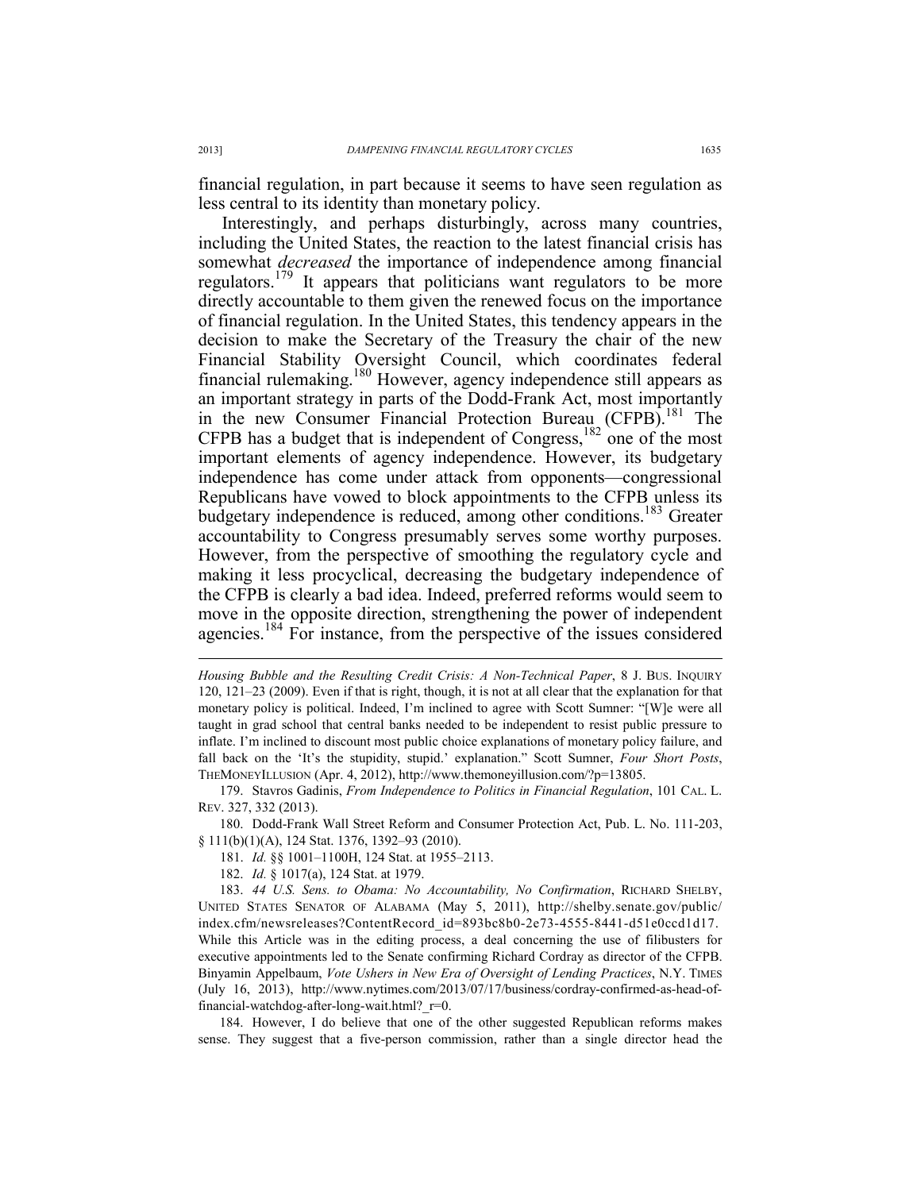financial regulation, in part because it seems to have seen regulation as less central to its identity than monetary policy.

Interestingly, and perhaps disturbingly, across many countries, including the United States, the reaction to the latest financial crisis has somewhat *decreased* the importance of independence among financial regulators.[179] It appears that politicians want regulators to be more directly accountable to them given the renewed focus on the importance of financial regulation. In the United States, this tendency appears in the decision to make the Secretary of the Treasury the chair of the new Financial Stability Oversight Council, which coordinates federal financial rulemaking.[180] However, agency independence still appears as an important strategy in parts of the Dodd-Frank Act, most importantly in the new Consumer Financial Protection Bureau (CFPB).[181] The CFPB has a budget that is independent of Congress,[182] one of the most important elements of agency independence. However, its budgetary independence has come under attack from opponents—congressional Republicans have vowed to block appointments to the CFPB unless its budgetary independence is reduced, among other conditions.[183] Greater accountability to Congress presumably serves some worthy purposes. However, from the perspective of smoothing the regulatory cycle and making it less procyclical, decreasing the budgetary independence of the CFPB is clearly a bad idea. Indeed, preferred reforms would seem to move in the opposite direction, strengthening the power of independent agencies.[184] For instance, from the perspective of the issues considered

---

*Housing Bubble and the Resulting Credit Crisis: A Non-Technical Paper*, 8 J. BUS. INQUIRY 120, 121–23 (2009). Even if that is right, though, it is not at all clear that the explanation for that monetary policy is political. Indeed, I'm inclined to agree with Scott Sumner: "[W]e were all taught in grad school that central banks needed to be independent to resist public pressure to inflate. I'm inclined to discount most public choice explanations of monetary policy failure, and fall back on the 'It's the stupidity, stupid.' explanation." Scott Sumner, *Four Short Posts*, THEMONEYILLUSION (Apr. 4, 2012), http://www.themoneyillusion.com/?p=13805.

179. Stavros Gadinis, *From Independence to Politics in Financial Regulation*, 101 CAL. L. REV. 327, 332 (2013).

180. Dodd-Frank Wall Street Reform and Consumer Protection Act, Pub. L. No. 111-203, § 111(b)(1)(A), 124 Stat. 1376, 1392–93 (2010).

181. *Id.* §§ 1001–1100H, 124 Stat. at 1955–2113.

182. *Id.* § 1017(a), 124 Stat. at 1979.

183. *44 U.S. Sens. to Obama: No Accountability, No Confirmation*, RICHARD SHELBY, UNITED STATES SENATOR OF ALABAMA (May 5, 2011), http://shelby.senate.gov/public/index.cfm/newsreleases?ContentRecord_id=893bc8b0-2e73-4555-8441-d51e0ccd1d17. While this Article was in the editing process, a deal concerning the use of filibusters for executive appointments led to the Senate confirming Richard Cordray as director of the CFPB. Binyamin Appelbaum, *Vote Ushers in New Era of Oversight of Lending Practices*, N.Y. TIMES (July 16, 2013), http://www.nytimes.com/2013/07/17/business/cordray-confirmed-as-head-of-financial-watchdog-after-long-wait.html?_r=0.

184. However, I do believe that one of the other suggested Republican reforms makes sense. They suggest that a five-person commission, rather than a single director head the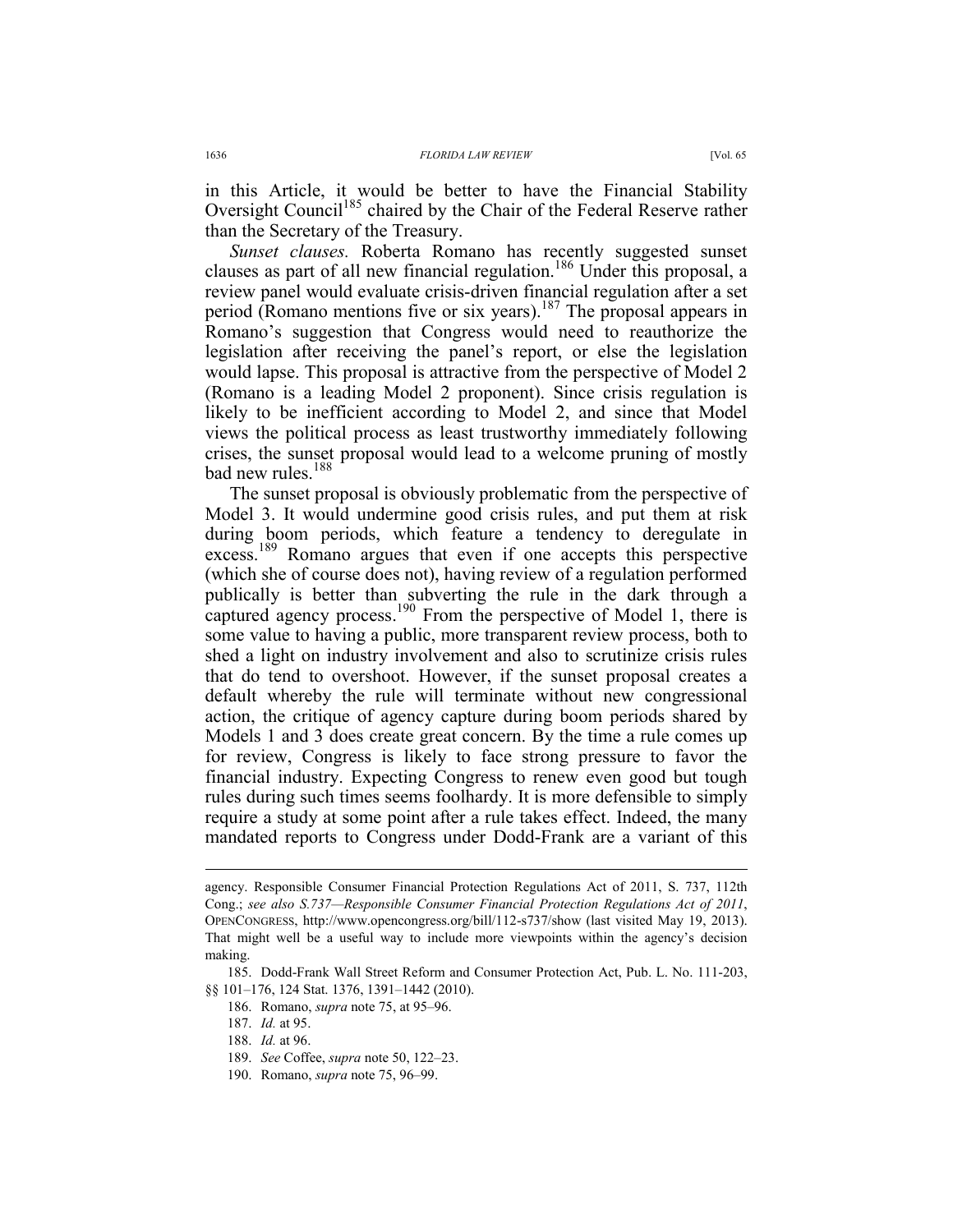in this Article, it would be better to have the Financial Stability Oversight Council[185] chaired by the Chair of the Federal Reserve rather than the Secretary of the Treasury.

*Sunset clauses.* Roberta Romano has recently suggested sunset clauses as part of all new financial regulation.[186] Under this proposal, a review panel would evaluate crisis-driven financial regulation after a set period (Romano mentions five or six years).[187] The proposal appears in Romano's suggestion that Congress would need to reauthorize the legislation after receiving the panel's report, or else the legislation would lapse. This proposal is attractive from the perspective of Model 2 (Romano is a leading Model 2 proponent). Since crisis regulation is likely to be inefficient according to Model 2, and since that Model views the political process as least trustworthy immediately following crises, the sunset proposal would lead to a welcome pruning of mostly bad new rules.[188]

The sunset proposal is obviously problematic from the perspective of Model 3. It would undermine good crisis rules, and put them at risk during boom periods, which feature a tendency to deregulate in excess.[189] Romano argues that even if one accepts this perspective (which she of course does not), having review of a regulation performed publically is better than subverting the rule in the dark through a captured agency process.[190] From the perspective of Model 1, there is some value to having a public, more transparent review process, both to shed a light on industry involvement and also to scrutinize crisis rules that do tend to overshoot. However, if the sunset proposal creates a default whereby the rule will terminate without new congressional action, the critique of agency capture during boom periods shared by Models 1 and 3 does create great concern. By the time a rule comes up for review, Congress is likely to face strong pressure to favor the financial industry. Expecting Congress to renew even good but tough rules during such times seems foolhardy. It is more defensible to simply require a study at some point after a rule takes effect. Indeed, the many mandated reports to Congress under Dodd-Frank are a variant of this

---

agency. Responsible Consumer Financial Protection Regulations Act of 2011, S. 737, 112th Cong.; *see also S.737—Responsible Consumer Financial Protection Regulations Act of 2011*, OPENCONGRESS, http://www.opencongress.org/bill/112-s737/show (last visited May 19, 2013). That might well be a useful way to include more viewpoints within the agency's decision making.

185. Dodd-Frank Wall Street Reform and Consumer Protection Act, Pub. L. No. 111-203, §§ 101–176, 124 Stat. 1376, 1391–1442 (2010).

186. Romano, *supra* note 75, at 95–96.

187. *Id.* at 95.

188. *Id.* at 96.

189. *See* Coffee, *supra* note 50, 122–23.

190. Romano, *supra* note 75, 96–99.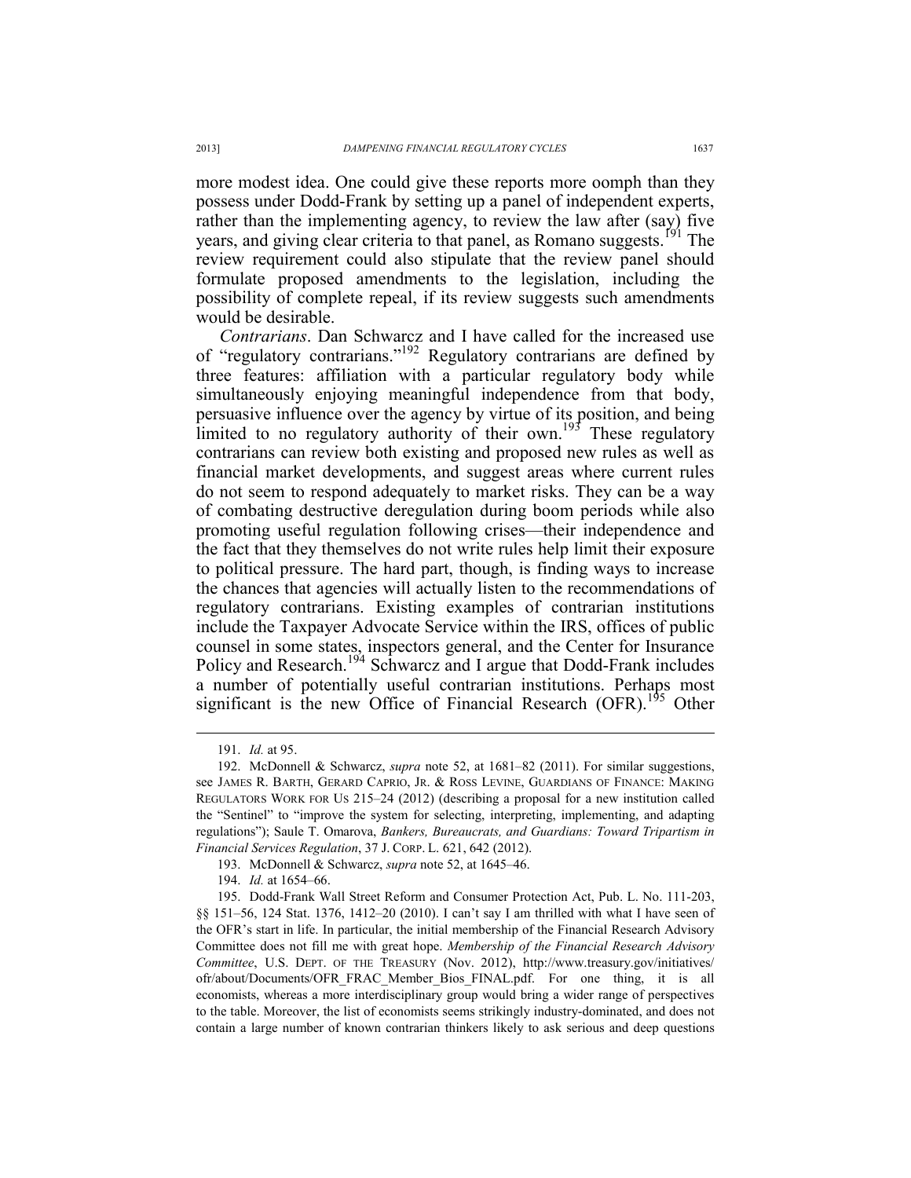more modest idea. One could give these reports more oomph than they possess under Dodd-Frank by setting up a panel of independent experts, rather than the implementing agency, to review the law after (say) five years, and giving clear criteria to that panel, as Romano suggests.[191] The review requirement could also stipulate that the review panel should formulate proposed amendments to the legislation, including the possibility of complete repeal, if its review suggests such amendments would be desirable.

*Contrarians*. Dan Schwarcz and I have called for the increased use of "regulatory contrarians."[192] Regulatory contrarians are defined by three features: affiliation with a particular regulatory body while simultaneously enjoying meaningful independence from that body, persuasive influence over the agency by virtue of its position, and being limited to no regulatory authority of their own.[193] These regulatory contrarians can review both existing and proposed new rules as well as financial market developments, and suggest areas where current rules do not seem to respond adequately to market risks. They can be a way of combating destructive deregulation during boom periods while also promoting useful regulation following crises—their independence and the fact that they themselves do not write rules help limit their exposure to political pressure. The hard part, though, is finding ways to increase the chances that agencies will actually listen to the recommendations of regulatory contrarians. Existing examples of contrarian institutions include the Taxpayer Advocate Service within the IRS, offices of public counsel in some states, inspectors general, and the Center for Insurance Policy and Research.[194] Schwarcz and I argue that Dodd-Frank includes a number of potentially useful contrarian institutions. Perhaps most significant is the new Office of Financial Research (OFR).[195] Other

191. *Id.* at 95.

192. McDonnell & Schwarcz, *supra* note 52, at 1681–82 (2011). For similar suggestions, see JAMES R. BARTH, GERARD CAPRIO, JR. & ROSS LEVINE, GUARDIANS OF FINANCE: MAKING REGULATORS WORK FOR US 215–24 (2012) (describing a proposal for a new institution called the "Sentinel" to "improve the system for selecting, interpreting, implementing, and adapting regulations"); Saule T. Omarova, *Bankers, Bureaucrats, and Guardians: Toward Tripartism in Financial Services Regulation*, 37 J. CORP. L. 621, 642 (2012).

193. McDonnell & Schwarcz, *supra* note 52, at 1645–46.

194. *Id.* at 1654–66.

195. Dodd-Frank Wall Street Reform and Consumer Protection Act, Pub. L. No. 111-203, §§ 151–56, 124 Stat. 1376, 1412–20 (2010). I can't say I am thrilled with what I have seen of the OFR's start in life. In particular, the initial membership of the Financial Research Advisory Committee does not fill me with great hope. *Membership of the Financial Research Advisory Committee*, U.S. DEPT. OF THE TREASURY (Nov. 2012), http://www.treasury.gov/initiatives/ofr/about/Documents/OFR_FRAC_Member_Bios_FINAL.pdf. For one thing, it is all economists, whereas a more interdisciplinary group would bring a wider range of perspectives to the table. Moreover, the list of economists seems strikingly industry-dominated, and does not contain a large number of known contrarian thinkers likely to ask serious and deep questions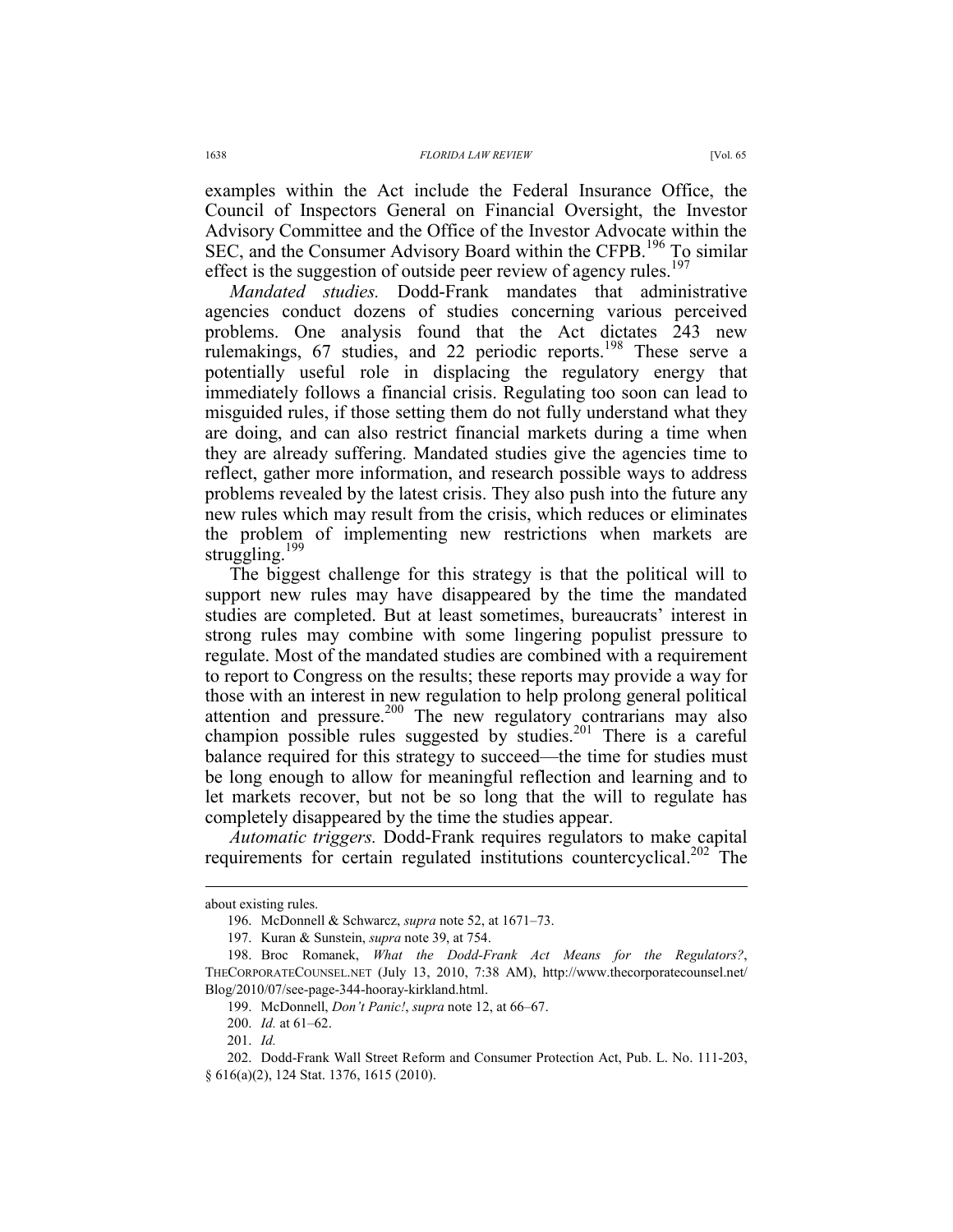examples within the Act include the Federal Insurance Office, the Council of Inspectors General on Financial Oversight, the Investor Advisory Committee and the Office of the Investor Advocate within the SEC, and the Consumer Advisory Board within the CFPB.[196] To similar effect is the suggestion of outside peer review of agency rules.[197]

*Mandated studies.* Dodd-Frank mandates that administrative agencies conduct dozens of studies concerning various perceived problems. One analysis found that the Act dictates 243 new rulemakings, 67 studies, and 22 periodic reports.[198] These serve a potentially useful role in displacing the regulatory energy that immediately follows a financial crisis. Regulating too soon can lead to misguided rules, if those setting them do not fully understand what they are doing, and can also restrict financial markets during a time when they are already suffering. Mandated studies give the agencies time to reflect, gather more information, and research possible ways to address problems revealed by the latest crisis. They also push into the future any new rules which may result from the crisis, which reduces or eliminates the problem of implementing new restrictions when markets are struggling.[199]

The biggest challenge for this strategy is that the political will to support new rules may have disappeared by the time the mandated studies are completed. But at least sometimes, bureaucrats' interest in strong rules may combine with some lingering populist pressure to regulate. Most of the mandated studies are combined with a requirement to report to Congress on the results; these reports may provide a way for those with an interest in new regulation to help prolong general political attention and pressure.[200] The new regulatory contrarians may also champion possible rules suggested by studies.[201] There is a careful balance required for this strategy to succeed—the time for studies must be long enough to allow for meaningful reflection and learning and to let markets recover, but not be so long that the will to regulate has completely disappeared by the time the studies appear.

*Automatic triggers.* Dodd-Frank requires regulators to make capital requirements for certain regulated institutions countercyclical.[202] The

---

about existing rules.

196. McDonnell & Schwarcz, *supra* note 52, at 1671–73.

197. Kuran & Sunstein, *supra* note 39, at 754.

198. Broc Romanek, *What the Dodd-Frank Act Means for the Regulators?*, THECORPORATECOUNSEL.NET (July 13, 2010, 7:38 AM), http://www.thecorporatecounsel.net/Blog/2010/07/see-page-344-hooray-kirkland.html.

199. McDonnell, *Don't Panic!*, *supra* note 12, at 66–67.

200. *Id.* at 61–62.

201. *Id.*

202. Dodd-Frank Wall Street Reform and Consumer Protection Act, Pub. L. No. 111-203, § 616(a)(2), 124 Stat. 1376, 1615 (2010).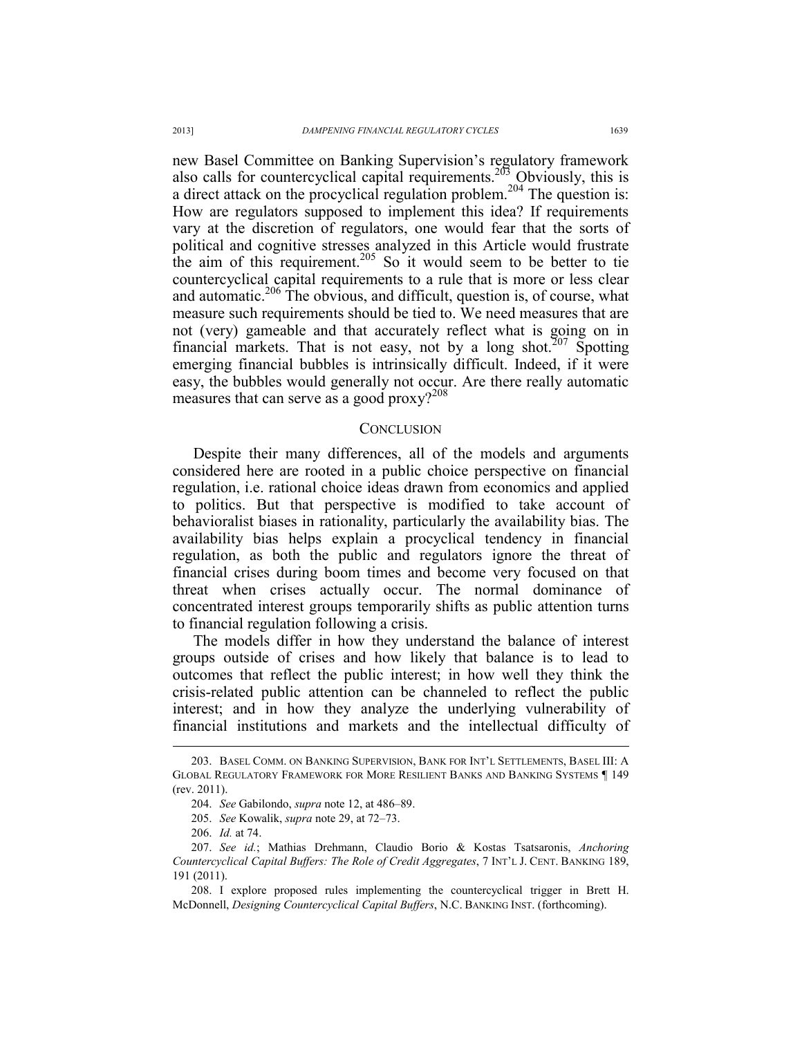new Basel Committee on Banking Supervision's regulatory framework also calls for countercyclical capital requirements.[203] Obviously, this is a direct attack on the procyclical regulation problem.[204] The question is: How are regulators supposed to implement this idea? If requirements vary at the discretion of regulators, one would fear that the sorts of political and cognitive stresses analyzed in this Article would frustrate the aim of this requirement.[205] So it would seem to be better to tie countercyclical capital requirements to a rule that is more or less clear and automatic.[206] The obvious, and difficult, question is, of course, what measure such requirements should be tied to. We need measures that are not (very) gameable and that accurately reflect what is going on in financial markets. That is not easy, not by a long shot.[207] Spotting emerging financial bubbles is intrinsically difficult. Indeed, if it were easy, the bubbles would generally not occur. Are there really automatic measures that can serve as a good proxy?[208]

## CONCLUSION

Despite their many differences, all of the models and arguments considered here are rooted in a public choice perspective on financial regulation, i.e. rational choice ideas drawn from economics and applied to politics. But that perspective is modified to take account of behavioralist biases in rationality, particularly the availability bias. The availability bias helps explain a procyclical tendency in financial regulation, as both the public and regulators ignore the threat of financial crises during boom times and become very focused on that threat when crises actually occur. The normal dominance of concentrated interest groups temporarily shifts as public attention turns to financial regulation following a crisis.

The models differ in how they understand the balance of interest groups outside of crises and how likely that balance is to lead to outcomes that reflect the public interest; in how well they think the crisis-related public attention can be channeled to reflect the public interest; and in how they analyze the underlying vulnerability of financial institutions and markets and the intellectual difficulty of

---

203. BASEL COMM. ON BANKING SUPERVISION, BANK FOR INT'L SETTLEMENTS, BASEL III: A GLOBAL REGULATORY FRAMEWORK FOR MORE RESILIENT BANKS AND BANKING SYSTEMS ¶ 149 (rev. 2011).

204. *See* Gabilondo, *supra* note 12, at 486–89.

205. *See* Kowalik, *supra* note 29, at 72–73.

206. *Id.* at 74.

207. *See id.*; Mathias Drehmann, Claudio Borio & Kostas Tsatsaronis, *Anchoring Countercyclical Capital Buffers: The Role of Credit Aggregates*, 7 INT'L J. CENT. BANKING 189, 191 (2011).

208. I explore proposed rules implementing the countercyclical trigger in Brett H. McDonnell, *Designing Countercyclical Capital Buffers*, N.C. BANKING INST. (forthcoming).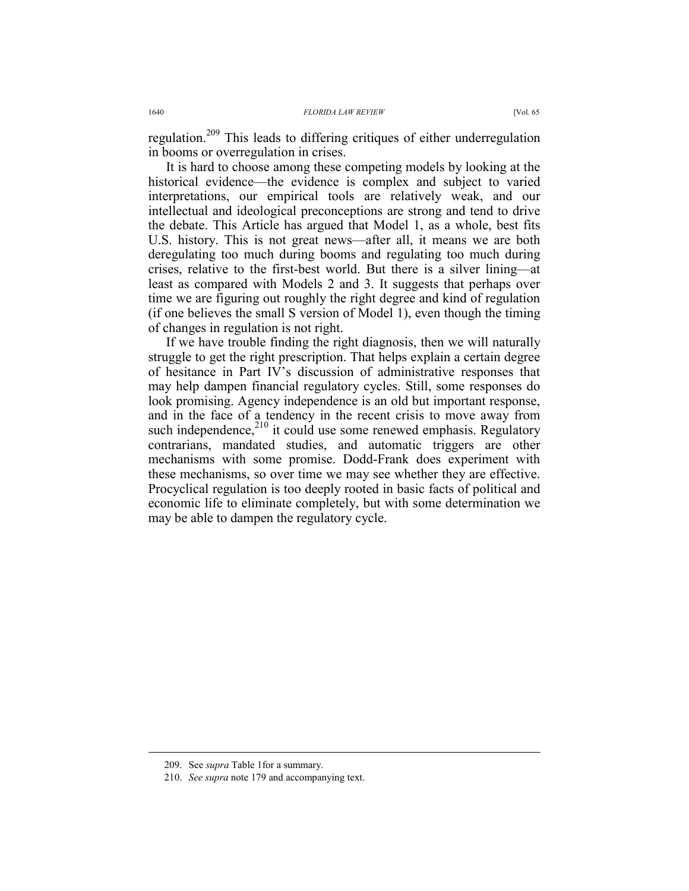regulation.[209] This leads to differing critiques of either underregulation in booms or overregulation in crises.

It is hard to choose among these competing models by looking at the historical evidence—the evidence is complex and subject to varied interpretations, our empirical tools are relatively weak, and our intellectual and ideological preconceptions are strong and tend to drive the debate. This Article has argued that Model 1, as a whole, best fits U.S. history. This is not great news—after all, it means we are both deregulating too much during booms and regulating too much during crises, relative to the first-best world. But there is a silver lining—at least as compared with Models 2 and 3. It suggests that perhaps over time we are figuring out roughly the right degree and kind of regulation (if one believes the small S version of Model 1), even though the timing of changes in regulation is not right.

If we have trouble finding the right diagnosis, then we will naturally struggle to get the right prescription. That helps explain a certain degree of hesitance in Part IV's discussion of administrative responses that may help dampen financial regulatory cycles. Still, some responses do look promising. Agency independence is an old but important response, and in the face of a tendency in the recent crisis to move away from such independence,[210] it could use some renewed emphasis. Regulatory contrarians, mandated studies, and automatic triggers are other mechanisms with some promise. Dodd-Frank does experiment with these mechanisms, so over time we may see whether they are effective. Procyclical regulation is too deeply rooted in basic facts of political and economic life to eliminate completely, but with some determination we may be able to dampen the regulatory cycle.

---

209. See *supra* Table 1for a summary.

210. *See supra* note 179 and accompanying text.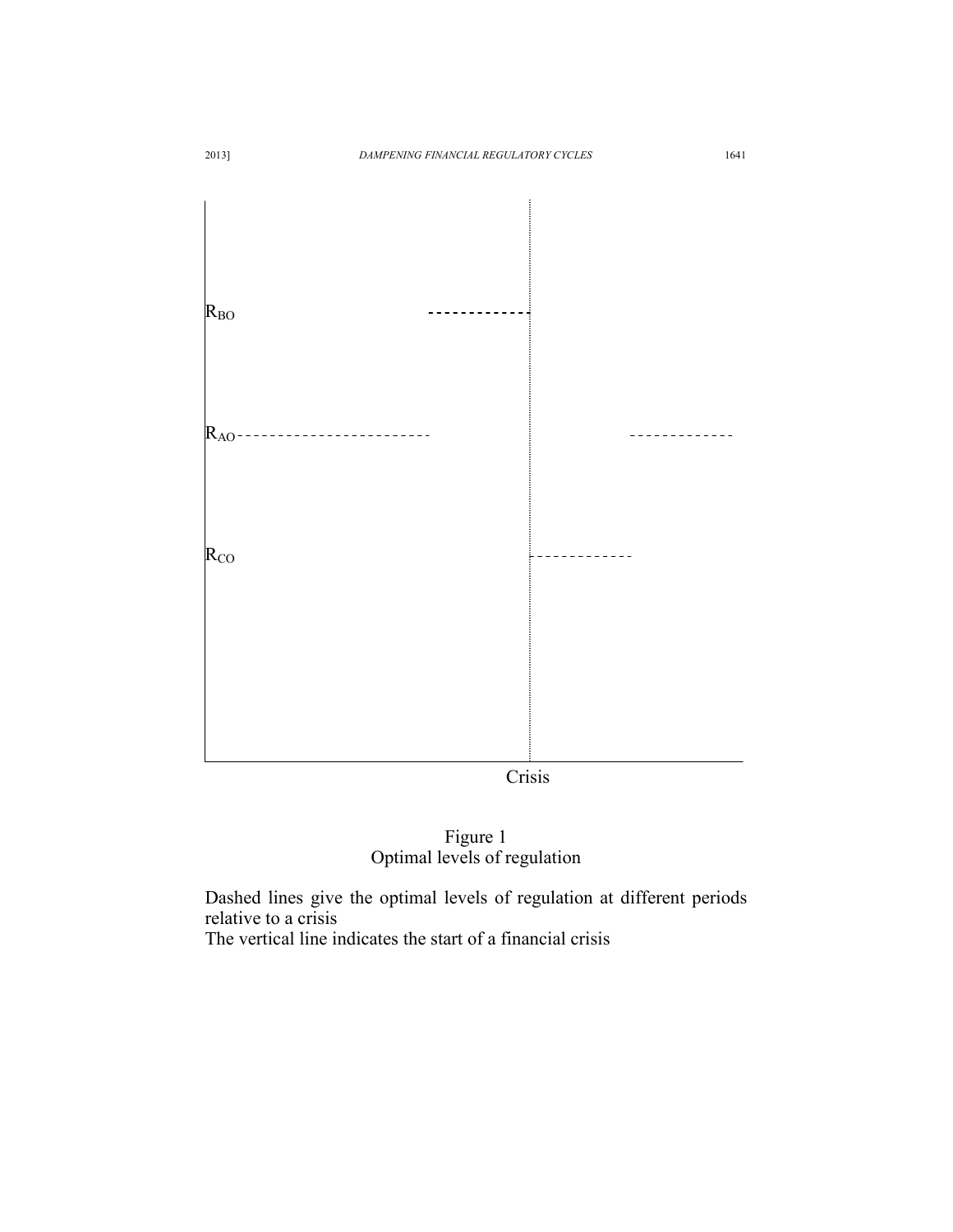$R_{BO}$

$R_{AO}$

$R_{CO}$

Crisis

Figure 1
Optimal levels of regulation

Dashed lines give the optimal levels of regulation at different periods relative to a crisis
The vertical line indicates the start of a financial crisis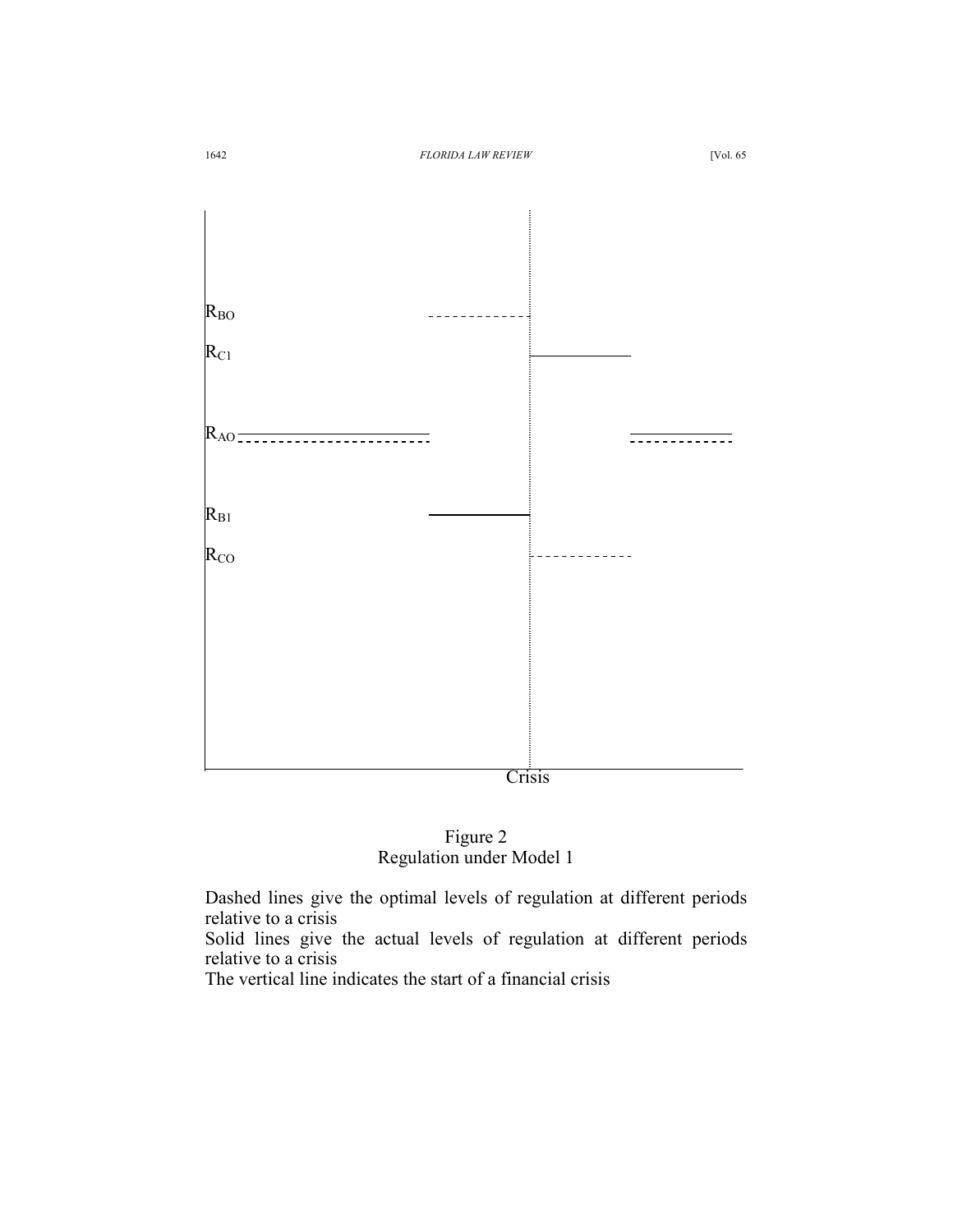$R_{BO}$

$R_{C1}$

$R_{AO}$

$R_{B1}$

$R_{CO}$

Crisis

Figure 2
Regulation under Model 1

Dashed lines give the optimal levels of regulation at different periods relative to a crisis

Solid lines give the actual levels of regulation at different periods relative to a crisis

The vertical line indicates the start of a financial crisis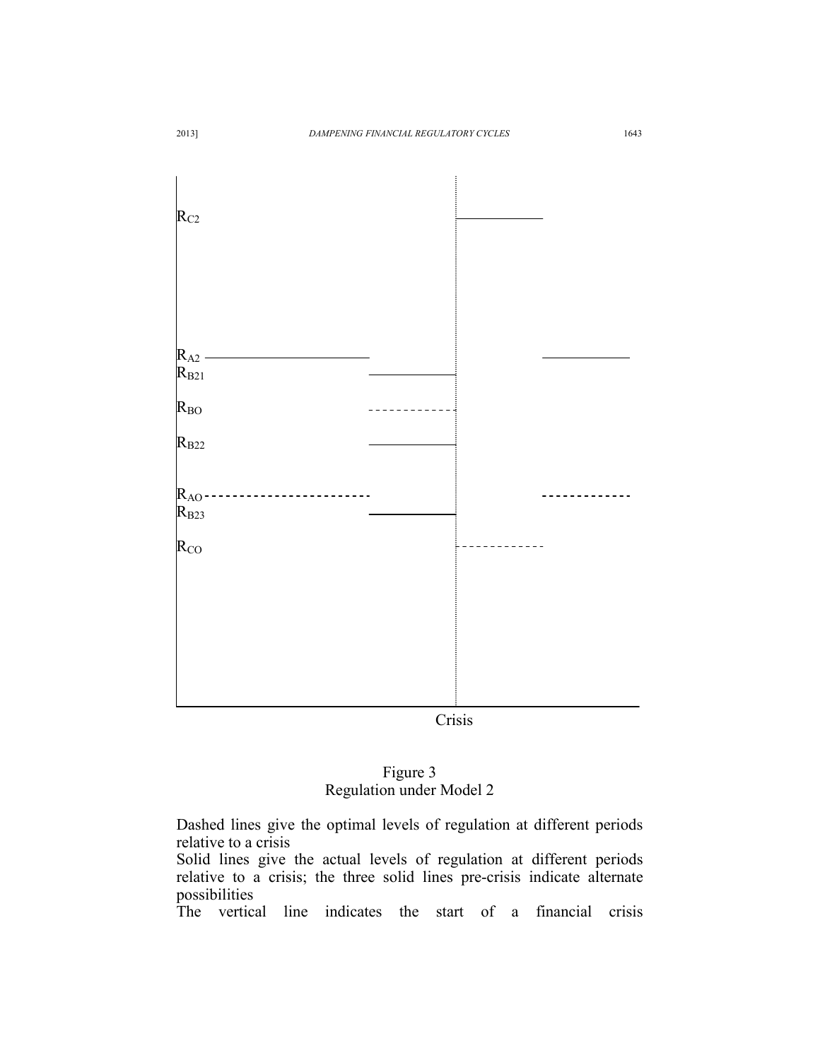$R_{C2}$

$R_{A2}$

$R_{B21}$

$R_{BO}$

$R_{B22}$

$R_{AO}$

$R_{B23}$

$R_{CO}$

Crisis

Figure 3
Regulation under Model 2

Dashed lines give the optimal levels of regulation at different periods relative to a crisis

Solid lines give the actual levels of regulation at different periods relative to a crisis; the three solid lines pre-crisis indicate alternate possibilities

The vertical line indicates the start of a financial crisis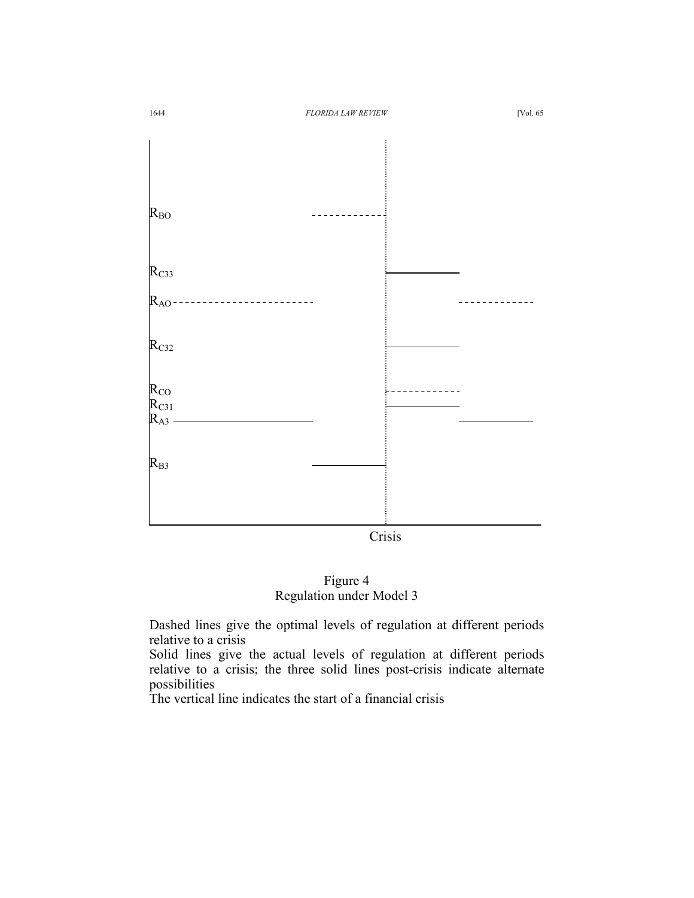$R_{BO}$

$R_{C33}$

$R_{AO}$

$R_{C32}$

$R_{CO}$

$R_{C31}$

$R_{A3}$

$R_{B3}$

Crisis

Figure 4
Regulation under Model 3

Dashed lines give the optimal levels of regulation at different periods relative to a crisis

Solid lines give the actual levels of regulation at different periods relative to a crisis; the three solid lines post-crisis indicate alternate possibilities

The vertical line indicates the start of a financial crisis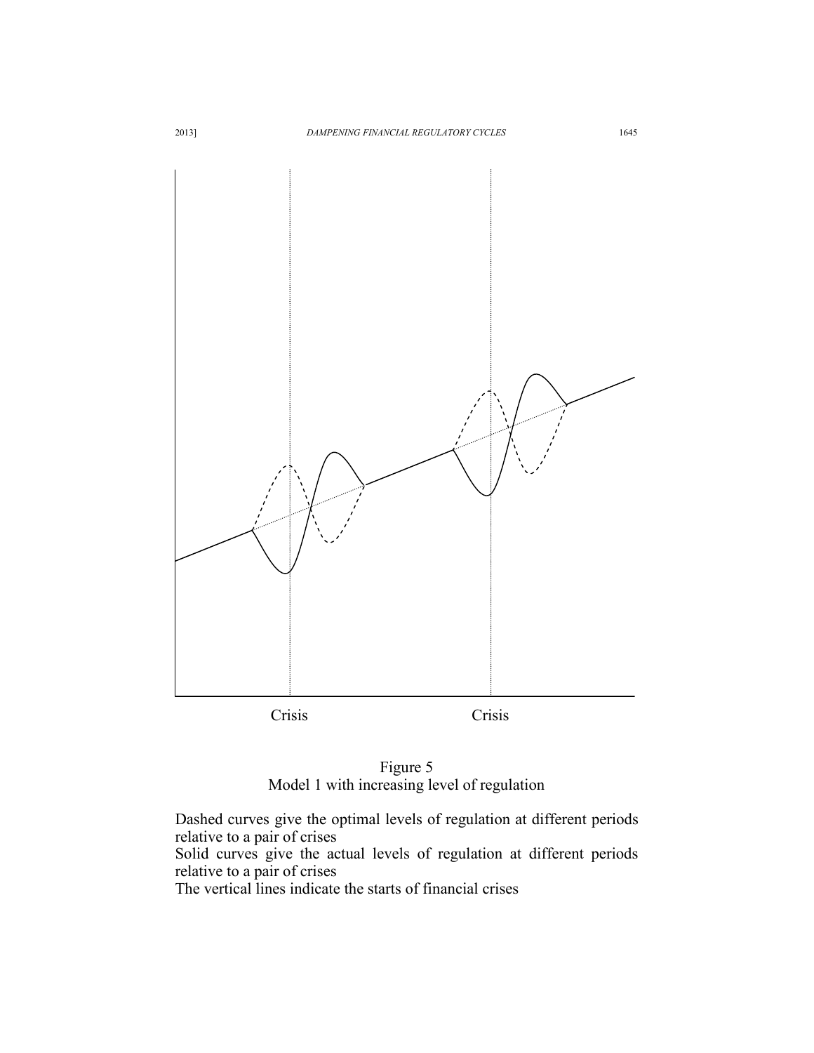Crisis

Crisis

Figure 5
Model 1 with increasing level of regulation

Dashed curves give the optimal levels of regulation at different periods relative to a pair of crises

Solid curves give the actual levels of regulation at different periods relative to a pair of crises

The vertical lines indicate the starts of financial crises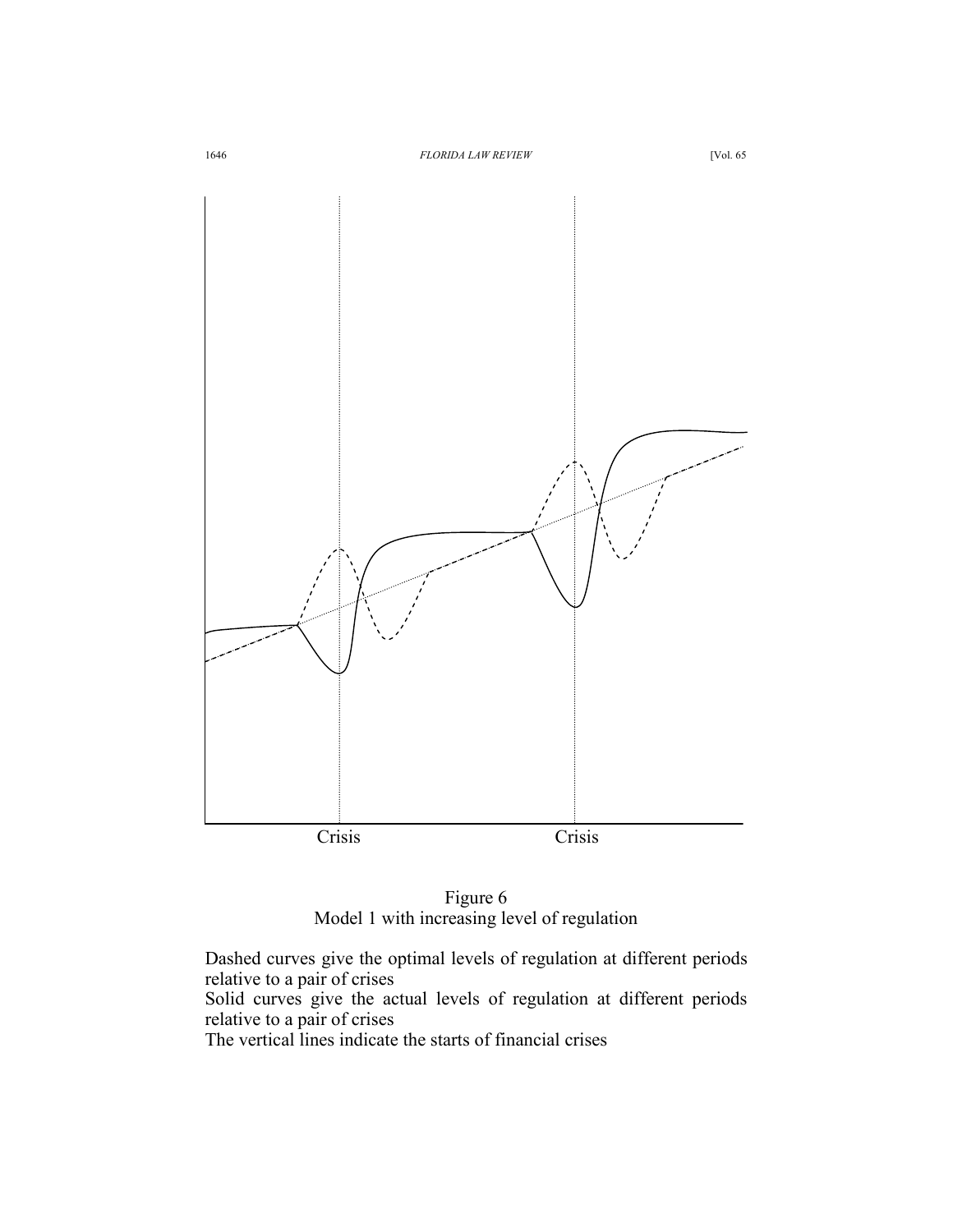Crisis

Crisis

Figure 6
Model 1 with increasing level of regulation

Dashed curves give the optimal levels of regulation at different periods relative to a pair of crises

Solid curves give the actual levels of regulation at different periods relative to a pair of crises

The vertical lines indicate the starts of financial crises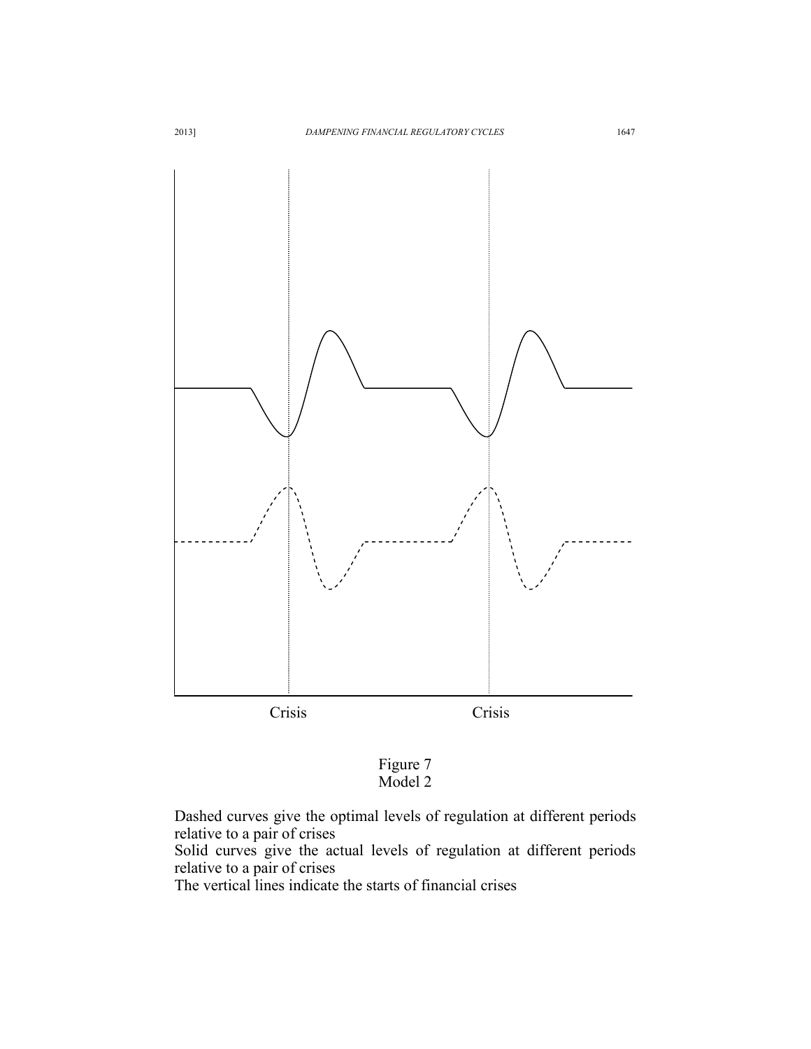Crisis

Crisis

Figure 7
Model 2

Dashed curves give the optimal levels of regulation at different periods relative to a pair of crises

Solid curves give the actual levels of regulation at different periods relative to a pair of crises

The vertical lines indicate the starts of financial crises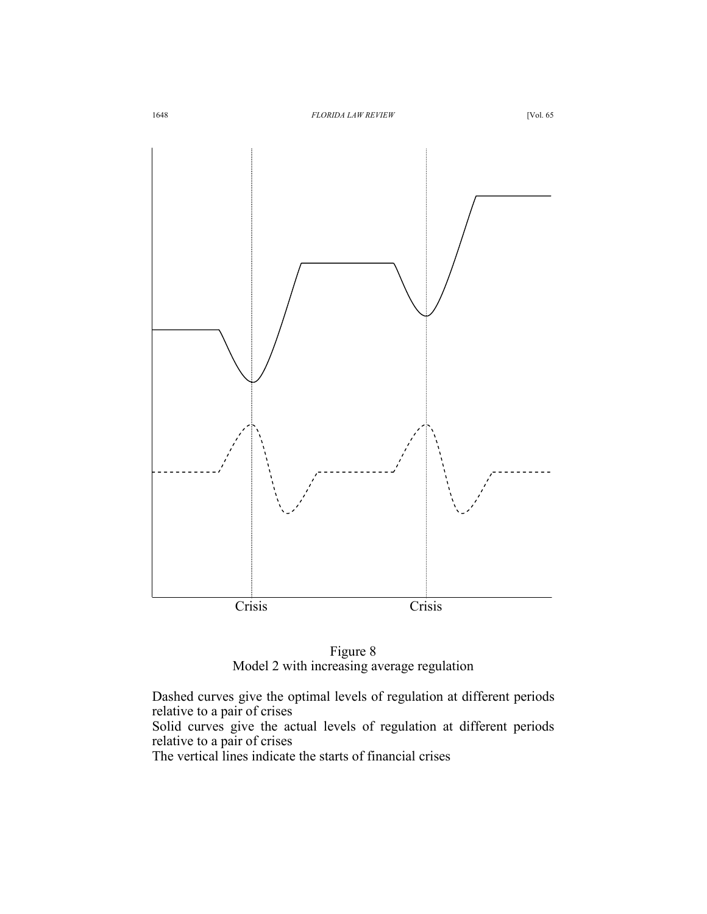Crisis

Crisis

Figure 8
Model 2 with increasing average regulation

Dashed curves give the optimal levels of regulation at different periods relative to a pair of crises

Solid curves give the actual levels of regulation at different periods relative to a pair of crises

The vertical lines indicate the starts of financial crises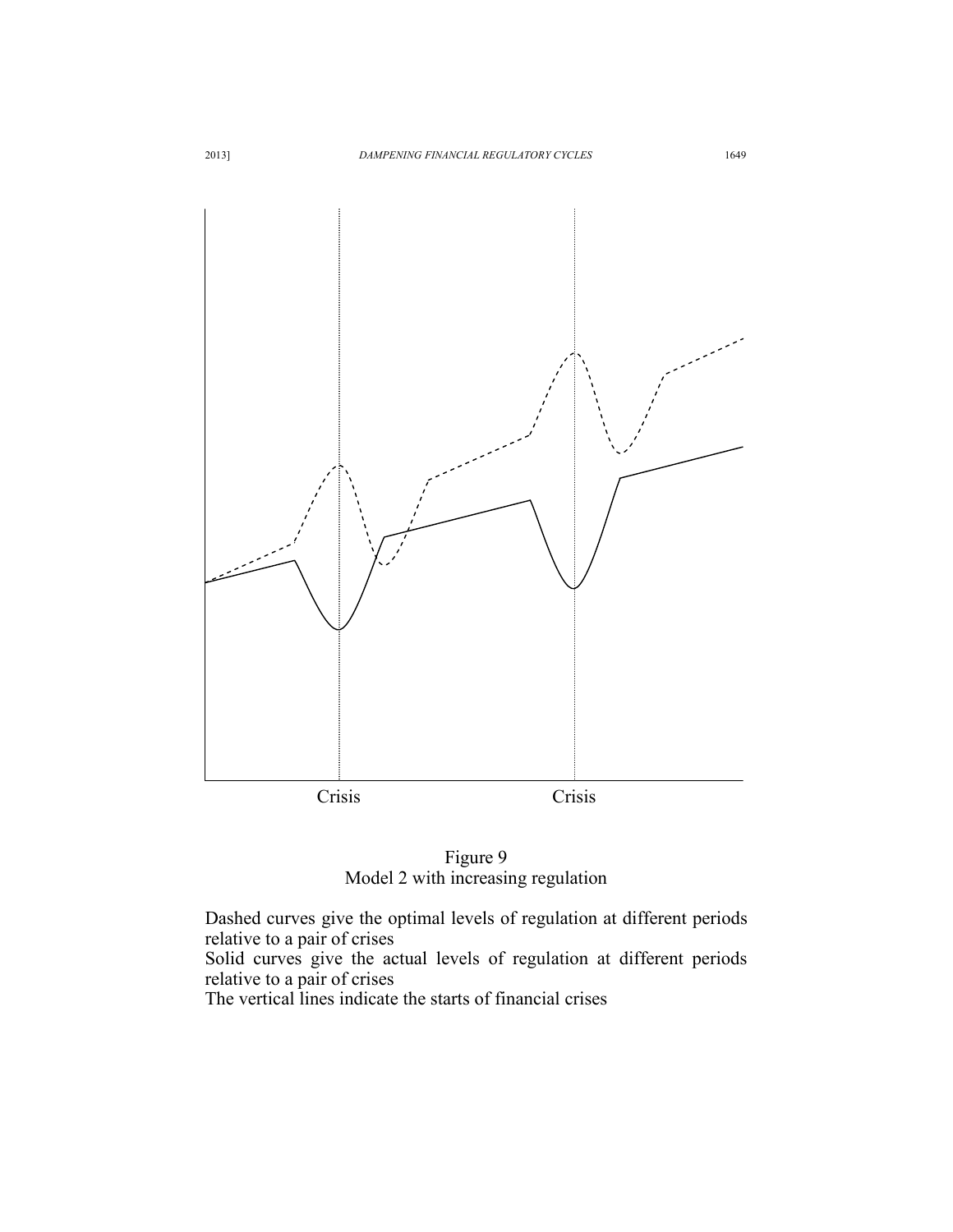Crisis

Crisis

Figure 9
Model 2 with increasing regulation

Dashed curves give the optimal levels of regulation at different periods relative to a pair of crises

Solid curves give the actual levels of regulation at different periods relative to a pair of crises

The vertical lines indicate the starts of financial crises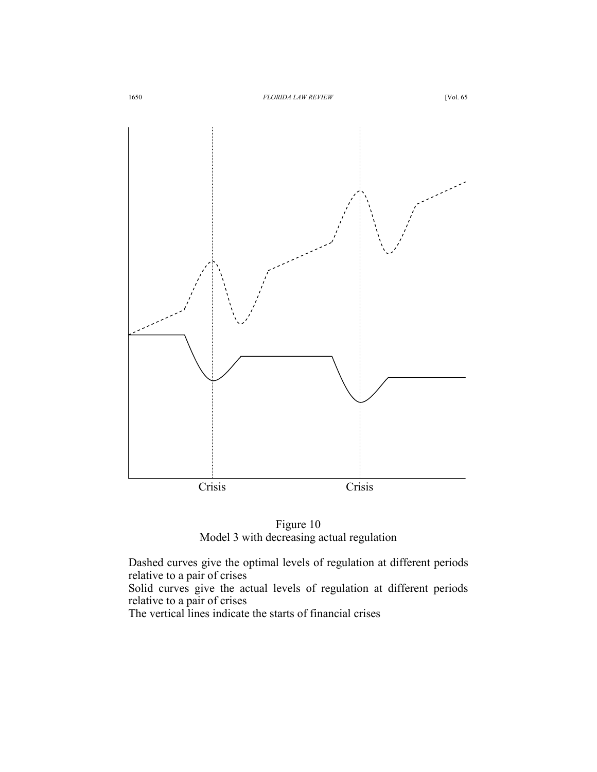Crisis

Crisis

Figure 10
Model 3 with decreasing actual regulation

Dashed curves give the optimal levels of regulation at different periods relative to a pair of crises

Solid curves give the actual levels of regulation at different periods relative to a pair of crises

The vertical lines indicate the starts of financial crises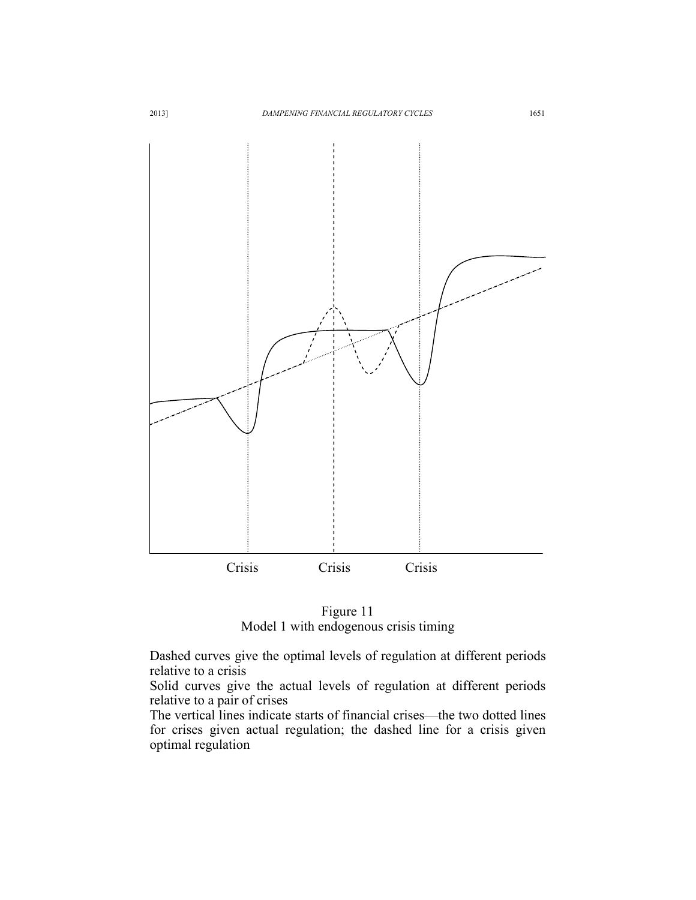Crisis
Crisis
Crisis

Figure 11
Model 1 with endogenous crisis timing

Dashed curves give the optimal levels of regulation at different periods relative to a crisis

Solid curves give the actual levels of regulation at different periods relative to a pair of crises

The vertical lines indicate starts of financial crises—the two dotted lines for crises given actual regulation; the dashed line for a crisis given optimal regulation